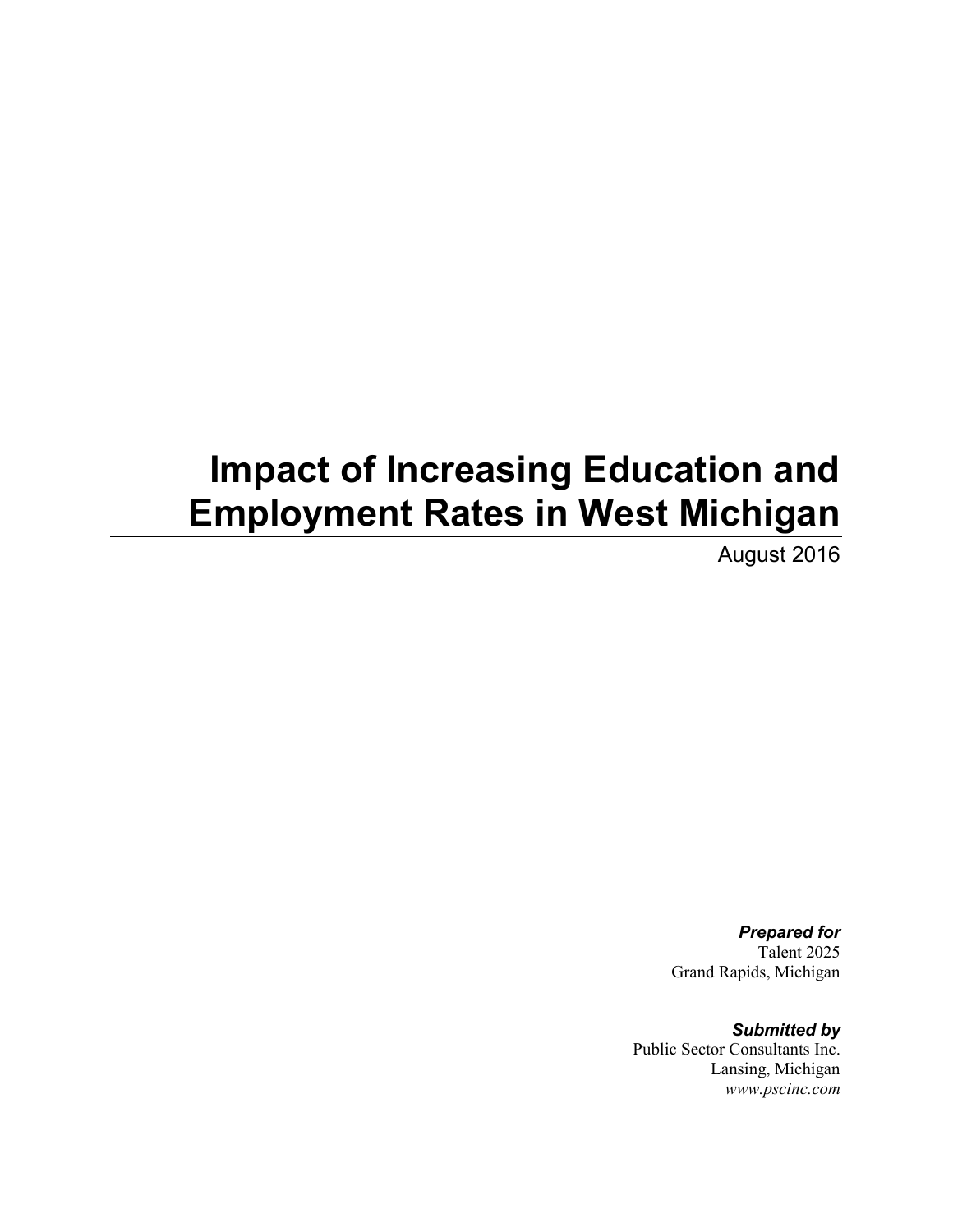# Impact of Increasing Education and Employment Rates in West Michigan

August 2016

***Prepared for***
Talent 2025
Grand Rapids, Michigan

***Submitted by***
Public Sector Consultants Inc.
Lansing, Michigan
*www.pscinc.com*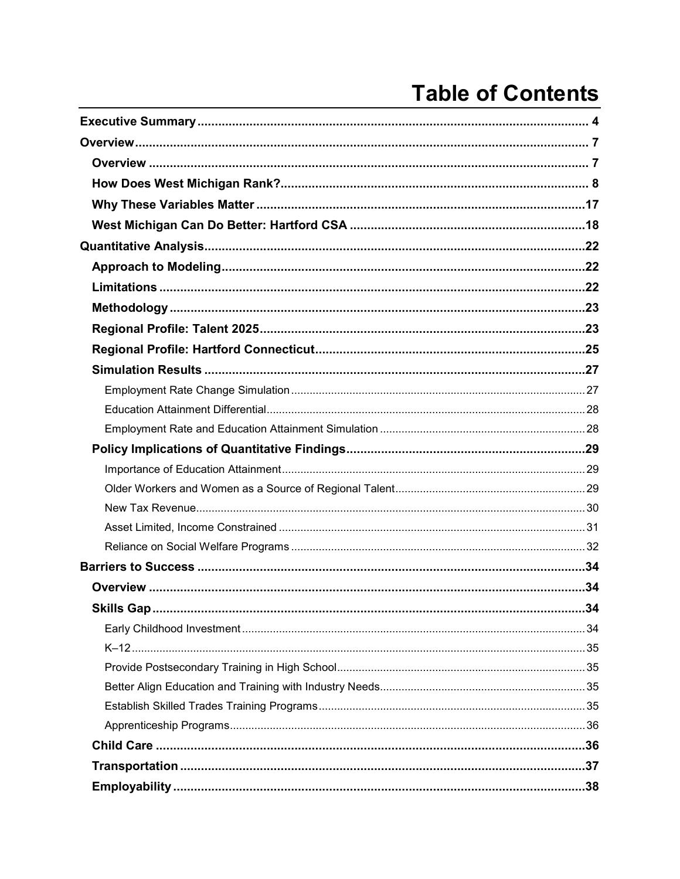# Table of Contents

**Executive Summary** ........ 4

**Overview** ........ 7

- **Overview** ........ 7
- **How Does West Michigan Rank?** ........ 8
- **Why These Variables Matter** ........ 17
- **West Michigan Can Do Better: Hartford CSA** ........ 18

**Quantitative Analysis** ........ 22

- **Approach to Modeling** ........ 22
- **Limitations** ........ 22
- **Methodology** ........ 23
- **Regional Profile: Talent 2025** ........ 23
- **Regional Profile: Hartford Connecticut** ........ 25
- **Simulation Results** ........ 27
  - Employment Rate Change Simulation ........ 27
  - Education Attainment Differential ........ 28
  - Employment Rate and Education Attainment Simulation ........ 28
- **Policy Implications of Quantitative Findings** ........ 29
  - Importance of Education Attainment ........ 29
  - Older Workers and Women as a Source of Regional Talent ........ 29
  - New Tax Revenue ........ 30
  - Asset Limited, Income Constrained ........ 31
  - Reliance on Social Welfare Programs ........ 32

**Barriers to Success** ........ 34

- **Overview** ........ 34
- **Skills Gap** ........ 34
  - Early Childhood Investment ........ 34
  - K–12 ........ 35
  - Provide Postsecondary Training in High School ........ 35
  - Better Align Education and Training with Industry Needs ........ 35
  - Establish Skilled Trades Training Programs ........ 35
  - Apprenticeship Programs ........ 36
- **Child Care** ........ 36
- **Transportation** ........ 37
- **Employability** ........ 38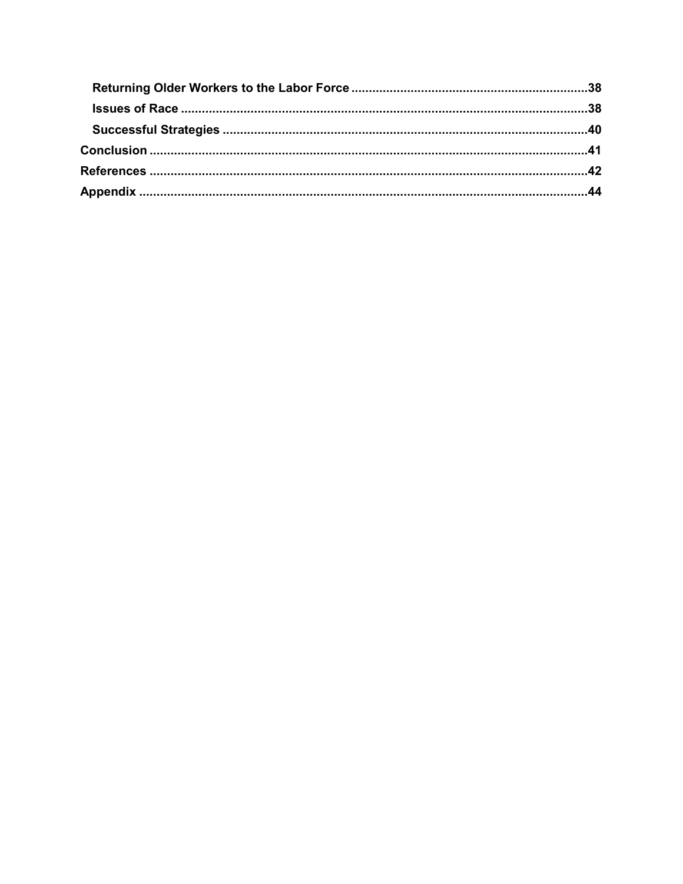- **Returning Older Workers to the Labor Force** ....................................................................38
- **Issues of Race** ....................................................................................................................38
- **Successful Strategies** .........................................................................................................40

**Conclusion** .............................................................................................................................41

**References** .............................................................................................................................42

**Appendix** ...............................................................................................................................44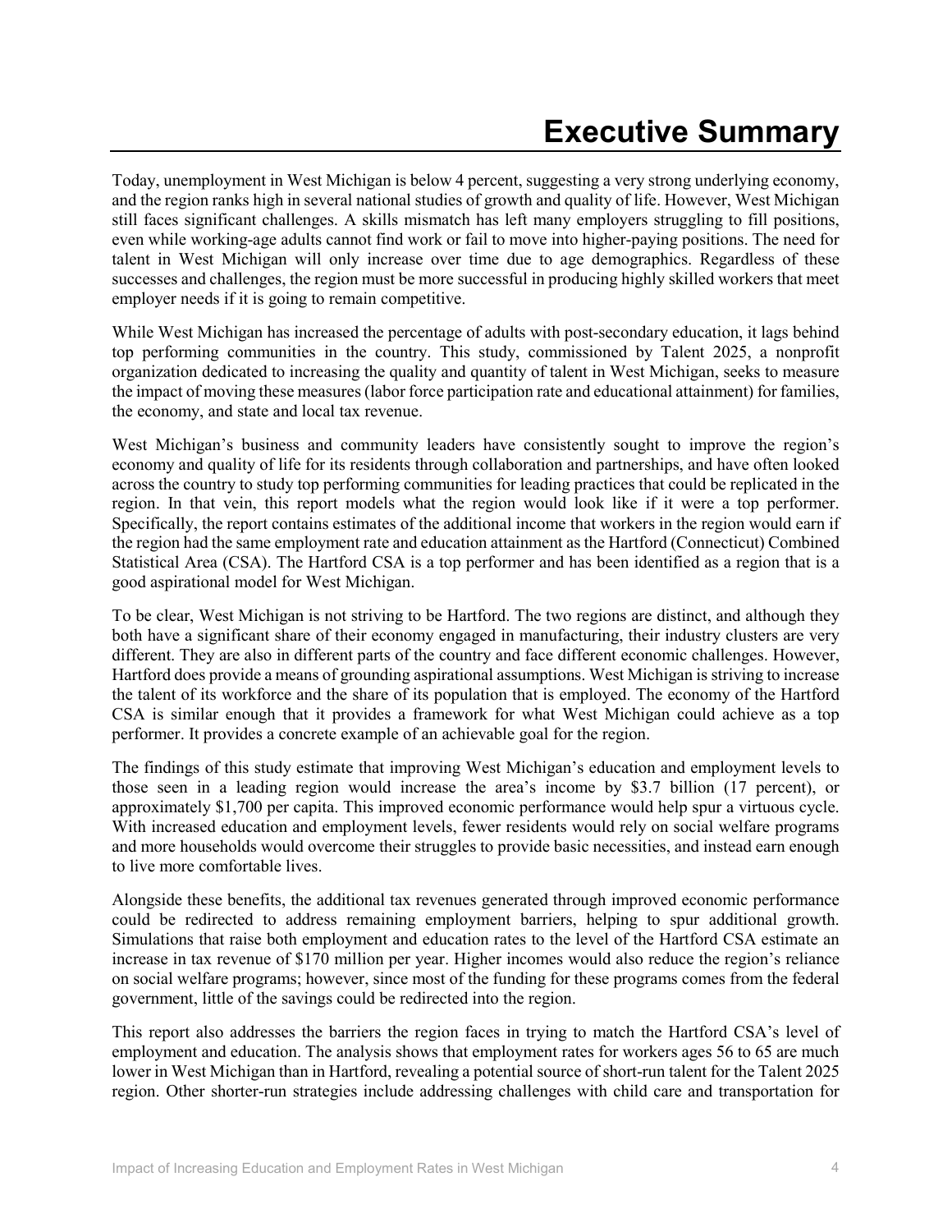# Executive Summary

Today, unemployment in West Michigan is below 4 percent, suggesting a very strong underlying economy, and the region ranks high in several national studies of growth and quality of life. However, West Michigan still faces significant challenges. A skills mismatch has left many employers struggling to fill positions, even while working-age adults cannot find work or fail to move into higher-paying positions. The need for talent in West Michigan will only increase over time due to age demographics. Regardless of these successes and challenges, the region must be more successful in producing highly skilled workers that meet employer needs if it is going to remain competitive.

While West Michigan has increased the percentage of adults with post-secondary education, it lags behind top performing communities in the country. This study, commissioned by Talent 2025, a nonprofit organization dedicated to increasing the quality and quantity of talent in West Michigan, seeks to measure the impact of moving these measures (labor force participation rate and educational attainment) for families, the economy, and state and local tax revenue.

West Michigan's business and community leaders have consistently sought to improve the region's economy and quality of life for its residents through collaboration and partnerships, and have often looked across the country to study top performing communities for leading practices that could be replicated in the region. In that vein, this report models what the region would look like if it were a top performer. Specifically, the report contains estimates of the additional income that workers in the region would earn if the region had the same employment rate and education attainment as the Hartford (Connecticut) Combined Statistical Area (CSA). The Hartford CSA is a top performer and has been identified as a region that is a good aspirational model for West Michigan.

To be clear, West Michigan is not striving to be Hartford. The two regions are distinct, and although they both have a significant share of their economy engaged in manufacturing, their industry clusters are very different. They are also in different parts of the country and face different economic challenges. However, Hartford does provide a means of grounding aspirational assumptions. West Michigan is striving to increase the talent of its workforce and the share of its population that is employed. The economy of the Hartford CSA is similar enough that it provides a framework for what West Michigan could achieve as a top performer. It provides a concrete example of an achievable goal for the region.

The findings of this study estimate that improving West Michigan's education and employment levels to those seen in a leading region would increase the area's income by $3.7 billion (17 percent), or approximately $1,700 per capita. This improved economic performance would help spur a virtuous cycle. With increased education and employment levels, fewer residents would rely on social welfare programs and more households would overcome their struggles to provide basic necessities, and instead earn enough to live more comfortable lives.

Alongside these benefits, the additional tax revenues generated through improved economic performance could be redirected to address remaining employment barriers, helping to spur additional growth. Simulations that raise both employment and education rates to the level of the Hartford CSA estimate an increase in tax revenue of $170 million per year. Higher incomes would also reduce the region's reliance on social welfare programs; however, since most of the funding for these programs comes from the federal government, little of the savings could be redirected into the region.

This report also addresses the barriers the region faces in trying to match the Hartford CSA's level of employment and education. The analysis shows that employment rates for workers ages 56 to 65 are much lower in West Michigan than in Hartford, revealing a potential source of short-run talent for the Talent 2025 region. Other shorter-run strategies include addressing challenges with child care and transportation for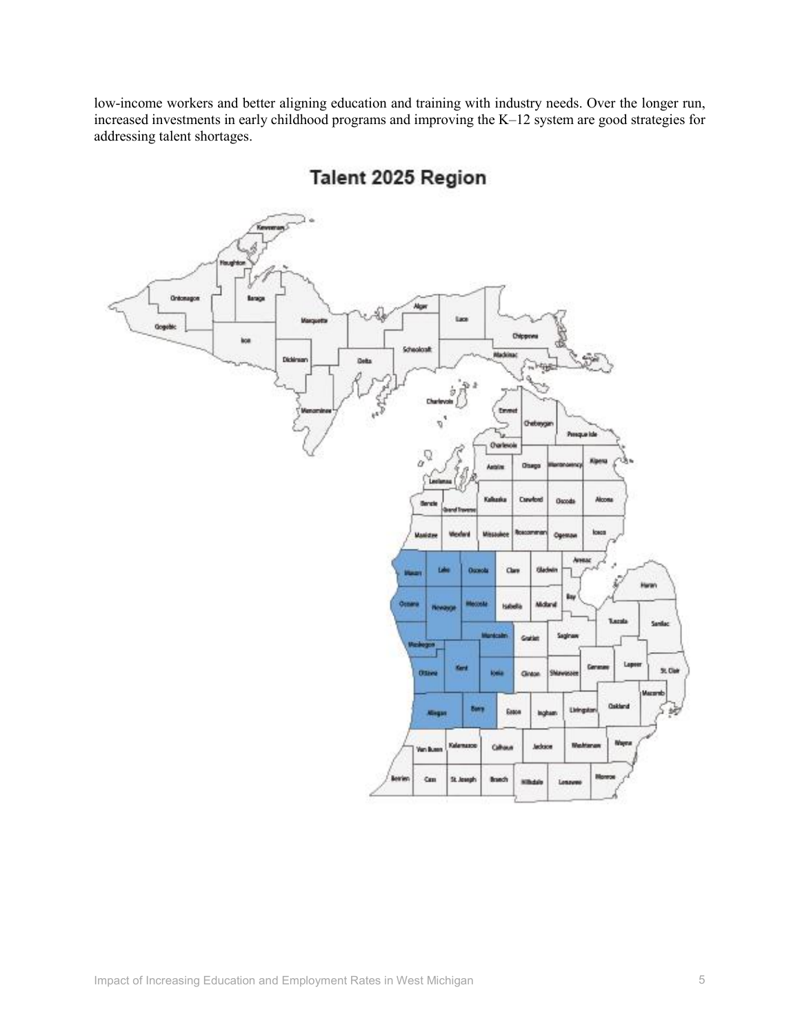low-income workers and better aligning education and training with industry needs. Over the longer run, increased investments in early childhood programs and improving the K–12 system are good strategies for addressing talent shortages.

**Talent 2025 Region**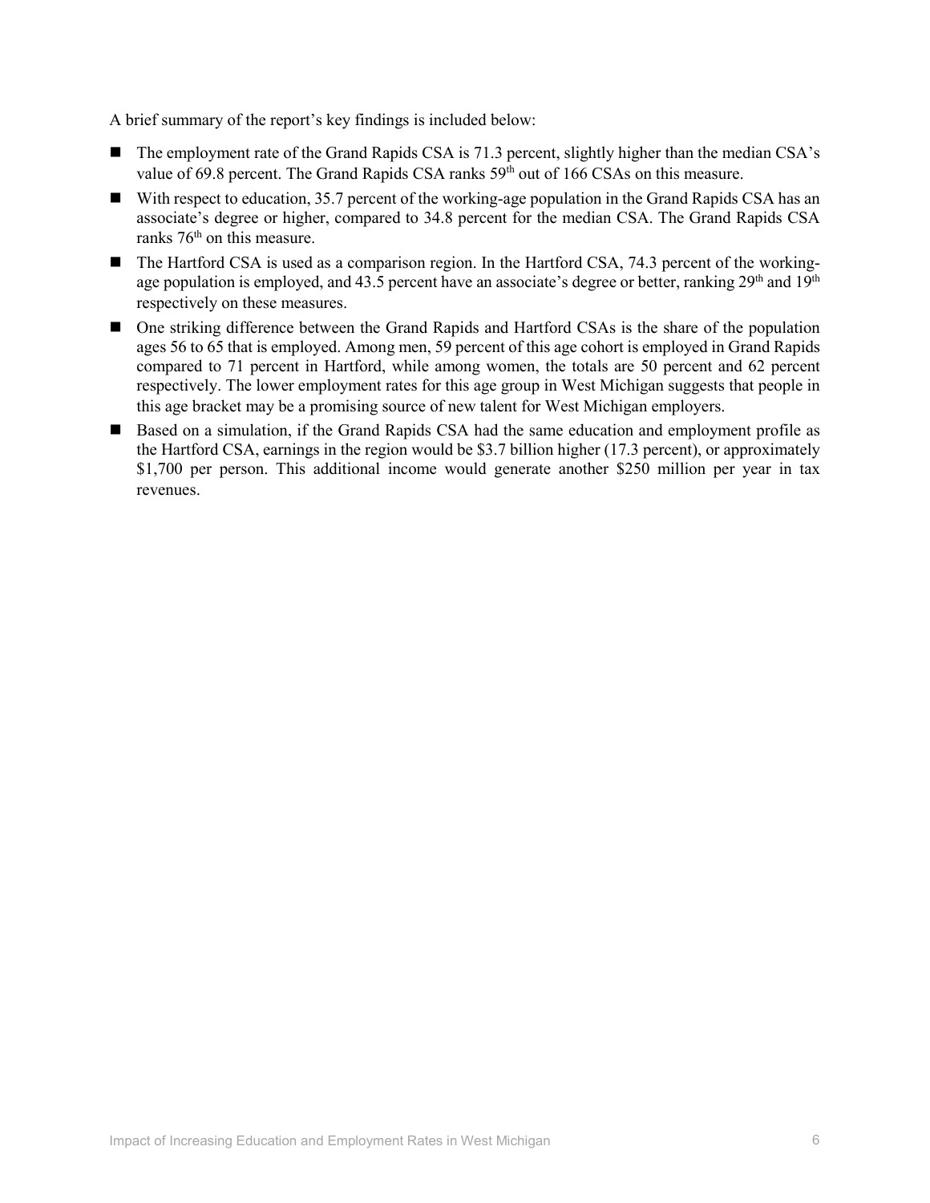A brief summary of the report's key findings is included below:

- The employment rate of the Grand Rapids CSA is 71.3 percent, slightly higher than the median CSA's value of 69.8 percent. The Grand Rapids CSA ranks 59th out of 166 CSAs on this measure.
- With respect to education, 35.7 percent of the working-age population in the Grand Rapids CSA has an associate's degree or higher, compared to 34.8 percent for the median CSA. The Grand Rapids CSA ranks 76th on this measure.
- The Hartford CSA is used as a comparison region. In the Hartford CSA, 74.3 percent of the working-age population is employed, and 43.5 percent have an associate's degree or better, ranking 29th and 19th respectively on these measures.
- One striking difference between the Grand Rapids and Hartford CSAs is the share of the population ages 56 to 65 that is employed. Among men, 59 percent of this age cohort is employed in Grand Rapids compared to 71 percent in Hartford, while among women, the totals are 50 percent and 62 percent respectively. The lower employment rates for this age group in West Michigan suggests that people in this age bracket may be a promising source of new talent for West Michigan employers.
- Based on a simulation, if the Grand Rapids CSA had the same education and employment profile as the Hartford CSA, earnings in the region would be $3.7 billion higher (17.3 percent), or approximately $1,700 per person. This additional income would generate another $250 million per year in tax revenues.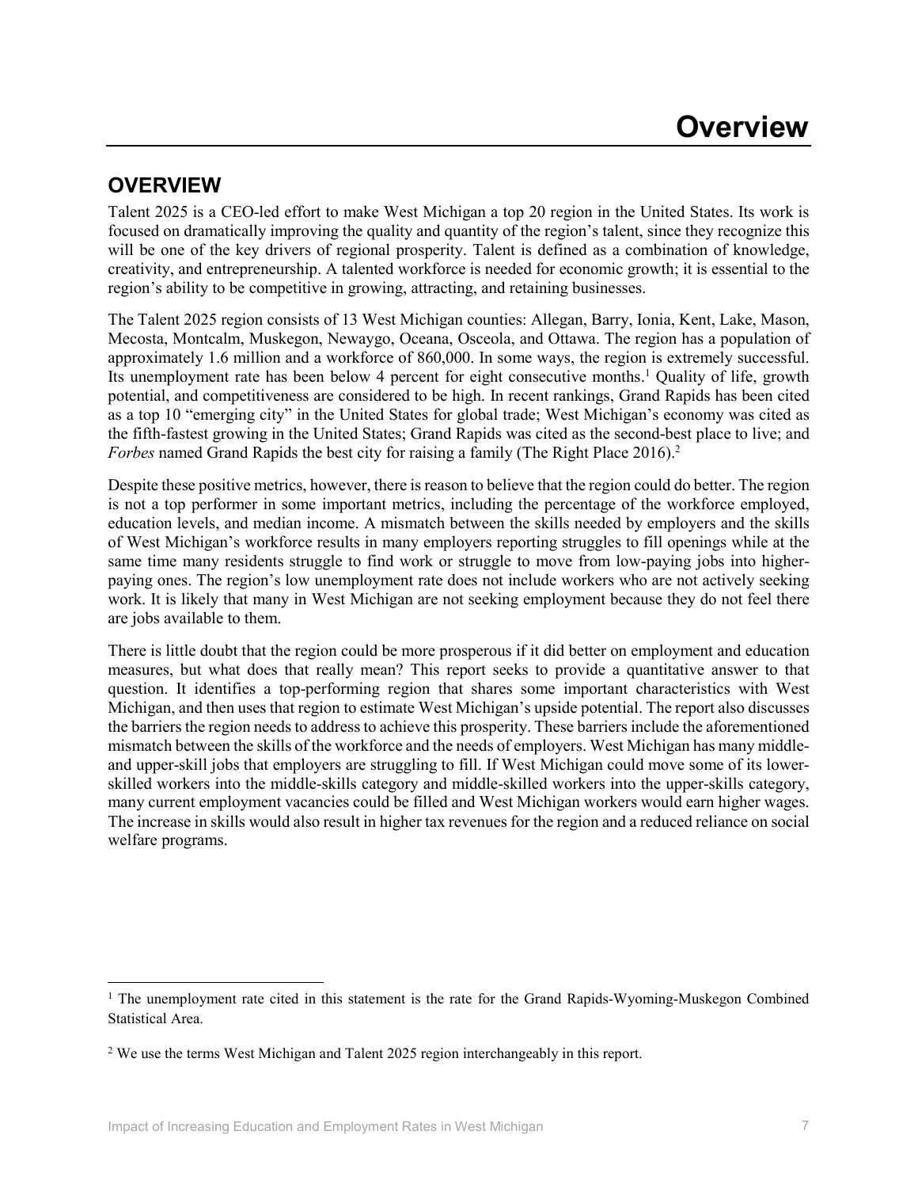# Overview

## OVERVIEW

Talent 2025 is a CEO-led effort to make West Michigan a top 20 region in the United States. Its work is focused on dramatically improving the quality and quantity of the region's talent, since they recognize this will be one of the key drivers of regional prosperity. Talent is defined as a combination of knowledge, creativity, and entrepreneurship. A talented workforce is needed for economic growth; it is essential to the region's ability to be competitive in growing, attracting, and retaining businesses.

The Talent 2025 region consists of 13 West Michigan counties: Allegan, Barry, Ionia, Kent, Lake, Mason, Mecosta, Montcalm, Muskegon, Newaygo, Oceana, Osceola, and Ottawa. The region has a population of approximately 1.6 million and a workforce of 860,000. In some ways, the region is extremely successful. Its unemployment rate has been below 4 percent for eight consecutive months.[1] Quality of life, growth potential, and competitiveness are considered to be high. In recent rankings, Grand Rapids has been cited as a top 10 "emerging city" in the United States for global trade; West Michigan's economy was cited as the fifth-fastest growing in the United States; Grand Rapids was cited as the second-best place to live; and *Forbes* named Grand Rapids the best city for raising a family (The Right Place 2016).[2]

Despite these positive metrics, however, there is reason to believe that the region could do better. The region is not a top performer in some important metrics, including the percentage of the workforce employed, education levels, and median income. A mismatch between the skills needed by employers and the skills of West Michigan's workforce results in many employers reporting struggles to fill openings while at the same time many residents struggle to find work or struggle to move from low-paying jobs into higher-paying ones. The region's low unemployment rate does not include workers who are not actively seeking work. It is likely that many in West Michigan are not seeking employment because they do not feel there are jobs available to them.

There is little doubt that the region could be more prosperous if it did better on employment and education measures, but what does that really mean? This report seeks to provide a quantitative answer to that question. It identifies a top-performing region that shares some important characteristics with West Michigan, and then uses that region to estimate West Michigan's upside potential. The report also discusses the barriers the region needs to address to achieve this prosperity. These barriers include the aforementioned mismatch between the skills of the workforce and the needs of employers. West Michigan has many middle- and upper-skill jobs that employers are struggling to fill. If West Michigan could move some of its lower-skilled workers into the middle-skills category and middle-skilled workers into the upper-skills category, many current employment vacancies could be filled and West Michigan workers would earn higher wages. The increase in skills would also result in higher tax revenues for the region and a reduced reliance on social welfare programs.

---

[1] The unemployment rate cited in this statement is the rate for the Grand Rapids-Wyoming-Muskegon Combined Statistical Area.

[2] We use the terms West Michigan and Talent 2025 region interchangeably in this report.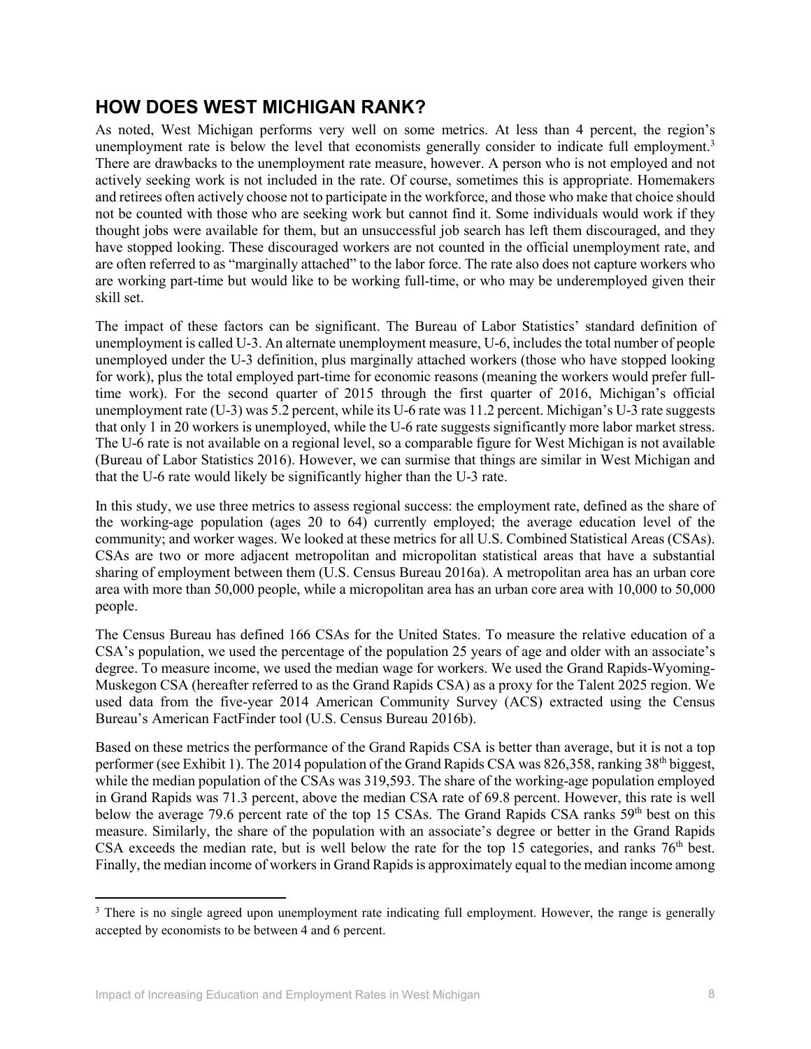## HOW DOES WEST MICHIGAN RANK?

As noted, West Michigan performs very well on some metrics. At less than 4 percent, the region's unemployment rate is below the level that economists generally consider to indicate full employment.[3] There are drawbacks to the unemployment rate measure, however. A person who is not employed and not actively seeking work is not included in the rate. Of course, sometimes this is appropriate. Homemakers and retirees often actively choose not to participate in the workforce, and those who make that choice should not be counted with those who are seeking work but cannot find it. Some individuals would work if they thought jobs were available for them, but an unsuccessful job search has left them discouraged, and they have stopped looking. These discouraged workers are not counted in the official unemployment rate, and are often referred to as "marginally attached" to the labor force. The rate also does not capture workers who are working part-time but would like to be working full-time, or who may be underemployed given their skill set.

The impact of these factors can be significant. The Bureau of Labor Statistics' standard definition of unemployment is called U-3. An alternate unemployment measure, U-6, includes the total number of people unemployed under the U-3 definition, plus marginally attached workers (those who have stopped looking for work), plus the total employed part-time for economic reasons (meaning the workers would prefer full-time work). For the second quarter of 2015 through the first quarter of 2016, Michigan's official unemployment rate (U-3) was 5.2 percent, while its U-6 rate was 11.2 percent. Michigan's U-3 rate suggests that only 1 in 20 workers is unemployed, while the U-6 rate suggests significantly more labor market stress. The U-6 rate is not available on a regional level, so a comparable figure for West Michigan is not available (Bureau of Labor Statistics 2016). However, we can surmise that things are similar in West Michigan and that the U-6 rate would likely be significantly higher than the U-3 rate.

In this study, we use three metrics to assess regional success: the employment rate, defined as the share of the working-age population (ages 20 to 64) currently employed; the average education level of the community; and worker wages. We looked at these metrics for all U.S. Combined Statistical Areas (CSAs). CSAs are two or more adjacent metropolitan and micropolitan statistical areas that have a substantial sharing of employment between them (U.S. Census Bureau 2016a). A metropolitan area has an urban core area with more than 50,000 people, while a micropolitan area has an urban core area with 10,000 to 50,000 people.

The Census Bureau has defined 166 CSAs for the United States. To measure the relative education of a CSA's population, we used the percentage of the population 25 years of age and older with an associate's degree. To measure income, we used the median wage for workers. We used the Grand Rapids-Wyoming-Muskegon CSA (hereafter referred to as the Grand Rapids CSA) as a proxy for the Talent 2025 region. We used data from the five-year 2014 American Community Survey (ACS) extracted using the Census Bureau's American FactFinder tool (U.S. Census Bureau 2016b).

Based on these metrics the performance of the Grand Rapids CSA is better than average, but it is not a top performer (see Exhibit 1). The 2014 population of the Grand Rapids CSA was 826,358, ranking 38th biggest, while the median population of the CSAs was 319,593. The share of the working-age population employed in Grand Rapids was 71.3 percent, above the median CSA rate of 69.8 percent. However, this rate is well below the average 79.6 percent rate of the top 15 CSAs. The Grand Rapids CSA ranks 59th best on this measure. Similarly, the share of the population with an associate's degree or better in the Grand Rapids CSA exceeds the median rate, but is well below the rate for the top 15 categories, and ranks 76th best. Finally, the median income of workers in Grand Rapids is approximately equal to the median income among

---

[3] There is no single agreed upon unemployment rate indicating full employment. However, the range is generally accepted by economists to be between 4 and 6 percent.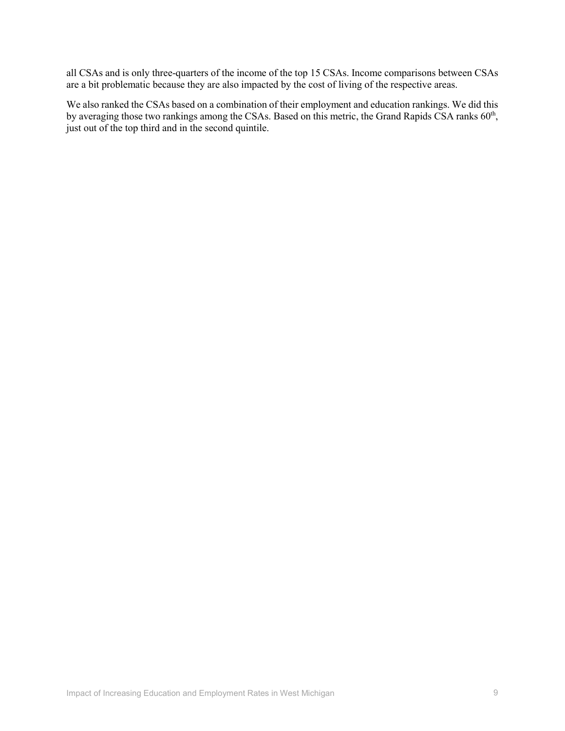all CSAs and is only three-quarters of the income of the top 15 CSAs. Income comparisons between CSAs are a bit problematic because they are also impacted by the cost of living of the respective areas.

We also ranked the CSAs based on a combination of their employment and education rankings. We did this by averaging those two rankings among the CSAs. Based on this metric, the Grand Rapids CSA ranks 60th, just out of the top third and in the second quintile.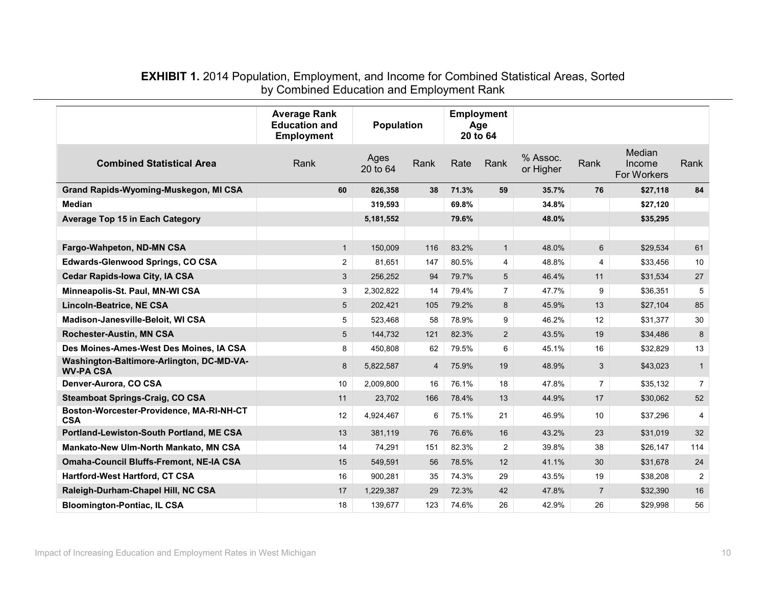**EXHIBIT 1.** 2014 Population, Employment, and Income for Combined Statistical Areas, Sorted by Combined Education and Employment Rank

| | Average Rank Education and Employment | Population | | Employment Age 20 to 64 | | | | | |
|---|---|---|---|---|---|---|---|---|---|
| **Combined Statistical Area** | Rank | Ages 20 to 64 | Rank | Rate | Rank | % Assoc. or Higher | Rank | Median Income For Workers | Rank |
| **Grand Rapids-Wyoming-Muskegon, MI CSA** | **60** | **826,358** | **38** | **71.3%** | **59** | **35.7%** | **76** | **$27,118** | **84** |
| **Median** | | **319,593** | | **69.8%** | | **34.8%** | | **$27,120** | |
| **Average Top 15 in Each Category** | | **5,181,552** | | **79.6%** | | **48.0%** | | **$35,295** | |
| | | | | | | | | | |
| **Fargo-Wahpeton, ND-MN CSA** | 1 | 150,009 | 116 | 83.2% | 1 | 48.0% | 6 | $29,534 | 61 |
| **Edwards-Glenwood Springs, CO CSA** | 2 | 81,651 | 147 | 80.5% | 4 | 48.8% | 4 | $33,456 | 10 |
| **Cedar Rapids-Iowa City, IA CSA** | 3 | 256,252 | 94 | 79.7% | 5 | 46.4% | 11 | $31,534 | 27 |
| **Minneapolis-St. Paul, MN-WI CSA** | 3 | 2,302,822 | 14 | 79.4% | 7 | 47.7% | 9 | $36,351 | 5 |
| **Lincoln-Beatrice, NE CSA** | 5 | 202,421 | 105 | 79.2% | 8 | 45.9% | 13 | $27,104 | 85 |
| **Madison-Janesville-Beloit, WI CSA** | 5 | 523,468 | 58 | 78.9% | 9 | 46.2% | 12 | $31,377 | 30 |
| **Rochester-Austin, MN CSA** | 5 | 144,732 | 121 | 82.3% | 2 | 43.5% | 19 | $34,486 | 8 |
| **Des Moines-Ames-West Des Moines, IA CSA** | 8 | 450,808 | 62 | 79.5% | 6 | 45.1% | 16 | $32,829 | 13 |
| **Washington-Baltimore-Arlington, DC-MD-VA-WV-PA CSA** | 8 | 5,822,587 | 4 | 75.9% | 19 | 48.9% | 3 | $43,023 | 1 |
| **Denver-Aurora, CO CSA** | 10 | 2,009,800 | 16 | 76.1% | 18 | 47.8% | 7 | $35,132 | 7 |
| **Steamboat Springs-Craig, CO CSA** | 11 | 23,702 | 166 | 78.4% | 13 | 44.9% | 17 | $30,062 | 52 |
| **Boston-Worcester-Providence, MA-RI-NH-CT CSA** | 12 | 4,924,467 | 6 | 75.1% | 21 | 46.9% | 10 | $37,296 | 4 |
| **Portland-Lewiston-South Portland, ME CSA** | 13 | 381,119 | 76 | 76.6% | 16 | 43.2% | 23 | $31,019 | 32 |
| **Mankato-New Ulm-North Mankato, MN CSA** | 14 | 74,291 | 151 | 82.3% | 2 | 39.8% | 38 | $26,147 | 114 |
| **Omaha-Council Bluffs-Fremont, NE-IA CSA** | 15 | 549,591 | 56 | 78.5% | 12 | 41.1% | 30 | $31,678 | 24 |
| **Hartford-West Hartford, CT CSA** | 16 | 900,281 | 35 | 74.3% | 29 | 43.5% | 19 | $38,208 | 2 |
| **Raleigh-Durham-Chapel Hill, NC CSA** | 17 | 1,229,387 | 29 | 72.3% | 42 | 47.8% | 7 | $32,390 | 16 |
| **Bloomington-Pontiac, IL CSA** | 18 | 139,677 | 123 | 74.6% | 26 | 42.9% | 26 | $29,998 | 56 |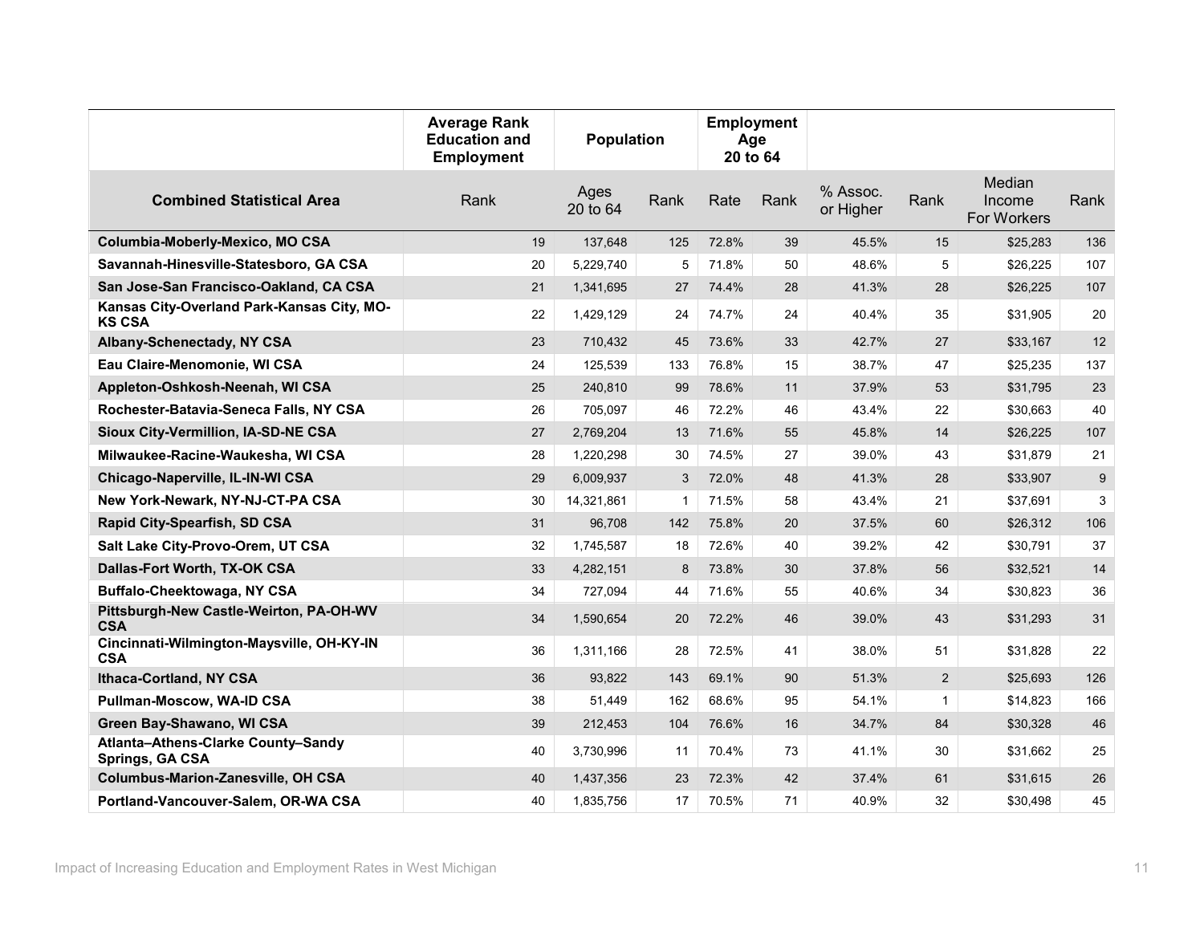| | Average Rank Education and Employment | Population | | Employment Age 20 to 64 | | | | | |
|---|---|---|---|---|---|---|---|---|---|
| **Combined Statistical Area** | Rank | Ages 20 to 64 | Rank | Rate | Rank | % Assoc. or Higher | Rank | Median Income For Workers | Rank |
| **Columbia-Moberly-Mexico, MO CSA** | 19 | 137,648 | 125 | 72.8% | 39 | 45.5% | 15 | $25,283 | 136 |
| **Savannah-Hinesville-Statesboro, GA CSA** | 20 | 5,229,740 | 5 | 71.8% | 50 | 48.6% | 5 | $26,225 | 107 |
| **San Jose-San Francisco-Oakland, CA CSA** | 21 | 1,341,695 | 27 | 74.4% | 28 | 41.3% | 28 | $26,225 | 107 |
| **Kansas City-Overland Park-Kansas City, MO-KS CSA** | 22 | 1,429,129 | 24 | 74.7% | 24 | 40.4% | 35 | $31,905 | 20 |
| **Albany-Schenectady, NY CSA** | 23 | 710,432 | 45 | 73.6% | 33 | 42.7% | 27 | $33,167 | 12 |
| **Eau Claire-Menomonie, WI CSA** | 24 | 125,539 | 133 | 76.8% | 15 | 38.7% | 47 | $25,235 | 137 |
| **Appleton-Oshkosh-Neenah, WI CSA** | 25 | 240,810 | 99 | 78.6% | 11 | 37.9% | 53 | $31,795 | 23 |
| **Rochester-Batavia-Seneca Falls, NY CSA** | 26 | 705,097 | 46 | 72.2% | 46 | 43.4% | 22 | $30,663 | 40 |
| **Sioux City-Vermillion, IA-SD-NE CSA** | 27 | 2,769,204 | 13 | 71.6% | 55 | 45.8% | 14 | $26,225 | 107 |
| **Milwaukee-Racine-Waukesha, WI CSA** | 28 | 1,220,298 | 30 | 74.5% | 27 | 39.0% | 43 | $31,879 | 21 |
| **Chicago-Naperville, IL-IN-WI CSA** | 29 | 6,009,937 | 3 | 72.0% | 48 | 41.3% | 28 | $33,907 | 9 |
| **New York-Newark, NY-NJ-CT-PA CSA** | 30 | 14,321,861 | 1 | 71.5% | 58 | 43.4% | 21 | $37,691 | 3 |
| **Rapid City-Spearfish, SD CSA** | 31 | 96,708 | 142 | 75.8% | 20 | 37.5% | 60 | $26,312 | 106 |
| **Salt Lake City-Provo-Orem, UT CSA** | 32 | 1,745,587 | 18 | 72.6% | 40 | 39.2% | 42 | $30,791 | 37 |
| **Dallas-Fort Worth, TX-OK CSA** | 33 | 4,282,151 | 8 | 73.8% | 30 | 37.8% | 56 | $32,521 | 14 |
| **Buffalo-Cheektowaga, NY CSA** | 34 | 727,094 | 44 | 71.6% | 55 | 40.6% | 34 | $30,823 | 36 |
| **Pittsburgh-New Castle-Weirton, PA-OH-WV CSA** | 34 | 1,590,654 | 20 | 72.2% | 46 | 39.0% | 43 | $31,293 | 31 |
| **Cincinnati-Wilmington-Maysville, OH-KY-IN CSA** | 36 | 1,311,166 | 28 | 72.5% | 41 | 38.0% | 51 | $31,828 | 22 |
| **Ithaca-Cortland, NY CSA** | 36 | 93,822 | 143 | 69.1% | 90 | 51.3% | 2 | $25,693 | 126 |
| **Pullman-Moscow, WA-ID CSA** | 38 | 51,449 | 162 | 68.6% | 95 | 54.1% | 1 | $14,823 | 166 |
| **Green Bay-Shawano, WI CSA** | 39 | 212,453 | 104 | 76.6% | 16 | 34.7% | 84 | $30,328 | 46 |
| **Atlanta–Athens-Clarke County–Sandy Springs, GA CSA** | 40 | 3,730,996 | 11 | 70.4% | 73 | 41.1% | 30 | $31,662 | 25 |
| **Columbus-Marion-Zanesville, OH CSA** | 40 | 1,437,356 | 23 | 72.3% | 42 | 37.4% | 61 | $31,615 | 26 |
| **Portland-Vancouver-Salem, OR-WA CSA** | 40 | 1,835,756 | 17 | 70.5% | 71 | 40.9% | 32 | $30,498 | 45 |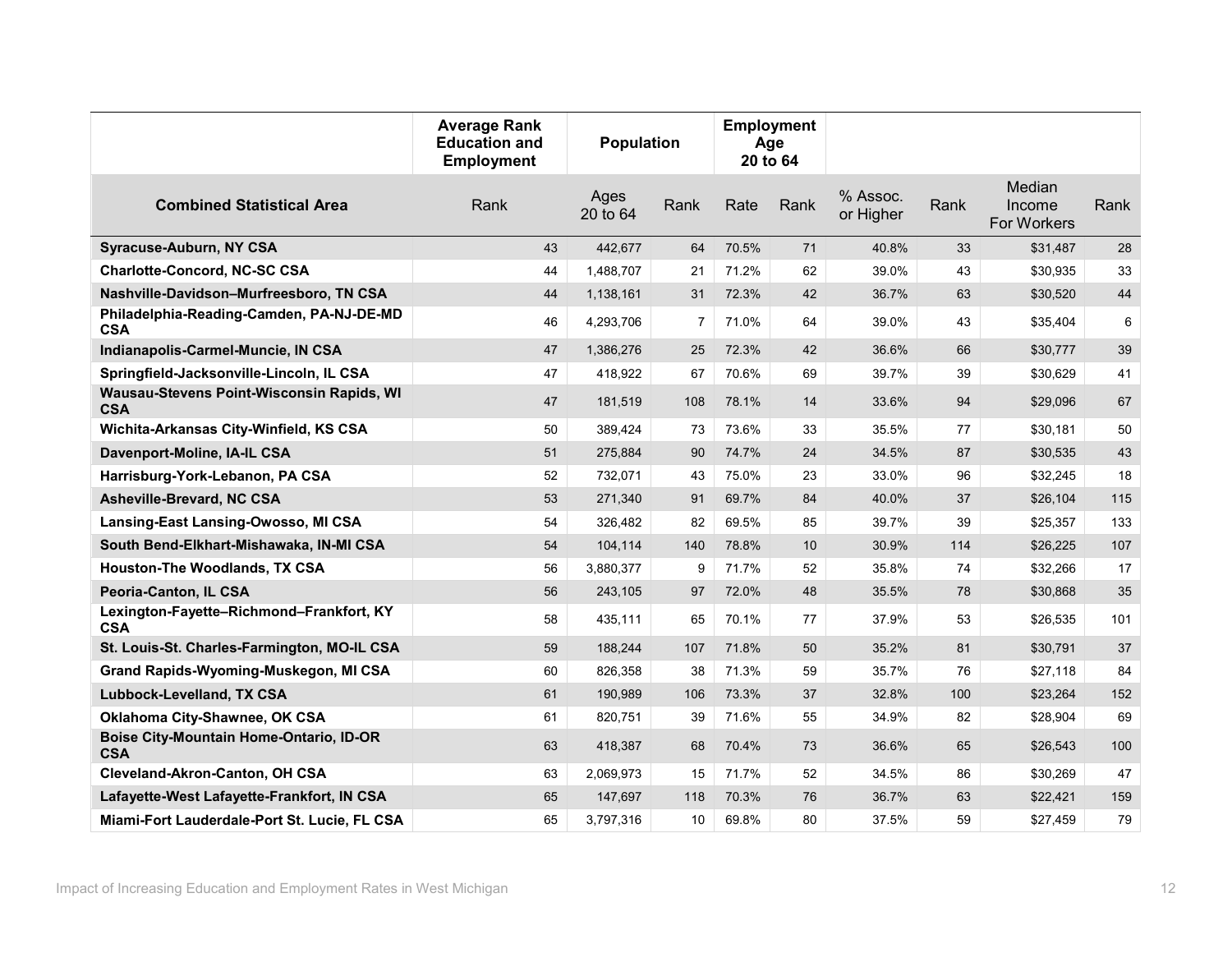| | Average Rank Education and Employment | Population | | Employment Age 20 to 64 | | | | | |
|---|---|---|---|---|---|---|---|---|---|
| **Combined Statistical Area** | Rank | Ages 20 to 64 | Rank | Rate | Rank | % Assoc. or Higher | Rank | Median Income For Workers | Rank |
| **Syracuse-Auburn, NY CSA** | 43 | 442,677 | 64 | 70.5% | 71 | 40.8% | 33 | $31,487 | 28 |
| **Charlotte-Concord, NC-SC CSA** | 44 | 1,488,707 | 21 | 71.2% | 62 | 39.0% | 43 | $30,935 | 33 |
| **Nashville-Davidson–Murfreesboro, TN CSA** | 44 | 1,138,161 | 31 | 72.3% | 42 | 36.7% | 63 | $30,520 | 44 |
| **Philadelphia-Reading-Camden, PA-NJ-DE-MD CSA** | 46 | 4,293,706 | 7 | 71.0% | 64 | 39.0% | 43 | $35,404 | 6 |
| **Indianapolis-Carmel-Muncie, IN CSA** | 47 | 1,386,276 | 25 | 72.3% | 42 | 36.6% | 66 | $30,777 | 39 |
| **Springfield-Jacksonville-Lincoln, IL CSA** | 47 | 418,922 | 67 | 70.6% | 69 | 39.7% | 39 | $30,629 | 41 |
| **Wausau-Stevens Point-Wisconsin Rapids, WI CSA** | 47 | 181,519 | 108 | 78.1% | 14 | 33.6% | 94 | $29,096 | 67 |
| **Wichita-Arkansas City-Winfield, KS CSA** | 50 | 389,424 | 73 | 73.6% | 33 | 35.5% | 77 | $30,181 | 50 |
| **Davenport-Moline, IA-IL CSA** | 51 | 275,884 | 90 | 74.7% | 24 | 34.5% | 87 | $30,535 | 43 |
| **Harrisburg-York-Lebanon, PA CSA** | 52 | 732,071 | 43 | 75.0% | 23 | 33.0% | 96 | $32,245 | 18 |
| **Asheville-Brevard, NC CSA** | 53 | 271,340 | 91 | 69.7% | 84 | 40.0% | 37 | $26,104 | 115 |
| **Lansing-East Lansing-Owosso, MI CSA** | 54 | 326,482 | 82 | 69.5% | 85 | 39.7% | 39 | $25,357 | 133 |
| **South Bend-Elkhart-Mishawaka, IN-MI CSA** | 54 | 104,114 | 140 | 78.8% | 10 | 30.9% | 114 | $26,225 | 107 |
| **Houston-The Woodlands, TX CSA** | 56 | 3,880,377 | 9 | 71.7% | 52 | 35.8% | 74 | $32,266 | 17 |
| **Peoria-Canton, IL CSA** | 56 | 243,105 | 97 | 72.0% | 48 | 35.5% | 78 | $30,868 | 35 |
| **Lexington-Fayette–Richmond–Frankfort, KY CSA** | 58 | 435,111 | 65 | 70.1% | 77 | 37.9% | 53 | $26,535 | 101 |
| **St. Louis-St. Charles-Farmington, MO-IL CSA** | 59 | 188,244 | 107 | 71.8% | 50 | 35.2% | 81 | $30,791 | 37 |
| **Grand Rapids-Wyoming-Muskegon, MI CSA** | 60 | 826,358 | 38 | 71.3% | 59 | 35.7% | 76 | $27,118 | 84 |
| **Lubbock-Levelland, TX CSA** | 61 | 190,989 | 106 | 73.3% | 37 | 32.8% | 100 | $23,264 | 152 |
| **Oklahoma City-Shawnee, OK CSA** | 61 | 820,751 | 39 | 71.6% | 55 | 34.9% | 82 | $28,904 | 69 |
| **Boise City-Mountain Home-Ontario, ID-OR CSA** | 63 | 418,387 | 68 | 70.4% | 73 | 36.6% | 65 | $26,543 | 100 |
| **Cleveland-Akron-Canton, OH CSA** | 63 | 2,069,973 | 15 | 71.7% | 52 | 34.5% | 86 | $30,269 | 47 |
| **Lafayette-West Lafayette-Frankfort, IN CSA** | 65 | 147,697 | 118 | 70.3% | 76 | 36.7% | 63 | $22,421 | 159 |
| **Miami-Fort Lauderdale-Port St. Lucie, FL CSA** | 65 | 3,797,316 | 10 | 69.8% | 80 | 37.5% | 59 | $27,459 | 79 |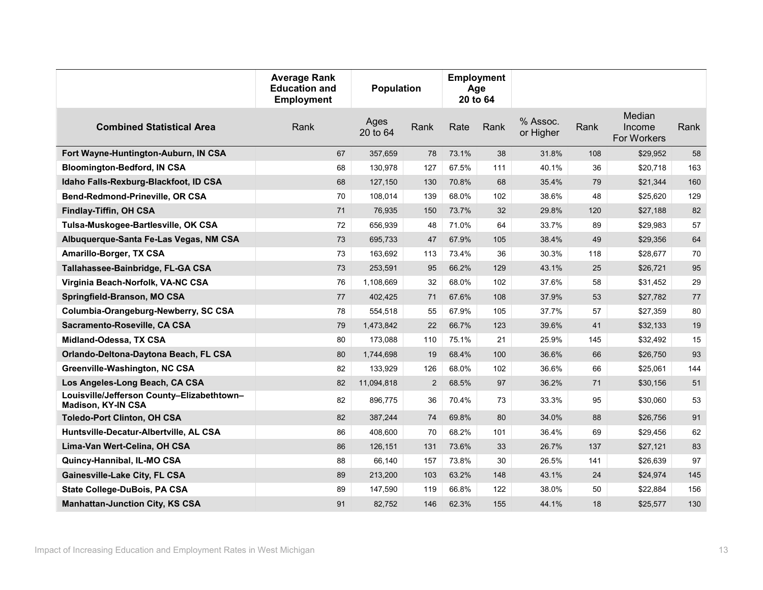| | Average Rank Education and Employment | Population | | Employment Age 20 to 64 | | | | | |
|---|---|---|---|---|---|---|---|---|---|
| **Combined Statistical Area** | Rank | Ages 20 to 64 | Rank | Rate | Rank | % Assoc. or Higher | Rank | Median Income For Workers | Rank |
| **Fort Wayne-Huntington-Auburn, IN CSA** | 67 | 357,659 | 78 | 73.1% | 38 | 31.8% | 108 | $29,952 | 58 |
| **Bloomington-Bedford, IN CSA** | 68 | 130,978 | 127 | 67.5% | 111 | 40.1% | 36 | $20,718 | 163 |
| **Idaho Falls-Rexburg-Blackfoot, ID CSA** | 68 | 127,150 | 130 | 70.8% | 68 | 35.4% | 79 | $21,344 | 160 |
| **Bend-Redmond-Prineville, OR CSA** | 70 | 108,014 | 139 | 68.0% | 102 | 38.6% | 48 | $25,620 | 129 |
| **Findlay-Tiffin, OH CSA** | 71 | 76,935 | 150 | 73.7% | 32 | 29.8% | 120 | $27,188 | 82 |
| **Tulsa-Muskogee-Bartlesville, OK CSA** | 72 | 656,939 | 48 | 71.0% | 64 | 33.7% | 89 | $29,983 | 57 |
| **Albuquerque-Santa Fe-Las Vegas, NM CSA** | 73 | 695,733 | 47 | 67.9% | 105 | 38.4% | 49 | $29,356 | 64 |
| **Amarillo-Borger, TX CSA** | 73 | 163,692 | 113 | 73.4% | 36 | 30.3% | 118 | $28,677 | 70 |
| **Tallahassee-Bainbridge, FL-GA CSA** | 73 | 253,591 | 95 | 66.2% | 129 | 43.1% | 25 | $26,721 | 95 |
| **Virginia Beach-Norfolk, VA-NC CSA** | 76 | 1,108,669 | 32 | 68.0% | 102 | 37.6% | 58 | $31,452 | 29 |
| **Springfield-Branson, MO CSA** | 77 | 402,425 | 71 | 67.6% | 108 | 37.9% | 53 | $27,782 | 77 |
| **Columbia-Orangeburg-Newberry, SC CSA** | 78 | 554,518 | 55 | 67.9% | 105 | 37.7% | 57 | $27,359 | 80 |
| **Sacramento-Roseville, CA CSA** | 79 | 1,473,842 | 22 | 66.7% | 123 | 39.6% | 41 | $32,133 | 19 |
| **Midland-Odessa, TX CSA** | 80 | 173,088 | 110 | 75.1% | 21 | 25.9% | 145 | $32,492 | 15 |
| **Orlando-Deltona-Daytona Beach, FL CSA** | 80 | 1,744,698 | 19 | 68.4% | 100 | 36.6% | 66 | $26,750 | 93 |
| **Greenville-Washington, NC CSA** | 82 | 133,929 | 126 | 68.0% | 102 | 36.6% | 66 | $25,061 | 144 |
| **Los Angeles-Long Beach, CA CSA** | 82 | 11,094,818 | 2 | 68.5% | 97 | 36.2% | 71 | $30,156 | 51 |
| **Louisville/Jefferson County–Elizabethtown–Madison, KY-IN CSA** | 82 | 896,775 | 36 | 70.4% | 73 | 33.3% | 95 | $30,060 | 53 |
| **Toledo-Port Clinton, OH CSA** | 82 | 387,244 | 74 | 69.8% | 80 | 34.0% | 88 | $26,756 | 91 |
| **Huntsville-Decatur-Albertville, AL CSA** | 86 | 408,600 | 70 | 68.2% | 101 | 36.4% | 69 | $29,456 | 62 |
| **Lima-Van Wert-Celina, OH CSA** | 86 | 126,151 | 131 | 73.6% | 33 | 26.7% | 137 | $27,121 | 83 |
| **Quincy-Hannibal, IL-MO CSA** | 88 | 66,140 | 157 | 73.8% | 30 | 26.5% | 141 | $26,639 | 97 |
| **Gainesville-Lake City, FL CSA** | 89 | 213,200 | 103 | 63.2% | 148 | 43.1% | 24 | $24,974 | 145 |
| **State College-DuBois, PA CSA** | 89 | 147,590 | 119 | 66.8% | 122 | 38.0% | 50 | $22,884 | 156 |
| **Manhattan-Junction City, KS CSA** | 91 | 82,752 | 146 | 62.3% | 155 | 44.1% | 18 | $25,577 | 130 |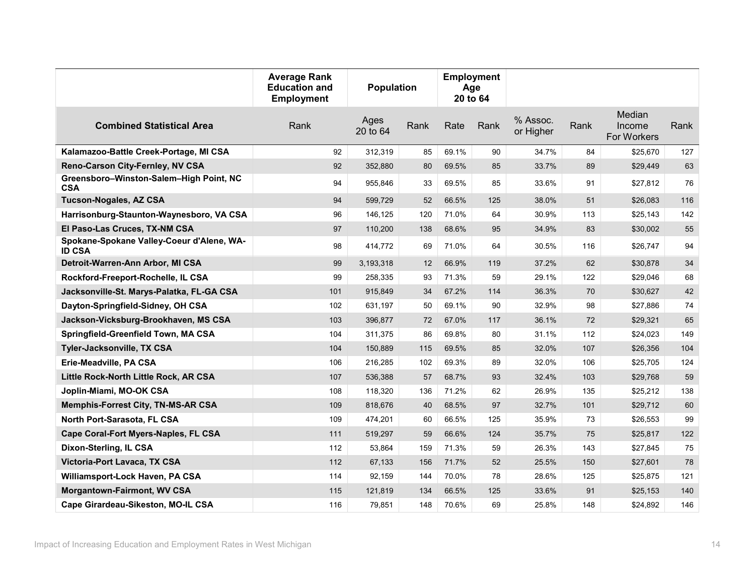| | Average Rank Education and Employment | Population | | Employment Age 20 to 64 | | | | | |
|---|---|---|---|---|---|---|---|---|---|
| **Combined Statistical Area** | Rank | Ages 20 to 64 | Rank | Rate | Rank | % Assoc. or Higher | Rank | Median Income For Workers | Rank |
| **Kalamazoo-Battle Creek-Portage, MI CSA** | 92 | 312,319 | 85 | 69.1% | 90 | 34.7% | 84 | $25,670 | 127 |
| **Reno-Carson City-Fernley, NV CSA** | 92 | 352,880 | 80 | 69.5% | 85 | 33.7% | 89 | $29,449 | 63 |
| **Greensboro–Winston-Salem–High Point, NC CSA** | 94 | 955,846 | 33 | 69.5% | 85 | 33.6% | 91 | $27,812 | 76 |
| **Tucson-Nogales, AZ CSA** | 94 | 599,729 | 52 | 66.5% | 125 | 38.0% | 51 | $26,083 | 116 |
| **Harrisonburg-Staunton-Waynesboro, VA CSA** | 96 | 146,125 | 120 | 71.0% | 64 | 30.9% | 113 | $25,143 | 142 |
| **El Paso-Las Cruces, TX-NM CSA** | 97 | 110,200 | 138 | 68.6% | 95 | 34.9% | 83 | $30,002 | 55 |
| **Spokane-Spokane Valley-Coeur d'Alene, WA-ID CSA** | 98 | 414,772 | 69 | 71.0% | 64 | 30.5% | 116 | $26,747 | 94 |
| **Detroit-Warren-Ann Arbor, MI CSA** | 99 | 3,193,318 | 12 | 66.9% | 119 | 37.2% | 62 | $30,878 | 34 |
| **Rockford-Freeport-Rochelle, IL CSA** | 99 | 258,335 | 93 | 71.3% | 59 | 29.1% | 122 | $29,046 | 68 |
| **Jacksonville-St. Marys-Palatka, FL-GA CSA** | 101 | 915,849 | 34 | 67.2% | 114 | 36.3% | 70 | $30,627 | 42 |
| **Dayton-Springfield-Sidney, OH CSA** | 102 | 631,197 | 50 | 69.1% | 90 | 32.9% | 98 | $27,886 | 74 |
| **Jackson-Vicksburg-Brookhaven, MS CSA** | 103 | 396,877 | 72 | 67.0% | 117 | 36.1% | 72 | $29,321 | 65 |
| **Springfield-Greenfield Town, MA CSA** | 104 | 311,375 | 86 | 69.8% | 80 | 31.1% | 112 | $24,023 | 149 |
| **Tyler-Jacksonville, TX CSA** | 104 | 150,889 | 115 | 69.5% | 85 | 32.0% | 107 | $26,356 | 104 |
| **Erie-Meadville, PA CSA** | 106 | 216,285 | 102 | 69.3% | 89 | 32.0% | 106 | $25,705 | 124 |
| **Little Rock-North Little Rock, AR CSA** | 107 | 536,388 | 57 | 68.7% | 93 | 32.4% | 103 | $29,768 | 59 |
| **Joplin-Miami, MO-OK CSA** | 108 | 118,320 | 136 | 71.2% | 62 | 26.9% | 135 | $25,212 | 138 |
| **Memphis-Forrest City, TN-MS-AR CSA** | 109 | 818,676 | 40 | 68.5% | 97 | 32.7% | 101 | $29,712 | 60 |
| **North Port-Sarasota, FL CSA** | 109 | 474,201 | 60 | 66.5% | 125 | 35.9% | 73 | $26,553 | 99 |
| **Cape Coral-Fort Myers-Naples, FL CSA** | 111 | 519,297 | 59 | 66.6% | 124 | 35.7% | 75 | $25,817 | 122 |
| **Dixon-Sterling, IL CSA** | 112 | 53,864 | 159 | 71.3% | 59 | 26.3% | 143 | $27,845 | 75 |
| **Victoria-Port Lavaca, TX CSA** | 112 | 67,133 | 156 | 71.7% | 52 | 25.5% | 150 | $27,601 | 78 |
| **Williamsport-Lock Haven, PA CSA** | 114 | 92,159 | 144 | 70.0% | 78 | 28.6% | 125 | $25,875 | 121 |
| **Morgantown-Fairmont, WV CSA** | 115 | 121,819 | 134 | 66.5% | 125 | 33.6% | 91 | $25,153 | 140 |
| **Cape Girardeau-Sikeston, MO-IL CSA** | 116 | 79,851 | 148 | 70.6% | 69 | 25.8% | 148 | $24,892 | 146 |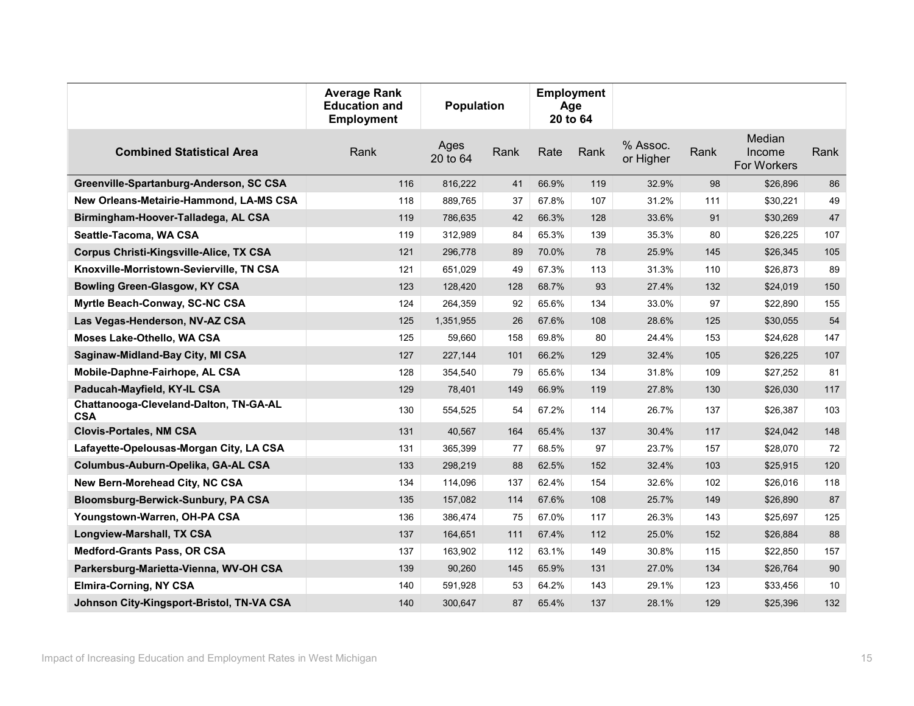| | Average Rank Education and Employment | Population | | Employment Age 20 to 64 | | | | | |
|---|---|---|---|---|---|---|---|---|---|
| **Combined Statistical Area** | Rank | Ages 20 to 64 | Rank | Rate | Rank | % Assoc. or Higher | Rank | Median Income For Workers | Rank |
| **Greenville-Spartanburg-Anderson, SC CSA** | 116 | 816,222 | 41 | 66.9% | 119 | 32.9% | 98 | $26,896 | 86 |
| **New Orleans-Metairie-Hammond, LA-MS CSA** | 118 | 889,765 | 37 | 67.8% | 107 | 31.2% | 111 | $30,221 | 49 |
| **Birmingham-Hoover-Talladega, AL CSA** | 119 | 786,635 | 42 | 66.3% | 128 | 33.6% | 91 | $30,269 | 47 |
| **Seattle-Tacoma, WA CSA** | 119 | 312,989 | 84 | 65.3% | 139 | 35.3% | 80 | $26,225 | 107 |
| **Corpus Christi-Kingsville-Alice, TX CSA** | 121 | 296,778 | 89 | 70.0% | 78 | 25.9% | 145 | $26,345 | 105 |
| **Knoxville-Morristown-Sevierville, TN CSA** | 121 | 651,029 | 49 | 67.3% | 113 | 31.3% | 110 | $26,873 | 89 |
| **Bowling Green-Glasgow, KY CSA** | 123 | 128,420 | 128 | 68.7% | 93 | 27.4% | 132 | $24,019 | 150 |
| **Myrtle Beach-Conway, SC-NC CSA** | 124 | 264,359 | 92 | 65.6% | 134 | 33.0% | 97 | $22,890 | 155 |
| **Las Vegas-Henderson, NV-AZ CSA** | 125 | 1,351,955 | 26 | 67.6% | 108 | 28.6% | 125 | $30,055 | 54 |
| **Moses Lake-Othello, WA CSA** | 125 | 59,660 | 158 | 69.8% | 80 | 24.4% | 153 | $24,628 | 147 |
| **Saginaw-Midland-Bay City, MI CSA** | 127 | 227,144 | 101 | 66.2% | 129 | 32.4% | 105 | $26,225 | 107 |
| **Mobile-Daphne-Fairhope, AL CSA** | 128 | 354,540 | 79 | 65.6% | 134 | 31.8% | 109 | $27,252 | 81 |
| **Paducah-Mayfield, KY-IL CSA** | 129 | 78,401 | 149 | 66.9% | 119 | 27.8% | 130 | $26,030 | 117 |
| **Chattanooga-Cleveland-Dalton, TN-GA-AL CSA** | 130 | 554,525 | 54 | 67.2% | 114 | 26.7% | 137 | $26,387 | 103 |
| **Clovis-Portales, NM CSA** | 131 | 40,567 | 164 | 65.4% | 137 | 30.4% | 117 | $24,042 | 148 |
| **Lafayette-Opelousas-Morgan City, LA CSA** | 131 | 365,399 | 77 | 68.5% | 97 | 23.7% | 157 | $28,070 | 72 |
| **Columbus-Auburn-Opelika, GA-AL CSA** | 133 | 298,219 | 88 | 62.5% | 152 | 32.4% | 103 | $25,915 | 120 |
| **New Bern-Morehead City, NC CSA** | 134 | 114,096 | 137 | 62.4% | 154 | 32.6% | 102 | $26,016 | 118 |
| **Bloomsburg-Berwick-Sunbury, PA CSA** | 135 | 157,082 | 114 | 67.6% | 108 | 25.7% | 149 | $26,890 | 87 |
| **Youngstown-Warren, OH-PA CSA** | 136 | 386,474 | 75 | 67.0% | 117 | 26.3% | 143 | $25,697 | 125 |
| **Longview-Marshall, TX CSA** | 137 | 164,651 | 111 | 67.4% | 112 | 25.0% | 152 | $26,884 | 88 |
| **Medford-Grants Pass, OR CSA** | 137 | 163,902 | 112 | 63.1% | 149 | 30.8% | 115 | $22,850 | 157 |
| **Parkersburg-Marietta-Vienna, WV-OH CSA** | 139 | 90,260 | 145 | 65.9% | 131 | 27.0% | 134 | $26,764 | 90 |
| **Elmira-Corning, NY CSA** | 140 | 591,928 | 53 | 64.2% | 143 | 29.1% | 123 | $33,456 | 10 |
| **Johnson City-Kingsport-Bristol, TN-VA CSA** | 140 | 300,647 | 87 | 65.4% | 137 | 28.1% | 129 | $25,396 | 132 |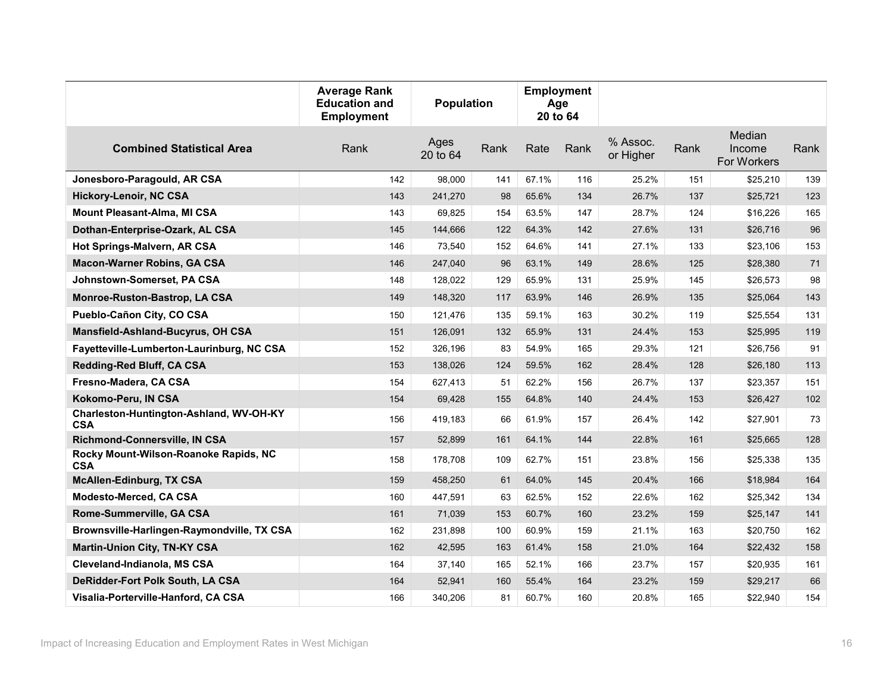| | Average Rank Education and Employment | Population | | Employment Age 20 to 64 | | | | | |
|---|---|---|---|---|---|---|---|---|---|
| **Combined Statistical Area** | Rank | Ages 20 to 64 | Rank | Rate | Rank | % Assoc. or Higher | Rank | Median Income For Workers | Rank |
| **Jonesboro-Paragould, AR CSA** | 142 | 98,000 | 141 | 67.1% | 116 | 25.2% | 151 | $25,210 | 139 |
| **Hickory-Lenoir, NC CSA** | 143 | 241,270 | 98 | 65.6% | 134 | 26.7% | 137 | $25,721 | 123 |
| **Mount Pleasant-Alma, MI CSA** | 143 | 69,825 | 154 | 63.5% | 147 | 28.7% | 124 | $16,226 | 165 |
| **Dothan-Enterprise-Ozark, AL CSA** | 145 | 144,666 | 122 | 64.3% | 142 | 27.6% | 131 | $26,716 | 96 |
| **Hot Springs-Malvern, AR CSA** | 146 | 73,540 | 152 | 64.6% | 141 | 27.1% | 133 | $23,106 | 153 |
| **Macon-Warner Robins, GA CSA** | 146 | 247,040 | 96 | 63.1% | 149 | 28.6% | 125 | $28,380 | 71 |
| **Johnstown-Somerset, PA CSA** | 148 | 128,022 | 129 | 65.9% | 131 | 25.9% | 145 | $26,573 | 98 |
| **Monroe-Ruston-Bastrop, LA CSA** | 149 | 148,320 | 117 | 63.9% | 146 | 26.9% | 135 | $25,064 | 143 |
| **Pueblo-Cañon City, CO CSA** | 150 | 121,476 | 135 | 59.1% | 163 | 30.2% | 119 | $25,554 | 131 |
| **Mansfield-Ashland-Bucyrus, OH CSA** | 151 | 126,091 | 132 | 65.9% | 131 | 24.4% | 153 | $25,995 | 119 |
| **Fayetteville-Lumberton-Laurinburg, NC CSA** | 152 | 326,196 | 83 | 54.9% | 165 | 29.3% | 121 | $26,756 | 91 |
| **Redding-Red Bluff, CA CSA** | 153 | 138,026 | 124 | 59.5% | 162 | 28.4% | 128 | $26,180 | 113 |
| **Fresno-Madera, CA CSA** | 154 | 627,413 | 51 | 62.2% | 156 | 26.7% | 137 | $23,357 | 151 |
| **Kokomo-Peru, IN CSA** | 154 | 69,428 | 155 | 64.8% | 140 | 24.4% | 153 | $26,427 | 102 |
| **Charleston-Huntington-Ashland, WV-OH-KY CSA** | 156 | 419,183 | 66 | 61.9% | 157 | 26.4% | 142 | $27,901 | 73 |
| **Richmond-Connersville, IN CSA** | 157 | 52,899 | 161 | 64.1% | 144 | 22.8% | 161 | $25,665 | 128 |
| **Rocky Mount-Wilson-Roanoke Rapids, NC CSA** | 158 | 178,708 | 109 | 62.7% | 151 | 23.8% | 156 | $25,338 | 135 |
| **McAllen-Edinburg, TX CSA** | 159 | 458,250 | 61 | 64.0% | 145 | 20.4% | 166 | $18,984 | 164 |
| **Modesto-Merced, CA CSA** | 160 | 447,591 | 63 | 62.5% | 152 | 22.6% | 162 | $25,342 | 134 |
| **Rome-Summerville, GA CSA** | 161 | 71,039 | 153 | 60.7% | 160 | 23.2% | 159 | $25,147 | 141 |
| **Brownsville-Harlingen-Raymondville, TX CSA** | 162 | 231,898 | 100 | 60.9% | 159 | 21.1% | 163 | $20,750 | 162 |
| **Martin-Union City, TN-KY CSA** | 162 | 42,595 | 163 | 61.4% | 158 | 21.0% | 164 | $22,432 | 158 |
| **Cleveland-Indianola, MS CSA** | 164 | 37,140 | 165 | 52.1% | 166 | 23.7% | 157 | $20,935 | 161 |
| **DeRidder-Fort Polk South, LA CSA** | 164 | 52,941 | 160 | 55.4% | 164 | 23.2% | 159 | $29,217 | 66 |
| **Visalia-Porterville-Hanford, CA CSA** | 166 | 340,206 | 81 | 60.7% | 160 | 20.8% | 165 | $22,940 | 154 |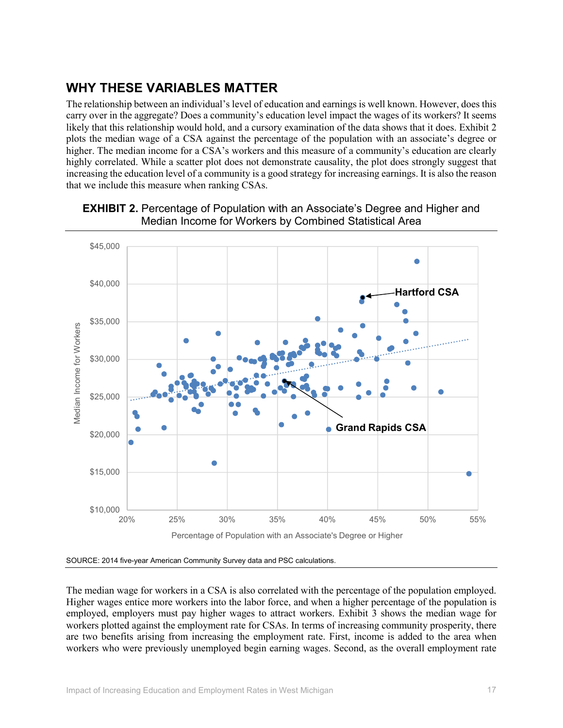## WHY THESE VARIABLES MATTER

The relationship between an individual's level of education and earnings is well known. However, does this carry over in the aggregate? Does a community's education level impact the wages of its workers? It seems likely that this relationship would hold, and a cursory examination of the data shows that it does. Exhibit 2 plots the median wage of a CSA against the percentage of the population with an associate's degree or higher. The median income for a CSA's workers and this measure of a community's education are clearly highly correlated. While a scatter plot does not demonstrate causality, the plot does strongly suggest that increasing the education level of a community is a good strategy for increasing earnings. It is also the reason that we include this measure when ranking CSAs.

**EXHIBIT 2.** Percentage of Population with an Associate's Degree and Higher and Median Income for Workers by Combined Statistical Area

SOURCE: 2014 five-year American Community Survey data and PSC calculations.

The median wage for workers in a CSA is also correlated with the percentage of the population employed. Higher wages entice more workers into the labor force, and when a higher percentage of the population is employed, employers must pay higher wages to attract workers. Exhibit 3 shows the median wage for workers plotted against the employment rate for CSAs. In terms of increasing community prosperity, there are two benefits arising from increasing the employment rate. First, income is added to the area when workers who were previously unemployed begin earning wages. Second, as the overall employment rate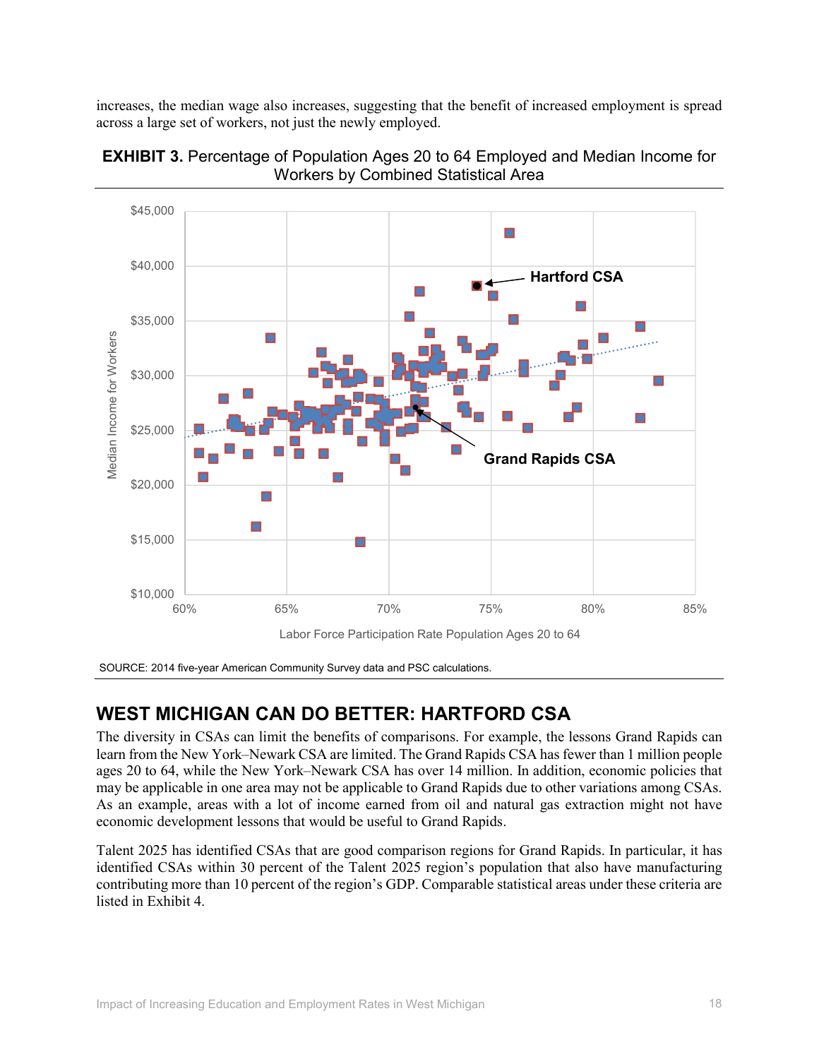increases, the median wage also increases, suggesting that the benefit of increased employment is spread across a large set of workers, not just the newly employed.

**EXHIBIT 3.** Percentage of Population Ages 20 to 64 Employed and Median Income for Workers by Combined Statistical Area

SOURCE: 2014 five-year American Community Survey data and PSC calculations.

## WEST MICHIGAN CAN DO BETTER: HARTFORD CSA

The diversity in CSAs can limit the benefits of comparisons. For example, the lessons Grand Rapids can learn from the New York–Newark CSA are limited. The Grand Rapids CSA has fewer than 1 million people ages 20 to 64, while the New York–Newark CSA has over 14 million. In addition, economic policies that may be applicable in one area may not be applicable to Grand Rapids due to other variations among CSAs. As an example, areas with a lot of income earned from oil and natural gas extraction might not have economic development lessons that would be useful to Grand Rapids.

Talent 2025 has identified CSAs that are good comparison regions for Grand Rapids. In particular, it has identified CSAs within 30 percent of the Talent 2025 region's population that also have manufacturing contributing more than 10 percent of the region's GDP. Comparable statistical areas under these criteria are listed in Exhibit 4.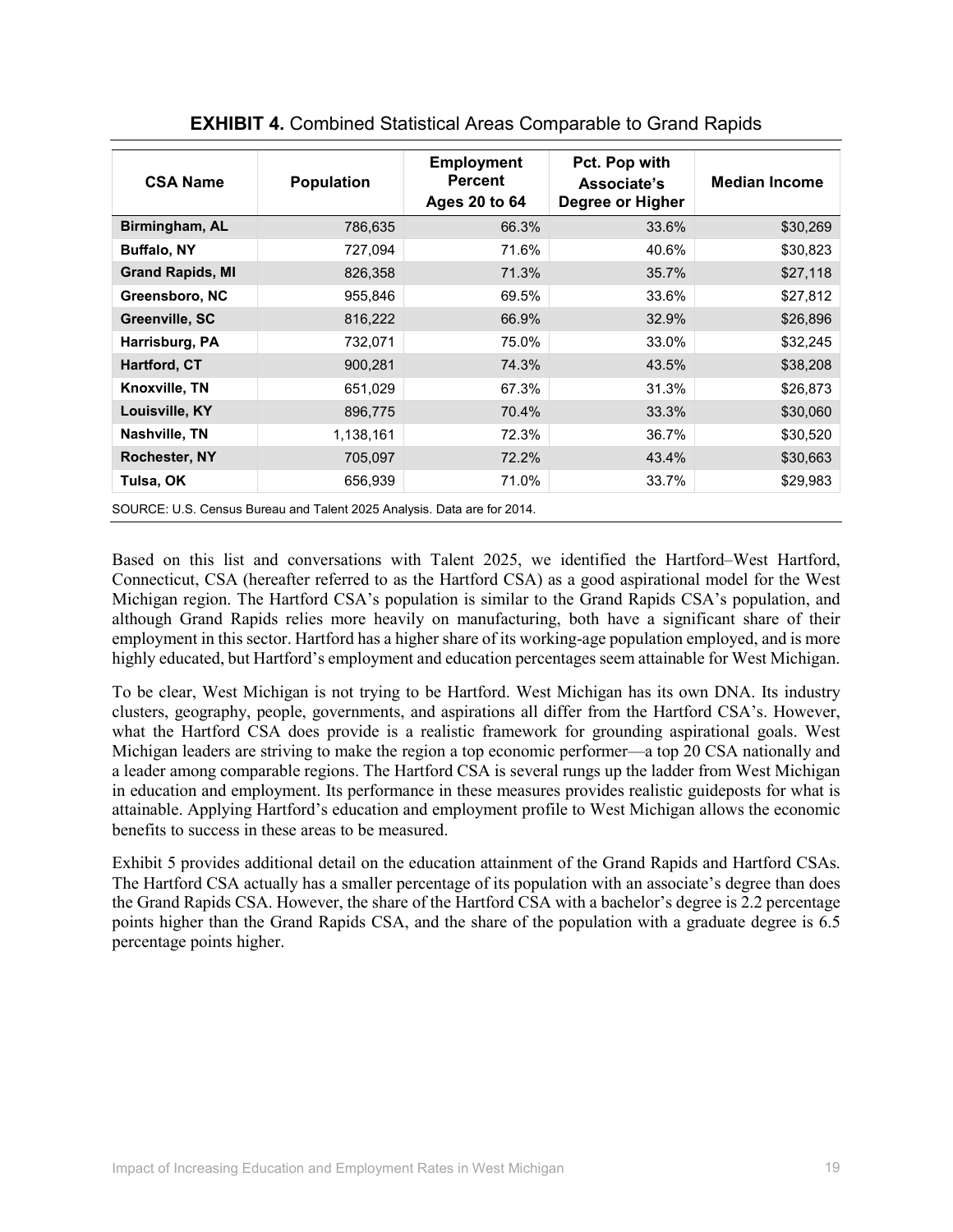**EXHIBIT 4.** Combined Statistical Areas Comparable to Grand Rapids

| CSA Name | Population | Employment Percent Ages 20 to 64 | Pct. Pop with Associate's Degree or Higher | Median Income |
|---|---|---|---|---|
| **Birmingham, AL** | 786,635 | 66.3% | 33.6% | $30,269 |
| **Buffalo, NY** | 727,094 | 71.6% | 40.6% | $30,823 |
| **Grand Rapids, MI** | 826,358 | 71.3% | 35.7% | $27,118 |
| **Greensboro, NC** | 955,846 | 69.5% | 33.6% | $27,812 |
| **Greenville, SC** | 816,222 | 66.9% | 32.9% | $26,896 |
| **Harrisburg, PA** | 732,071 | 75.0% | 33.0% | $32,245 |
| **Hartford, CT** | 900,281 | 74.3% | 43.5% | $38,208 |
| **Knoxville, TN** | 651,029 | 67.3% | 31.3% | $26,873 |
| **Louisville, KY** | 896,775 | 70.4% | 33.3% | $30,060 |
| **Nashville, TN** | 1,138,161 | 72.3% | 36.7% | $30,520 |
| **Rochester, NY** | 705,097 | 72.2% | 43.4% | $30,663 |
| **Tulsa, OK** | 656,939 | 71.0% | 33.7% | $29,983 |

SOURCE: U.S. Census Bureau and Talent 2025 Analysis. Data are for 2014.

Based on this list and conversations with Talent 2025, we identified the Hartford–West Hartford, Connecticut, CSA (hereafter referred to as the Hartford CSA) as a good aspirational model for the West Michigan region. The Hartford CSA's population is similar to the Grand Rapids CSA's population, and although Grand Rapids relies more heavily on manufacturing, both have a significant share of their employment in this sector. Hartford has a higher share of its working-age population employed, and is more highly educated, but Hartford's employment and education percentages seem attainable for West Michigan.

To be clear, West Michigan is not trying to be Hartford. West Michigan has its own DNA. Its industry clusters, geography, people, governments, and aspirations all differ from the Hartford CSA's. However, what the Hartford CSA does provide is a realistic framework for grounding aspirational goals. West Michigan leaders are striving to make the region a top economic performer—a top 20 CSA nationally and a leader among comparable regions. The Hartford CSA is several rungs up the ladder from West Michigan in education and employment. Its performance in these measures provides realistic guideposts for what is attainable. Applying Hartford's education and employment profile to West Michigan allows the economic benefits to success in these areas to be measured.

Exhibit 5 provides additional detail on the education attainment of the Grand Rapids and Hartford CSAs. The Hartford CSA actually has a smaller percentage of its population with an associate's degree than does the Grand Rapids CSA. However, the share of the Hartford CSA with a bachelor's degree is 2.2 percentage points higher than the Grand Rapids CSA, and the share of the population with a graduate degree is 6.5 percentage points higher.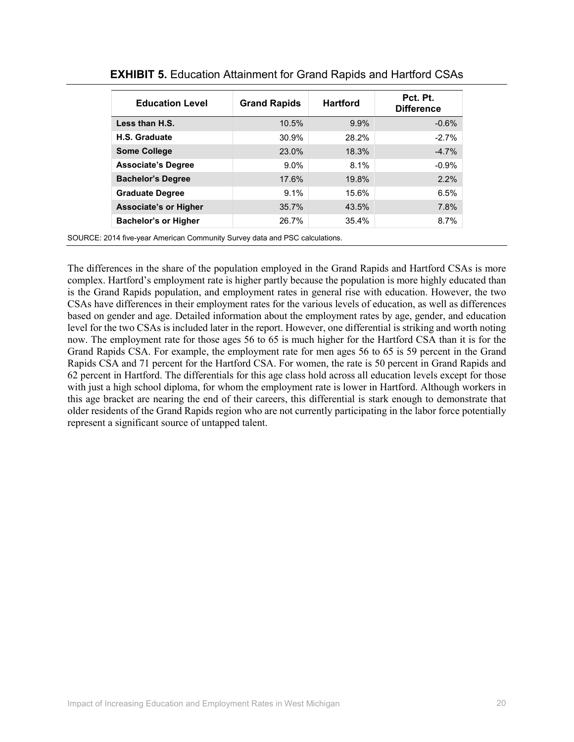**EXHIBIT 5.** Education Attainment for Grand Rapids and Hartford CSAs

| Education Level | Grand Rapids | Hartford | Pct. Pt. Difference |
|---|---|---|---|
| **Less than H.S.** | 10.5% | 9.9% | -0.6% |
| **H.S. Graduate** | 30.9% | 28.2% | -2.7% |
| **Some College** | 23.0% | 18.3% | -4.7% |
| **Associate's Degree** | 9.0% | 8.1% | -0.9% |
| **Bachelor's Degree** | 17.6% | 19.8% | 2.2% |
| **Graduate Degree** | 9.1% | 15.6% | 6.5% |
| **Associate's or Higher** | 35.7% | 43.5% | 7.8% |
| **Bachelor's or Higher** | 26.7% | 35.4% | 8.7% |

SOURCE: 2014 five-year American Community Survey data and PSC calculations.

The differences in the share of the population employed in the Grand Rapids and Hartford CSAs is more complex. Hartford's employment rate is higher partly because the population is more highly educated than is the Grand Rapids population, and employment rates in general rise with education. However, the two CSAs have differences in their employment rates for the various levels of education, as well as differences based on gender and age. Detailed information about the employment rates by age, gender, and education level for the two CSAs is included later in the report. However, one differential is striking and worth noting now. The employment rate for those ages 56 to 65 is much higher for the Hartford CSA than it is for the Grand Rapids CSA. For example, the employment rate for men ages 56 to 65 is 59 percent in the Grand Rapids CSA and 71 percent for the Hartford CSA. For women, the rate is 50 percent in Grand Rapids and 62 percent in Hartford. The differentials for this age class hold across all education levels except for those with just a high school diploma, for whom the employment rate is lower in Hartford. Although workers in this age bracket are nearing the end of their careers, this differential is stark enough to demonstrate that older residents of the Grand Rapids region who are not currently participating in the labor force potentially represent a significant source of untapped talent.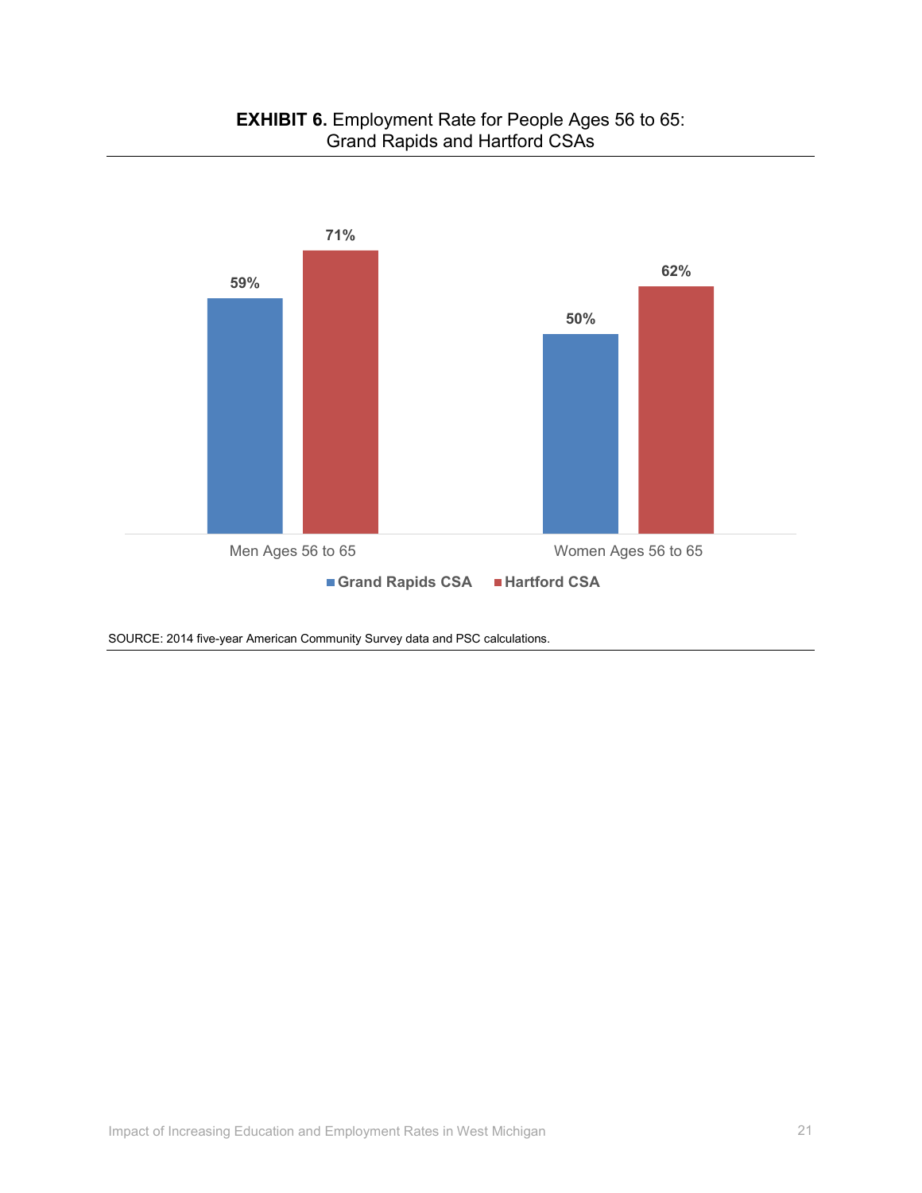**EXHIBIT 6.** Employment Rate for People Ages 56 to 65: Grand Rapids and Hartford CSAs

| | Grand Rapids CSA | Hartford CSA |
|---|---|---|
| Men Ages 56 to 65 | 59% | 71% |
| Women Ages 56 to 65 | 50% | 62% |

SOURCE: 2014 five-year American Community Survey data and PSC calculations.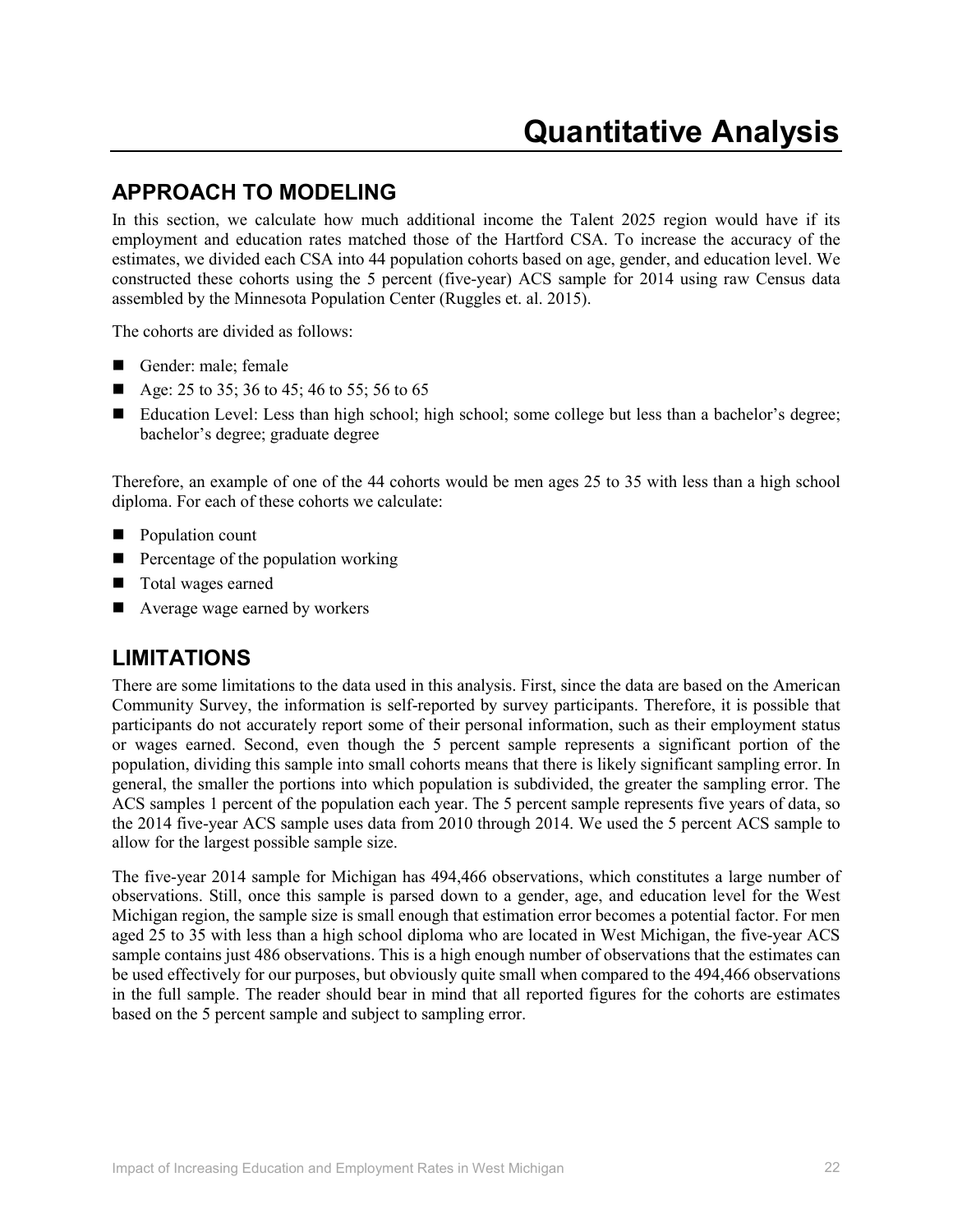# Quantitative Analysis

## APPROACH TO MODELING

In this section, we calculate how much additional income the Talent 2025 region would have if its employment and education rates matched those of the Hartford CSA. To increase the accuracy of the estimates, we divided each CSA into 44 population cohorts based on age, gender, and education level. We constructed these cohorts using the 5 percent (five-year) ACS sample for 2014 using raw Census data assembled by the Minnesota Population Center (Ruggles et. al. 2015).

The cohorts are divided as follows:

- Gender: male; female
- Age: 25 to 35; 36 to 45; 46 to 55; 56 to 65
- Education Level: Less than high school; high school; some college but less than a bachelor's degree; bachelor's degree; graduate degree

Therefore, an example of one of the 44 cohorts would be men ages 25 to 35 with less than a high school diploma. For each of these cohorts we calculate:

- Population count
- Percentage of the population working
- Total wages earned
- Average wage earned by workers

## LIMITATIONS

There are some limitations to the data used in this analysis. First, since the data are based on the American Community Survey, the information is self-reported by survey participants. Therefore, it is possible that participants do not accurately report some of their personal information, such as their employment status or wages earned. Second, even though the 5 percent sample represents a significant portion of the population, dividing this sample into small cohorts means that there is likely significant sampling error. In general, the smaller the portions into which population is subdivided, the greater the sampling error. The ACS samples 1 percent of the population each year. The 5 percent sample represents five years of data, so the 2014 five-year ACS sample uses data from 2010 through 2014. We used the 5 percent ACS sample to allow for the largest possible sample size.

The five-year 2014 sample for Michigan has 494,466 observations, which constitutes a large number of observations. Still, once this sample is parsed down to a gender, age, and education level for the West Michigan region, the sample size is small enough that estimation error becomes a potential factor. For men aged 25 to 35 with less than a high school diploma who are located in West Michigan, the five-year ACS sample contains just 486 observations. This is a high enough number of observations that the estimates can be used effectively for our purposes, but obviously quite small when compared to the 494,466 observations in the full sample. The reader should bear in mind that all reported figures for the cohorts are estimates based on the 5 percent sample and subject to sampling error.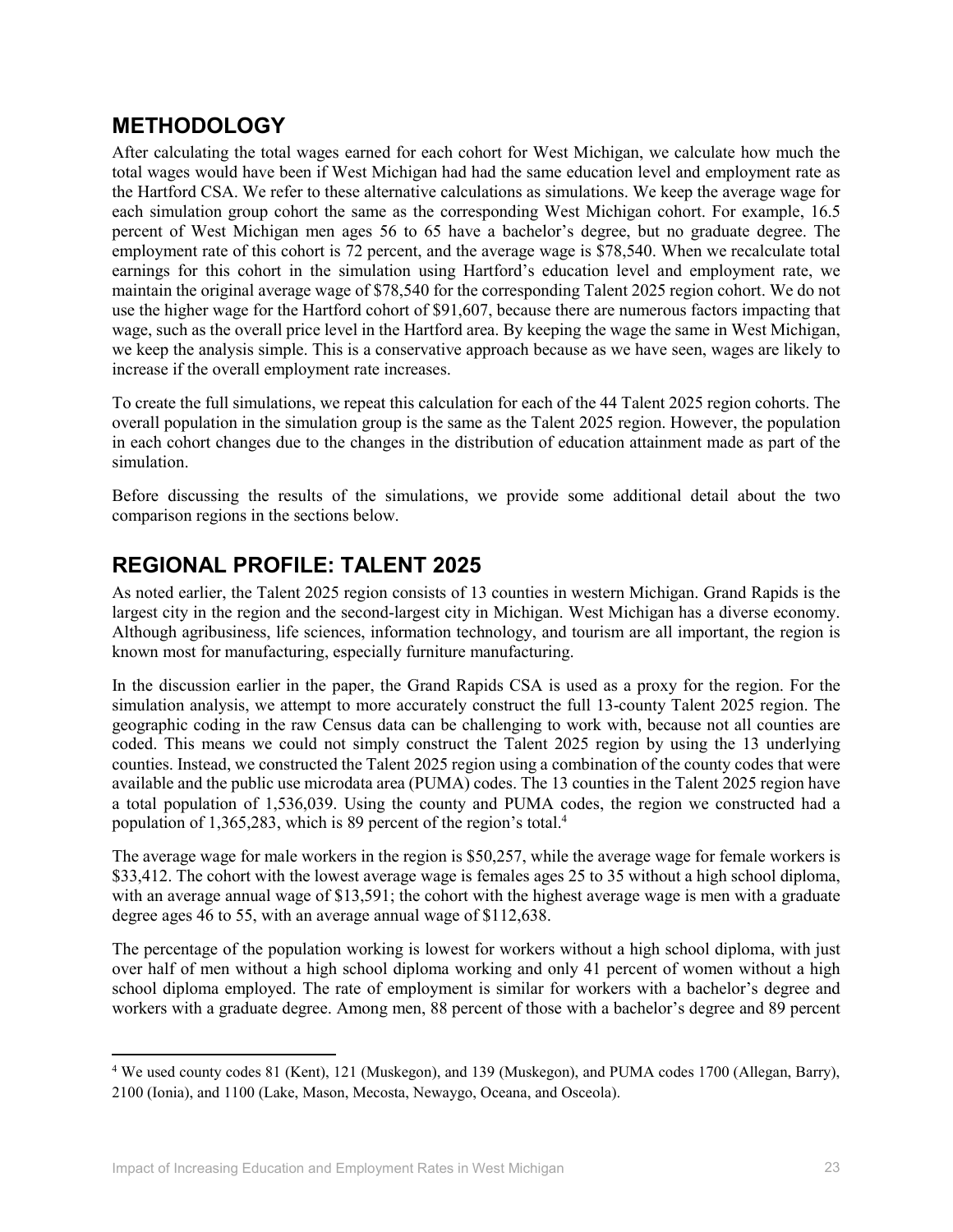## METHODOLOGY

After calculating the total wages earned for each cohort for West Michigan, we calculate how much the total wages would have been if West Michigan had had the same education level and employment rate as the Hartford CSA. We refer to these alternative calculations as simulations. We keep the average wage for each simulation group cohort the same as the corresponding West Michigan cohort. For example, 16.5 percent of West Michigan men ages 56 to 65 have a bachelor's degree, but no graduate degree. The employment rate of this cohort is 72 percent, and the average wage is $78,540. When we recalculate total earnings for this cohort in the simulation using Hartford's education level and employment rate, we maintain the original average wage of $78,540 for the corresponding Talent 2025 region cohort. We do not use the higher wage for the Hartford cohort of $91,607, because there are numerous factors impacting that wage, such as the overall price level in the Hartford area. By keeping the wage the same in West Michigan, we keep the analysis simple. This is a conservative approach because as we have seen, wages are likely to increase if the overall employment rate increases.

To create the full simulations, we repeat this calculation for each of the 44 Talent 2025 region cohorts. The overall population in the simulation group is the same as the Talent 2025 region. However, the population in each cohort changes due to the changes in the distribution of education attainment made as part of the simulation.

Before discussing the results of the simulations, we provide some additional detail about the two comparison regions in the sections below.

## REGIONAL PROFILE: TALENT 2025

As noted earlier, the Talent 2025 region consists of 13 counties in western Michigan. Grand Rapids is the largest city in the region and the second-largest city in Michigan. West Michigan has a diverse economy. Although agribusiness, life sciences, information technology, and tourism are all important, the region is known most for manufacturing, especially furniture manufacturing.

In the discussion earlier in the paper, the Grand Rapids CSA is used as a proxy for the region. For the simulation analysis, we attempt to more accurately construct the full 13-county Talent 2025 region. The geographic coding in the raw Census data can be challenging to work with, because not all counties are coded. This means we could not simply construct the Talent 2025 region by using the 13 underlying counties. Instead, we constructed the Talent 2025 region using a combination of the county codes that were available and the public use microdata area (PUMA) codes. The 13 counties in the Talent 2025 region have a total population of 1,536,039. Using the county and PUMA codes, the region we constructed had a population of 1,365,283, which is 89 percent of the region's total.[4]

The average wage for male workers in the region is $50,257, while the average wage for female workers is $33,412. The cohort with the lowest average wage is females ages 25 to 35 without a high school diploma, with an average annual wage of $13,591; the cohort with the highest average wage is men with a graduate degree ages 46 to 55, with an average annual wage of $112,638.

The percentage of the population working is lowest for workers without a high school diploma, with just over half of men without a high school diploma working and only 41 percent of women without a high school diploma employed. The rate of employment is similar for workers with a bachelor's degree and workers with a graduate degree. Among men, 88 percent of those with a bachelor's degree and 89 percent

[4] We used county codes 81 (Kent), 121 (Muskegon), and 139 (Muskegon), and PUMA codes 1700 (Allegan, Barry), 2100 (Ionia), and 1100 (Lake, Mason, Mecosta, Newaygo, Oceana, and Osceola).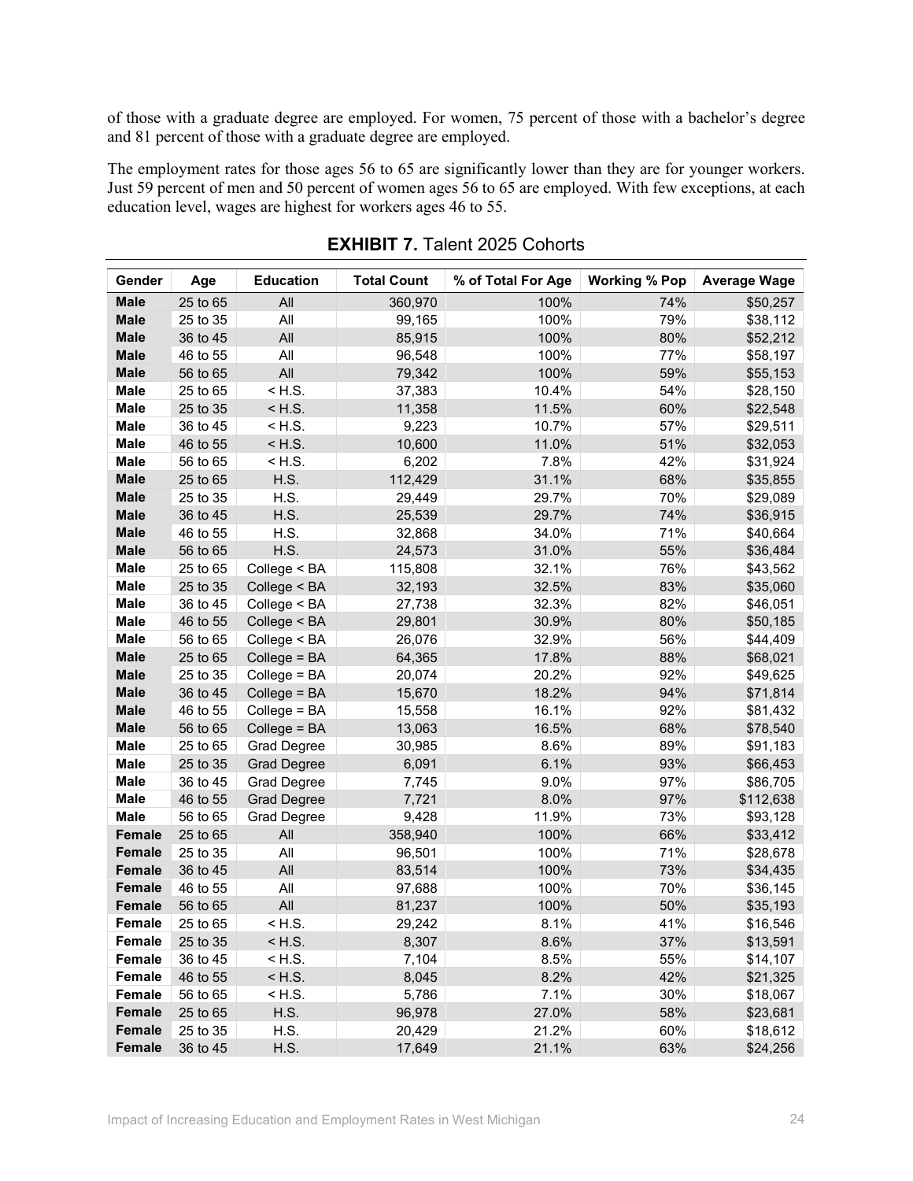of those with a graduate degree are employed. For women, 75 percent of those with a bachelor's degree and 81 percent of those with a graduate degree are employed.

The employment rates for those ages 56 to 65 are significantly lower than they are for younger workers. Just 59 percent of men and 50 percent of women ages 56 to 65 are employed. With few exceptions, at each education level, wages are highest for workers ages 46 to 55.

**EXHIBIT 7.** Talent 2025 Cohorts

| Gender | Age | Education | Total Count | % of Total For Age | Working % Pop | Average Wage |
|---|---|---|---|---|---|---|
| **Male** | 25 to 65 | All | 360,970 | 100% | 74% | $50,257 |
| **Male** | 25 to 35 | All | 99,165 | 100% | 79% | $38,112 |
| **Male** | 36 to 45 | All | 85,915 | 100% | 80% | $52,212 |
| **Male** | 46 to 55 | All | 96,548 | 100% | 77% | $58,197 |
| **Male** | 56 to 65 | All | 79,342 | 100% | 59% | $55,153 |
| **Male** | 25 to 65 | < H.S. | 37,383 | 10.4% | 54% | $28,150 |
| **Male** | 25 to 35 | < H.S. | 11,358 | 11.5% | 60% | $22,548 |
| **Male** | 36 to 45 | < H.S. | 9,223 | 10.7% | 57% | $29,511 |
| **Male** | 46 to 55 | < H.S. | 10,600 | 11.0% | 51% | $32,053 |
| **Male** | 56 to 65 | < H.S. | 6,202 | 7.8% | 42% | $31,924 |
| **Male** | 25 to 65 | H.S. | 112,429 | 31.1% | 68% | $35,855 |
| **Male** | 25 to 35 | H.S. | 29,449 | 29.7% | 70% | $29,089 |
| **Male** | 36 to 45 | H.S. | 25,539 | 29.7% | 74% | $36,915 |
| **Male** | 46 to 55 | H.S. | 32,868 | 34.0% | 71% | $40,664 |
| **Male** | 56 to 65 | H.S. | 24,573 | 31.0% | 55% | $36,484 |
| **Male** | 25 to 65 | College < BA | 115,808 | 32.1% | 76% | $43,562 |
| **Male** | 25 to 35 | College < BA | 32,193 | 32.5% | 83% | $35,060 |
| **Male** | 36 to 45 | College < BA | 27,738 | 32.3% | 82% | $46,051 |
| **Male** | 46 to 55 | College < BA | 29,801 | 30.9% | 80% | $50,185 |
| **Male** | 56 to 65 | College < BA | 26,076 | 32.9% | 56% | $44,409 |
| **Male** | 25 to 65 | College = BA | 64,365 | 17.8% | 88% | $68,021 |
| **Male** | 25 to 35 | College = BA | 20,074 | 20.2% | 92% | $49,625 |
| **Male** | 36 to 45 | College = BA | 15,670 | 18.2% | 94% | $71,814 |
| **Male** | 46 to 55 | College = BA | 15,558 | 16.1% | 92% | $81,432 |
| **Male** | 56 to 65 | College = BA | 13,063 | 16.5% | 68% | $78,540 |
| **Male** | 25 to 65 | Grad Degree | 30,985 | 8.6% | 89% | $91,183 |
| **Male** | 25 to 35 | Grad Degree | 6,091 | 6.1% | 93% | $66,453 |
| **Male** | 36 to 45 | Grad Degree | 7,745 | 9.0% | 97% | $86,705 |
| **Male** | 46 to 55 | Grad Degree | 7,721 | 8.0% | 97% | $112,638 |
| **Male** | 56 to 65 | Grad Degree | 9,428 | 11.9% | 73% | $93,128 |
| **Female** | 25 to 65 | All | 358,940 | 100% | 66% | $33,412 |
| **Female** | 25 to 35 | All | 96,501 | 100% | 71% | $28,678 |
| **Female** | 36 to 45 | All | 83,514 | 100% | 73% | $34,435 |
| **Female** | 46 to 55 | All | 97,688 | 100% | 70% | $36,145 |
| **Female** | 56 to 65 | All | 81,237 | 100% | 50% | $35,193 |
| **Female** | 25 to 65 | < H.S. | 29,242 | 8.1% | 41% | $16,546 |
| **Female** | 25 to 35 | < H.S. | 8,307 | 8.6% | 37% | $13,591 |
| **Female** | 36 to 45 | < H.S. | 7,104 | 8.5% | 55% | $14,107 |
| **Female** | 46 to 55 | < H.S. | 8,045 | 8.2% | 42% | $21,325 |
| **Female** | 56 to 65 | < H.S. | 5,786 | 7.1% | 30% | $18,067 |
| **Female** | 25 to 65 | H.S. | 96,978 | 27.0% | 58% | $23,681 |
| **Female** | 25 to 35 | H.S. | 20,429 | 21.2% | 60% | $18,612 |
| **Female** | 36 to 45 | H.S. | 17,649 | 21.1% | 63% | $24,256 |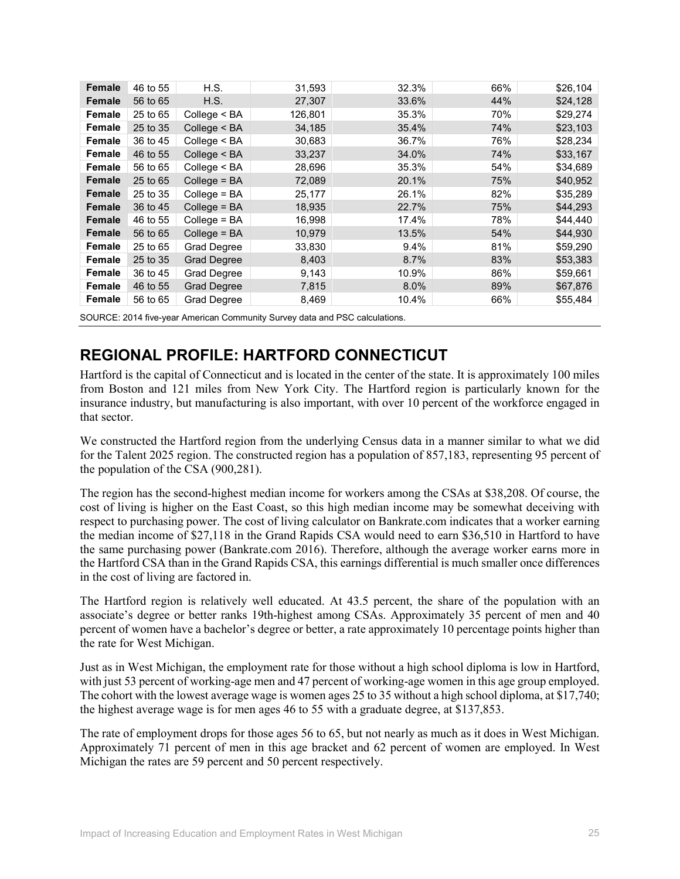| | | | | | | |
|---|---|---|---|---|---|---|
| **Female** | 46 to 55 | H.S. | 31,593 | 32.3% | 66% | $26,104 |
| **Female** | 56 to 65 | H.S. | 27,307 | 33.6% | 44% | $24,128 |
| **Female** | 25 to 65 | College < BA | 126,801 | 35.3% | 70% | $29,274 |
| **Female** | 25 to 35 | College < BA | 34,185 | 35.4% | 74% | $23,103 |
| **Female** | 36 to 45 | College < BA | 30,683 | 36.7% | 76% | $28,234 |
| **Female** | 46 to 55 | College < BA | 33,237 | 34.0% | 74% | $33,167 |
| **Female** | 56 to 65 | College < BA | 28,696 | 35.3% | 54% | $34,689 |
| **Female** | 25 to 65 | College = BA | 72,089 | 20.1% | 75% | $40,952 |
| **Female** | 25 to 35 | College = BA | 25,177 | 26.1% | 82% | $35,289 |
| **Female** | 36 to 45 | College = BA | 18,935 | 22.7% | 75% | $44,293 |
| **Female** | 46 to 55 | College = BA | 16,998 | 17.4% | 78% | $44,440 |
| **Female** | 56 to 65 | College = BA | 10,979 | 13.5% | 54% | $44,930 |
| **Female** | 25 to 65 | Grad Degree | 33,830 | 9.4% | 81% | $59,290 |
| **Female** | 25 to 35 | Grad Degree | 8,403 | 8.7% | 83% | $53,383 |
| **Female** | 36 to 45 | Grad Degree | 9,143 | 10.9% | 86% | $59,661 |
| **Female** | 46 to 55 | Grad Degree | 7,815 | 8.0% | 89% | $67,876 |
| **Female** | 56 to 65 | Grad Degree | 8,469 | 10.4% | 66% | $55,484 |

SOURCE: 2014 five-year American Community Survey data and PSC calculations.

## REGIONAL PROFILE: HARTFORD CONNECTICUT

Hartford is the capital of Connecticut and is located in the center of the state. It is approximately 100 miles from Boston and 121 miles from New York City. The Hartford region is particularly known for the insurance industry, but manufacturing is also important, with over 10 percent of the workforce engaged in that sector.

We constructed the Hartford region from the underlying Census data in a manner similar to what we did for the Talent 2025 region. The constructed region has a population of 857,183, representing 95 percent of the population of the CSA (900,281).

The region has the second-highest median income for workers among the CSAs at $38,208. Of course, the cost of living is higher on the East Coast, so this high median income may be somewhat deceiving with respect to purchasing power. The cost of living calculator on Bankrate.com indicates that a worker earning the median income of $27,118 in the Grand Rapids CSA would need to earn $36,510 in Hartford to have the same purchasing power (Bankrate.com 2016). Therefore, although the average worker earns more in the Hartford CSA than in the Grand Rapids CSA, this earnings differential is much smaller once differences in the cost of living are factored in.

The Hartford region is relatively well educated. At 43.5 percent, the share of the population with an associate's degree or better ranks 19th-highest among CSAs. Approximately 35 percent of men and 40 percent of women have a bachelor's degree or better, a rate approximately 10 percentage points higher than the rate for West Michigan.

Just as in West Michigan, the employment rate for those without a high school diploma is low in Hartford, with just 53 percent of working-age men and 47 percent of working-age women in this age group employed. The cohort with the lowest average wage is women ages 25 to 35 without a high school diploma, at $17,740; the highest average wage is for men ages 46 to 55 with a graduate degree, at $137,853.

The rate of employment drops for those ages 56 to 65, but not nearly as much as it does in West Michigan. Approximately 71 percent of men in this age bracket and 62 percent of women are employed. In West Michigan the rates are 59 percent and 50 percent respectively.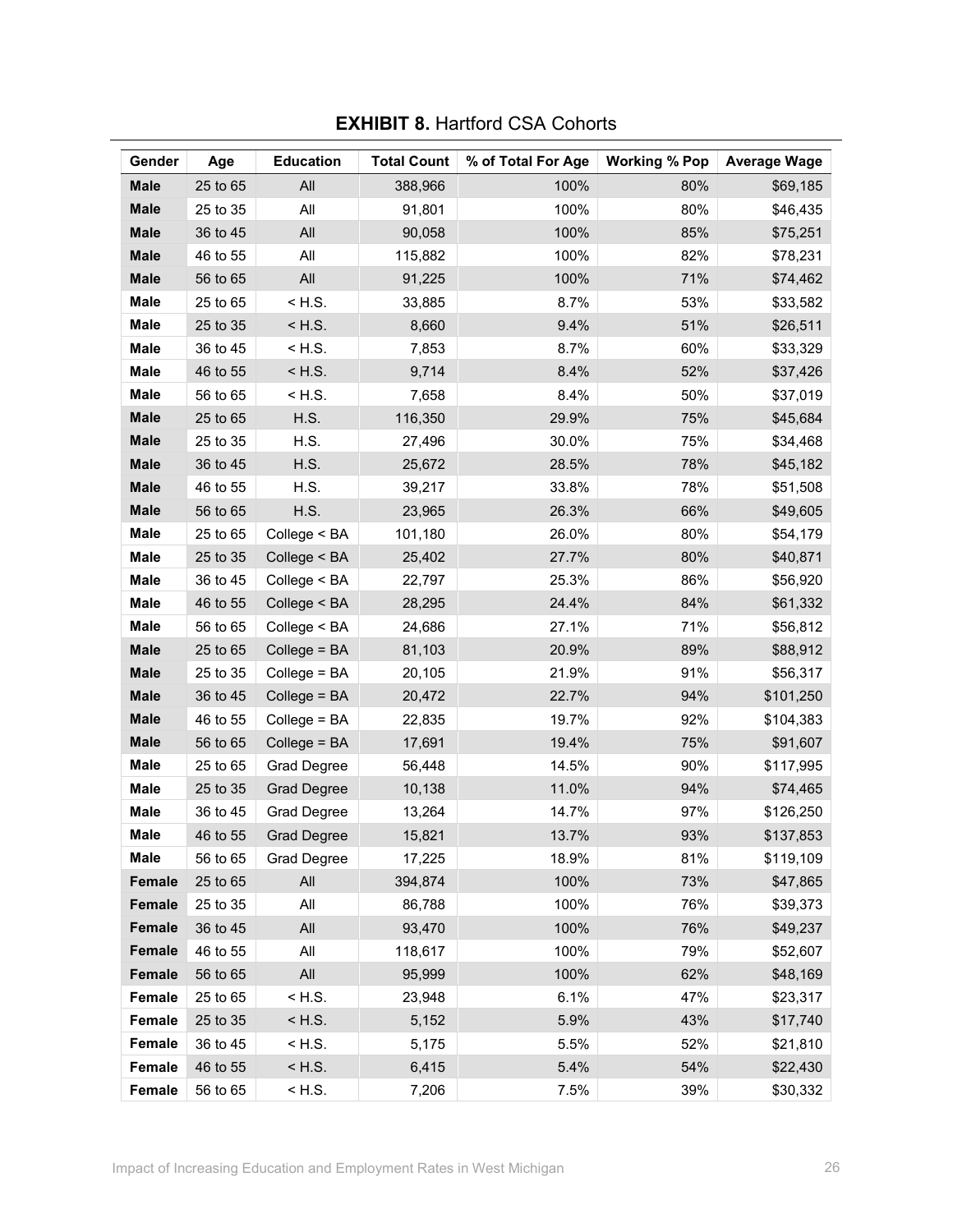**EXHIBIT 8.** Hartford CSA Cohorts

| Gender | Age | Education | Total Count | % of Total For Age | Working % Pop | Average Wage |
|---|---|---|---|---|---|---|
| **Male** | 25 to 65 | All | 388,966 | 100% | 80% | $69,185 |
| **Male** | 25 to 35 | All | 91,801 | 100% | 80% | $46,435 |
| **Male** | 36 to 45 | All | 90,058 | 100% | 85% | $75,251 |
| **Male** | 46 to 55 | All | 115,882 | 100% | 82% | $78,231 |
| **Male** | 56 to 65 | All | 91,225 | 100% | 71% | $74,462 |
| **Male** | 25 to 65 | < H.S. | 33,885 | 8.7% | 53% | $33,582 |
| **Male** | 25 to 35 | < H.S. | 8,660 | 9.4% | 51% | $26,511 |
| **Male** | 36 to 45 | < H.S. | 7,853 | 8.7% | 60% | $33,329 |
| **Male** | 46 to 55 | < H.S. | 9,714 | 8.4% | 52% | $37,426 |
| **Male** | 56 to 65 | < H.S. | 7,658 | 8.4% | 50% | $37,019 |
| **Male** | 25 to 65 | H.S. | 116,350 | 29.9% | 75% | $45,684 |
| **Male** | 25 to 35 | H.S. | 27,496 | 30.0% | 75% | $34,468 |
| **Male** | 36 to 45 | H.S. | 25,672 | 28.5% | 78% | $45,182 |
| **Male** | 46 to 55 | H.S. | 39,217 | 33.8% | 78% | $51,508 |
| **Male** | 56 to 65 | H.S. | 23,965 | 26.3% | 66% | $49,605 |
| **Male** | 25 to 65 | College < BA | 101,180 | 26.0% | 80% | $54,179 |
| **Male** | 25 to 35 | College < BA | 25,402 | 27.7% | 80% | $40,871 |
| **Male** | 36 to 45 | College < BA | 22,797 | 25.3% | 86% | $56,920 |
| **Male** | 46 to 55 | College < BA | 28,295 | 24.4% | 84% | $61,332 |
| **Male** | 56 to 65 | College < BA | 24,686 | 27.1% | 71% | $56,812 |
| **Male** | 25 to 65 | College = BA | 81,103 | 20.9% | 89% | $88,912 |
| **Male** | 25 to 35 | College = BA | 20,105 | 21.9% | 91% | $56,317 |
| **Male** | 36 to 45 | College = BA | 20,472 | 22.7% | 94% | $101,250 |
| **Male** | 46 to 55 | College = BA | 22,835 | 19.7% | 92% | $104,383 |
| **Male** | 56 to 65 | College = BA | 17,691 | 19.4% | 75% | $91,607 |
| **Male** | 25 to 65 | Grad Degree | 56,448 | 14.5% | 90% | $117,995 |
| **Male** | 25 to 35 | Grad Degree | 10,138 | 11.0% | 94% | $74,465 |
| **Male** | 36 to 45 | Grad Degree | 13,264 | 14.7% | 97% | $126,250 |
| **Male** | 46 to 55 | Grad Degree | 15,821 | 13.7% | 93% | $137,853 |
| **Male** | 56 to 65 | Grad Degree | 17,225 | 18.9% | 81% | $119,109 |
| **Female** | 25 to 65 | All | 394,874 | 100% | 73% | $47,865 |
| **Female** | 25 to 35 | All | 86,788 | 100% | 76% | $39,373 |
| **Female** | 36 to 45 | All | 93,470 | 100% | 76% | $49,237 |
| **Female** | 46 to 55 | All | 118,617 | 100% | 79% | $52,607 |
| **Female** | 56 to 65 | All | 95,999 | 100% | 62% | $48,169 |
| **Female** | 25 to 65 | < H.S. | 23,948 | 6.1% | 47% | $23,317 |
| **Female** | 25 to 35 | < H.S. | 5,152 | 5.9% | 43% | $17,740 |
| **Female** | 36 to 45 | < H.S. | 5,175 | 5.5% | 52% | $21,810 |
| **Female** | 46 to 55 | < H.S. | 6,415 | 5.4% | 54% | $22,430 |
| **Female** | 56 to 65 | < H.S. | 7,206 | 7.5% | 39% | $30,332 |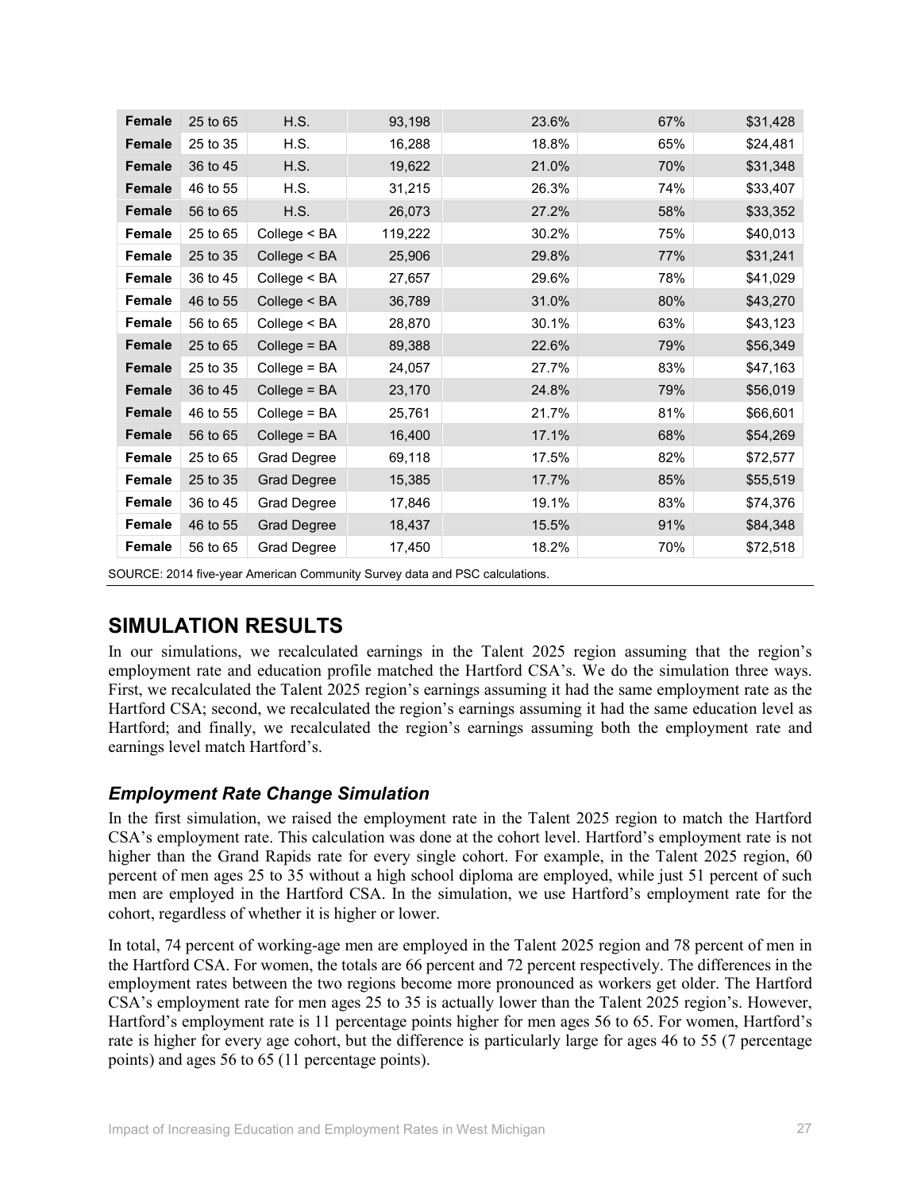| | | | | | | |
|---|---|---|---|---|---|---|
| **Female** | 25 to 65 | H.S. | 93,198 | 23.6% | 67% | $31,428 |
| **Female** | 25 to 35 | H.S. | 16,288 | 18.8% | 65% | $24,481 |
| **Female** | 36 to 45 | H.S. | 19,622 | 21.0% | 70% | $31,348 |
| **Female** | 46 to 55 | H.S. | 31,215 | 26.3% | 74% | $33,407 |
| **Female** | 56 to 65 | H.S. | 26,073 | 27.2% | 58% | $33,352 |
| **Female** | 25 to 65 | College < BA | 119,222 | 30.2% | 75% | $40,013 |
| **Female** | 25 to 35 | College < BA | 25,906 | 29.8% | 77% | $31,241 |
| **Female** | 36 to 45 | College < BA | 27,657 | 29.6% | 78% | $41,029 |
| **Female** | 46 to 55 | College < BA | 36,789 | 31.0% | 80% | $43,270 |
| **Female** | 56 to 65 | College < BA | 28,870 | 30.1% | 63% | $43,123 |
| **Female** | 25 to 65 | College = BA | 89,388 | 22.6% | 79% | $56,349 |
| **Female** | 25 to 35 | College = BA | 24,057 | 27.7% | 83% | $47,163 |
| **Female** | 36 to 45 | College = BA | 23,170 | 24.8% | 79% | $56,019 |
| **Female** | 46 to 55 | College = BA | 25,761 | 21.7% | 81% | $66,601 |
| **Female** | 56 to 65 | College = BA | 16,400 | 17.1% | 68% | $54,269 |
| **Female** | 25 to 65 | Grad Degree | 69,118 | 17.5% | 82% | $72,577 |
| **Female** | 25 to 35 | Grad Degree | 15,385 | 17.7% | 85% | $55,519 |
| **Female** | 36 to 45 | Grad Degree | 17,846 | 19.1% | 83% | $74,376 |
| **Female** | 46 to 55 | Grad Degree | 18,437 | 15.5% | 91% | $84,348 |
| **Female** | 56 to 65 | Grad Degree | 17,450 | 18.2% | 70% | $72,518 |

SOURCE: 2014 five-year American Community Survey data and PSC calculations.

## SIMULATION RESULTS

In our simulations, we recalculated earnings in the Talent 2025 region assuming that the region's employment rate and education profile matched the Hartford CSA's. We do the simulation three ways. First, we recalculated the Talent 2025 region's earnings assuming it had the same employment rate as the Hartford CSA; second, we recalculated the region's earnings assuming it had the same education level as Hartford; and finally, we recalculated the region's earnings assuming both the employment rate and earnings level match Hartford's.

### *Employment Rate Change Simulation*

In the first simulation, we raised the employment rate in the Talent 2025 region to match the Hartford CSA's employment rate. This calculation was done at the cohort level. Hartford's employment rate is not higher than the Grand Rapids rate for every single cohort. For example, in the Talent 2025 region, 60 percent of men ages 25 to 35 without a high school diploma are employed, while just 51 percent of such men are employed in the Hartford CSA. In the simulation, we use Hartford's employment rate for the cohort, regardless of whether it is higher or lower.

In total, 74 percent of working-age men are employed in the Talent 2025 region and 78 percent of men in the Hartford CSA. For women, the totals are 66 percent and 72 percent respectively. The differences in the employment rates between the two regions become more pronounced as workers get older. The Hartford CSA's employment rate for men ages 25 to 35 is actually lower than the Talent 2025 region's. However, Hartford's employment rate is 11 percentage points higher for men ages 56 to 65. For women, Hartford's rate is higher for every age cohort, but the difference is particularly large for ages 46 to 55 (7 percentage points) and ages 56 to 65 (11 percentage points).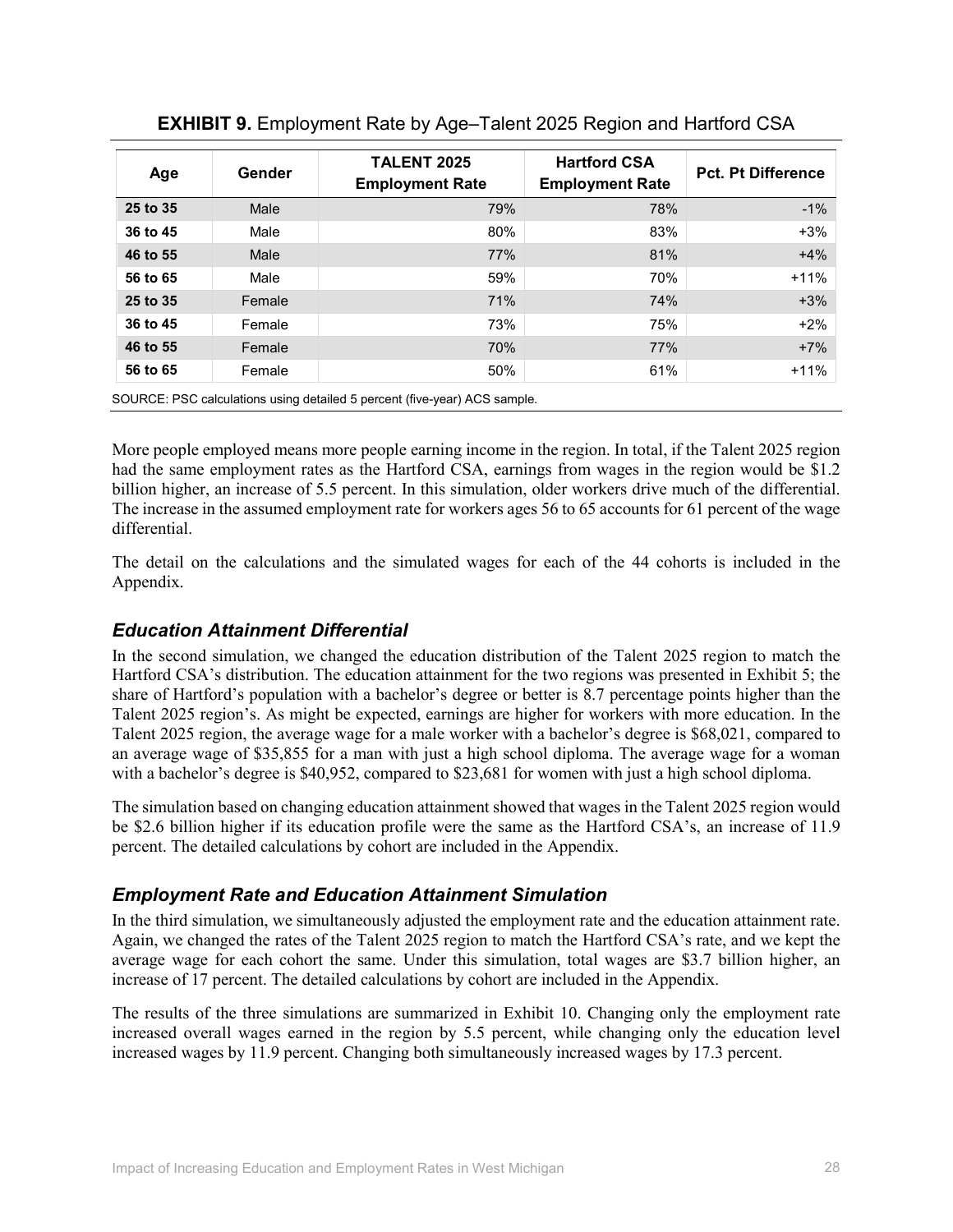**EXHIBIT 9.** Employment Rate by Age–Talent 2025 Region and Hartford CSA

| Age | Gender | TALENT 2025 Employment Rate | Hartford CSA Employment Rate | Pct. Pt Difference |
|---|---|---|---|---|
| **25 to 35** | Male | 79% | 78% | -1% |
| **36 to 45** | Male | 80% | 83% | +3% |
| **46 to 55** | Male | 77% | 81% | +4% |
| **56 to 65** | Male | 59% | 70% | +11% |
| **25 to 35** | Female | 71% | 74% | +3% |
| **36 to 45** | Female | 73% | 75% | +2% |
| **46 to 55** | Female | 70% | 77% | +7% |
| **56 to 65** | Female | 50% | 61% | +11% |

SOURCE: PSC calculations using detailed 5 percent (five-year) ACS sample.

More people employed means more people earning income in the region. In total, if the Talent 2025 region had the same employment rates as the Hartford CSA, earnings from wages in the region would be $1.2 billion higher, an increase of 5.5 percent. In this simulation, older workers drive much of the differential. The increase in the assumed employment rate for workers ages 56 to 65 accounts for 61 percent of the wage differential.

The detail on the calculations and the simulated wages for each of the 44 cohorts is included in the Appendix.

### *Education Attainment Differential*

In the second simulation, we changed the education distribution of the Talent 2025 region to match the Hartford CSA's distribution. The education attainment for the two regions was presented in Exhibit 5; the share of Hartford's population with a bachelor's degree or better is 8.7 percentage points higher than the Talent 2025 region's. As might be expected, earnings are higher for workers with more education. In the Talent 2025 region, the average wage for a male worker with a bachelor's degree is $68,021, compared to an average wage of $35,855 for a man with just a high school diploma. The average wage for a woman with a bachelor's degree is $40,952, compared to $23,681 for women with just a high school diploma.

The simulation based on changing education attainment showed that wages in the Talent 2025 region would be $2.6 billion higher if its education profile were the same as the Hartford CSA's, an increase of 11.9 percent. The detailed calculations by cohort are included in the Appendix.

### *Employment Rate and Education Attainment Simulation*

In the third simulation, we simultaneously adjusted the employment rate and the education attainment rate. Again, we changed the rates of the Talent 2025 region to match the Hartford CSA's rate, and we kept the average wage for each cohort the same. Under this simulation, total wages are $3.7 billion higher, an increase of 17 percent. The detailed calculations by cohort are included in the Appendix.

The results of the three simulations are summarized in Exhibit 10. Changing only the employment rate increased overall wages earned in the region by 5.5 percent, while changing only the education level increased wages by 11.9 percent. Changing both simultaneously increased wages by 17.3 percent.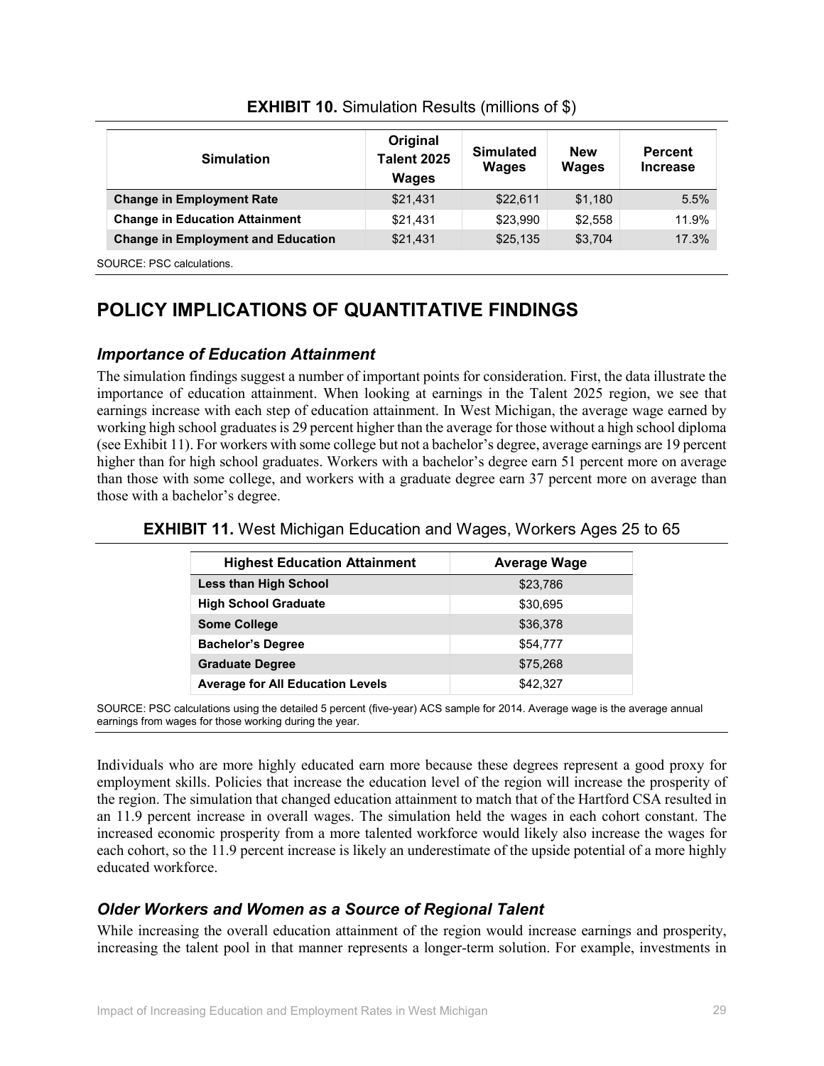**EXHIBIT 10.** Simulation Results (millions of $)

| Simulation | Original Talent 2025 Wages | Simulated Wages | New Wages | Percent Increase |
|---|---|---|---|---|
| **Change in Employment Rate** | $21,431 | $22,611 | $1,180 | 5.5% |
| **Change in Education Attainment** | $21,431 | $23,990 | $2,558 | 11.9% |
| **Change in Employment and Education** | $21,431 | $25,135 | $3,704 | 17.3% |

SOURCE: PSC calculations.

## POLICY IMPLICATIONS OF QUANTITATIVE FINDINGS

### *Importance of Education Attainment*

The simulation findings suggest a number of important points for consideration. First, the data illustrate the importance of education attainment. When looking at earnings in the Talent 2025 region, we see that earnings increase with each step of education attainment. In West Michigan, the average wage earned by working high school graduates is 29 percent higher than the average for those without a high school diploma (see Exhibit 11). For workers with some college but not a bachelor's degree, average earnings are 19 percent higher than for high school graduates. Workers with a bachelor's degree earn 51 percent more on average than those with some college, and workers with a graduate degree earn 37 percent more on average than those with a bachelor's degree.

**EXHIBIT 11.** West Michigan Education and Wages, Workers Ages 25 to 65

| Highest Education Attainment | Average Wage |
|---|---|
| **Less than High School** | $23,786 |
| **High School Graduate** | $30,695 |
| **Some College** | $36,378 |
| **Bachelor's Degree** | $54,777 |
| **Graduate Degree** | $75,268 |
| **Average for All Education Levels** | $42,327 |

SOURCE: PSC calculations using the detailed 5 percent (five-year) ACS sample for 2014. Average wage is the average annual earnings from wages for those working during the year.

Individuals who are more highly educated earn more because these degrees represent a good proxy for employment skills. Policies that increase the education level of the region will increase the prosperity of the region. The simulation that changed education attainment to match that of the Hartford CSA resulted in an 11.9 percent increase in overall wages. The simulation held the wages in each cohort constant. The increased economic prosperity from a more talented workforce would likely also increase the wages for each cohort, so the 11.9 percent increase is likely an underestimate of the upside potential of a more highly educated workforce.

### *Older Workers and Women as a Source of Regional Talent*

While increasing the overall education attainment of the region would increase earnings and prosperity, increasing the talent pool in that manner represents a longer-term solution. For example, investments in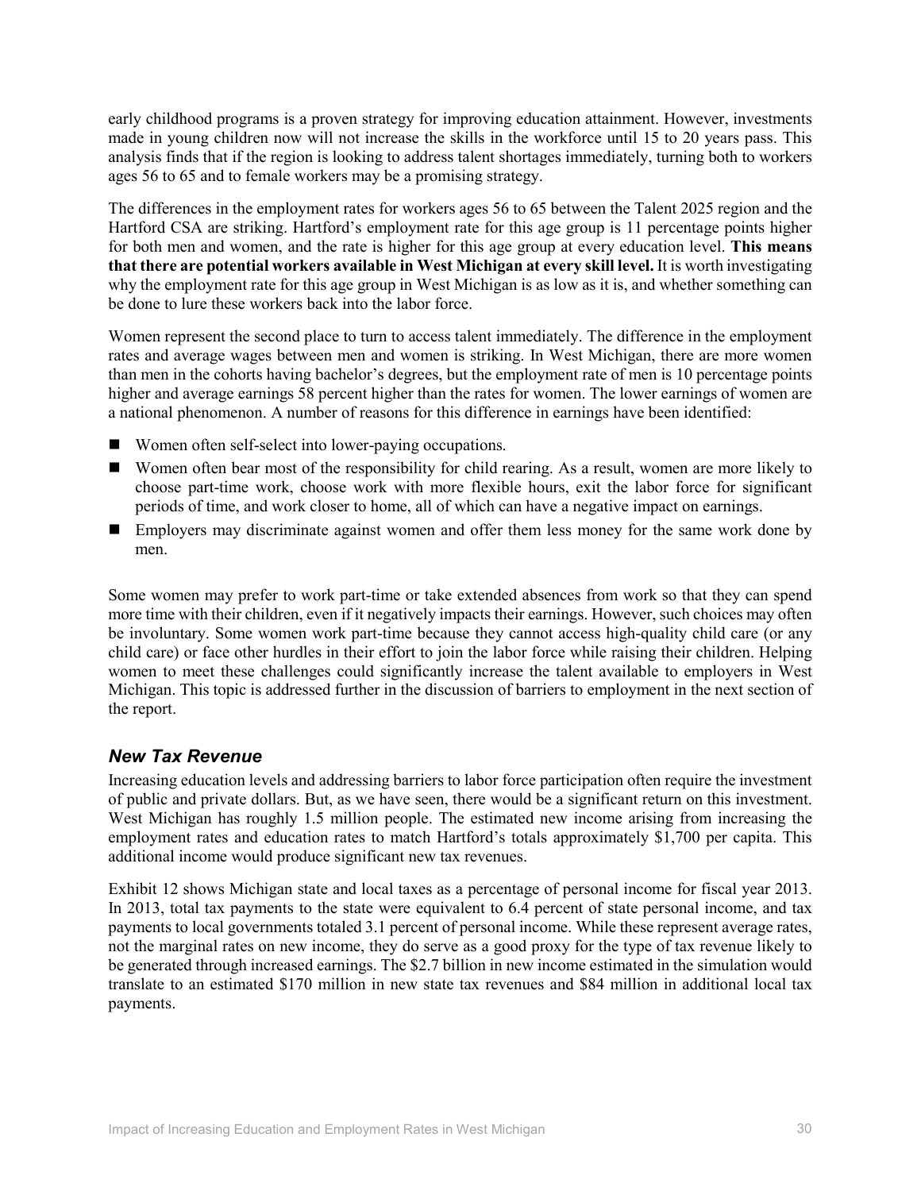early childhood programs is a proven strategy for improving education attainment. However, investments made in young children now will not increase the skills in the workforce until 15 to 20 years pass. This analysis finds that if the region is looking to address talent shortages immediately, turning both to workers ages 56 to 65 and to female workers may be a promising strategy.

The differences in the employment rates for workers ages 56 to 65 between the Talent 2025 region and the Hartford CSA are striking. Hartford's employment rate for this age group is 11 percentage points higher for both men and women, and the rate is higher for this age group at every education level. **This means that there are potential workers available in West Michigan at every skill level.** It is worth investigating why the employment rate for this age group in West Michigan is as low as it is, and whether something can be done to lure these workers back into the labor force.

Women represent the second place to turn to access talent immediately. The difference in the employment rates and average wages between men and women is striking. In West Michigan, there are more women than men in the cohorts having bachelor's degrees, but the employment rate of men is 10 percentage points higher and average earnings 58 percent higher than the rates for women. The lower earnings of women are a national phenomenon. A number of reasons for this difference in earnings have been identified:

- Women often self-select into lower-paying occupations.
- Women often bear most of the responsibility for child rearing. As a result, women are more likely to choose part-time work, choose work with more flexible hours, exit the labor force for significant periods of time, and work closer to home, all of which can have a negative impact on earnings.
- Employers may discriminate against women and offer them less money for the same work done by men.

Some women may prefer to work part-time or take extended absences from work so that they can spend more time with their children, even if it negatively impacts their earnings. However, such choices may often be involuntary. Some women work part-time because they cannot access high-quality child care (or any child care) or face other hurdles in their effort to join the labor force while raising their children. Helping women to meet these challenges could significantly increase the talent available to employers in West Michigan. This topic is addressed further in the discussion of barriers to employment in the next section of the report.

### *New Tax Revenue*

Increasing education levels and addressing barriers to labor force participation often require the investment of public and private dollars. But, as we have seen, there would be a significant return on this investment. West Michigan has roughly 1.5 million people. The estimated new income arising from increasing the employment rates and education rates to match Hartford's totals approximately $1,700 per capita. This additional income would produce significant new tax revenues.

Exhibit 12 shows Michigan state and local taxes as a percentage of personal income for fiscal year 2013. In 2013, total tax payments to the state were equivalent to 6.4 percent of state personal income, and tax payments to local governments totaled 3.1 percent of personal income. While these represent average rates, not the marginal rates on new income, they do serve as a good proxy for the type of tax revenue likely to be generated through increased earnings. The $2.7 billion in new income estimated in the simulation would translate to an estimated $170 million in new state tax revenues and $84 million in additional local tax payments.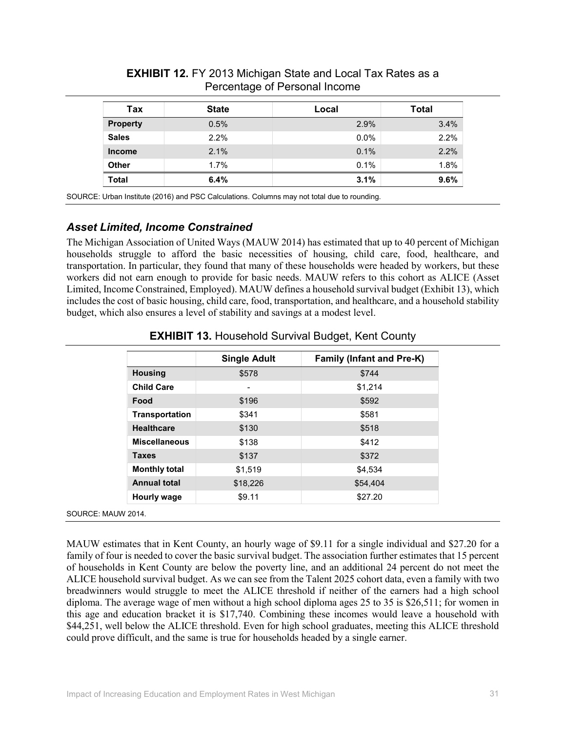**EXHIBIT 12.** FY 2013 Michigan State and Local Tax Rates as a Percentage of Personal Income

| Tax | State | Local | Total |
|---|---|---|---|
| **Property** | 0.5% | 2.9% | 3.4% |
| **Sales** | 2.2% | 0.0% | 2.2% |
| **Income** | 2.1% | 0.1% | 2.2% |
| **Other** | 1.7% | 0.1% | 1.8% |
| **Total** | **6.4%** | **3.1%** | **9.6%** |

SOURCE: Urban Institute (2016) and PSC Calculations. Columns may not total due to rounding.

### *Asset Limited, Income Constrained*

The Michigan Association of United Ways (MAUW 2014) has estimated that up to 40 percent of Michigan households struggle to afford the basic necessities of housing, child care, food, healthcare, and transportation. In particular, they found that many of these households were headed by workers, but these workers did not earn enough to provide for basic needs. MAUW refers to this cohort as ALICE (Asset Limited, Income Constrained, Employed). MAUW defines a household survival budget (Exhibit 13), which includes the cost of basic housing, child care, food, transportation, and healthcare, and a household stability budget, which also ensures a level of stability and savings at a modest level.

**EXHIBIT 13.** Household Survival Budget, Kent County

| | Single Adult | Family (Infant and Pre-K) |
|---|---|---|
| **Housing** | $578 | $744 |
| **Child Care** | - | $1,214 |
| **Food** | $196 | $592 |
| **Transportation** | $341 | $581 |
| **Healthcare** | $130 | $518 |
| **Miscellaneous** | $138 | $412 |
| **Taxes** | $137 | $372 |
| **Monthly total** | $1,519 | $4,534 |
| **Annual total** | $18,226 | $54,404 |
| **Hourly wage** | $9.11 | $27.20 |

SOURCE: MAUW 2014.

MAUW estimates that in Kent County, an hourly wage of $9.11 for a single individual and $27.20 for a family of four is needed to cover the basic survival budget. The association further estimates that 15 percent of households in Kent County are below the poverty line, and an additional 24 percent do not meet the ALICE household survival budget. As we can see from the Talent 2025 cohort data, even a family with two breadwinners would struggle to meet the ALICE threshold if neither of the earners had a high school diploma. The average wage of men without a high school diploma ages 25 to 35 is $26,511; for women in this age and education bracket it is $17,740. Combining these incomes would leave a household with $44,251, well below the ALICE threshold. Even for high school graduates, meeting this ALICE threshold could prove difficult, and the same is true for households headed by a single earner.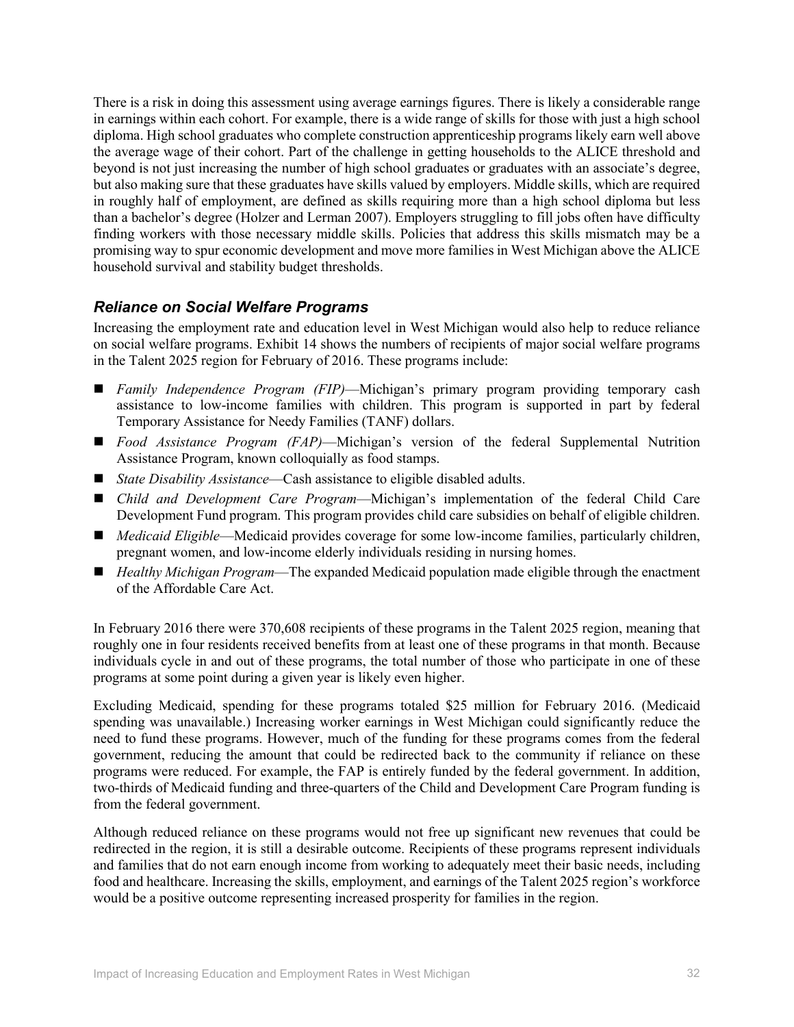There is a risk in doing this assessment using average earnings figures. There is likely a considerable range in earnings within each cohort. For example, there is a wide range of skills for those with just a high school diploma. High school graduates who complete construction apprenticeship programs likely earn well above the average wage of their cohort. Part of the challenge in getting households to the ALICE threshold and beyond is not just increasing the number of high school graduates or graduates with an associate's degree, but also making sure that these graduates have skills valued by employers. Middle skills, which are required in roughly half of employment, are defined as skills requiring more than a high school diploma but less than a bachelor's degree (Holzer and Lerman 2007). Employers struggling to fill jobs often have difficulty finding workers with those necessary middle skills. Policies that address this skills mismatch may be a promising way to spur economic development and move more families in West Michigan above the ALICE household survival and stability budget thresholds.

### *Reliance on Social Welfare Programs*

Increasing the employment rate and education level in West Michigan would also help to reduce reliance on social welfare programs. Exhibit 14 shows the numbers of recipients of major social welfare programs in the Talent 2025 region for February of 2016. These programs include:

- *Family Independence Program (FIP)*—Michigan's primary program providing temporary cash assistance to low-income families with children. This program is supported in part by federal Temporary Assistance for Needy Families (TANF) dollars.
- *Food Assistance Program (FAP)*—Michigan's version of the federal Supplemental Nutrition Assistance Program, known colloquially as food stamps.
- *State Disability Assistance*—Cash assistance to eligible disabled adults.
- *Child and Development Care Program*—Michigan's implementation of the federal Child Care Development Fund program. This program provides child care subsidies on behalf of eligible children.
- *Medicaid Eligible*—Medicaid provides coverage for some low-income families, particularly children, pregnant women, and low-income elderly individuals residing in nursing homes.
- *Healthy Michigan Program*—The expanded Medicaid population made eligible through the enactment of the Affordable Care Act.

In February 2016 there were 370,608 recipients of these programs in the Talent 2025 region, meaning that roughly one in four residents received benefits from at least one of these programs in that month. Because individuals cycle in and out of these programs, the total number of those who participate in one of these programs at some point during a given year is likely even higher.

Excluding Medicaid, spending for these programs totaled $25 million for February 2016. (Medicaid spending was unavailable.) Increasing worker earnings in West Michigan could significantly reduce the need to fund these programs. However, much of the funding for these programs comes from the federal government, reducing the amount that could be redirected back to the community if reliance on these programs were reduced. For example, the FAP is entirely funded by the federal government. In addition, two-thirds of Medicaid funding and three-quarters of the Child and Development Care Program funding is from the federal government.

Although reduced reliance on these programs would not free up significant new revenues that could be redirected in the region, it is still a desirable outcome. Recipients of these programs represent individuals and families that do not earn enough income from working to adequately meet their basic needs, including food and healthcare. Increasing the skills, employment, and earnings of the Talent 2025 region's workforce would be a positive outcome representing increased prosperity for families in the region.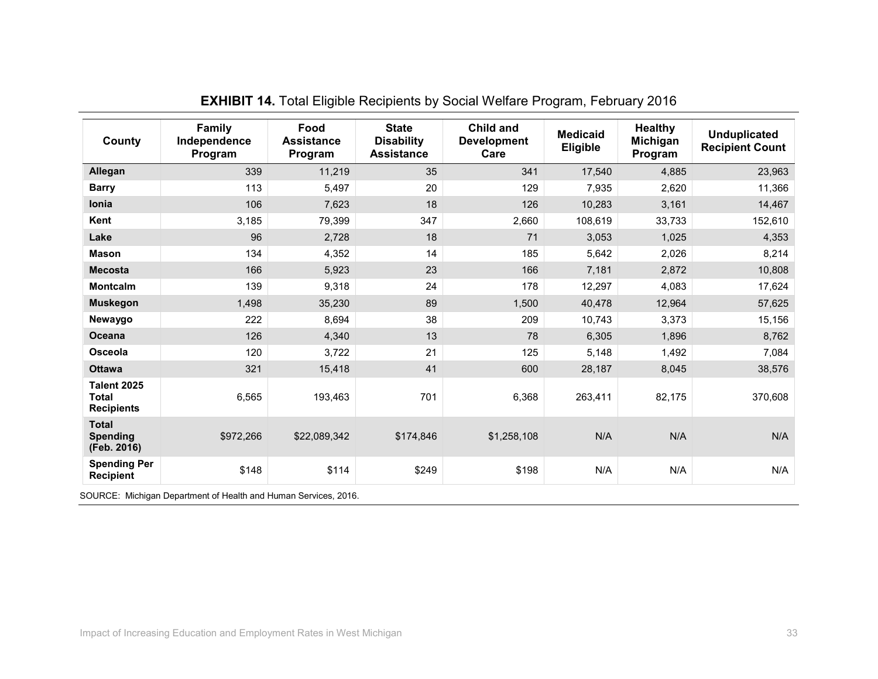**EXHIBIT 14.** Total Eligible Recipients by Social Welfare Program, February 2016

| County | Family Independence Program | Food Assistance Program | State Disability Assistance | Child and Development Care | Medicaid Eligible | Healthy Michigan Program | Unduplicated Recipient Count |
|---|---|---|---|---|---|---|---|
| **Allegan** | 339 | 11,219 | 35 | 341 | 17,540 | 4,885 | 23,963 |
| **Barry** | 113 | 5,497 | 20 | 129 | 7,935 | 2,620 | 11,366 |
| **Ionia** | 106 | 7,623 | 18 | 126 | 10,283 | 3,161 | 14,467 |
| **Kent** | 3,185 | 79,399 | 347 | 2,660 | 108,619 | 33,733 | 152,610 |
| **Lake** | 96 | 2,728 | 18 | 71 | 3,053 | 1,025 | 4,353 |
| **Mason** | 134 | 4,352 | 14 | 185 | 5,642 | 2,026 | 8,214 |
| **Mecosta** | 166 | 5,923 | 23 | 166 | 7,181 | 2,872 | 10,808 |
| **Montcalm** | 139 | 9,318 | 24 | 178 | 12,297 | 4,083 | 17,624 |
| **Muskegon** | 1,498 | 35,230 | 89 | 1,500 | 40,478 | 12,964 | 57,625 |
| **Newaygo** | 222 | 8,694 | 38 | 209 | 10,743 | 3,373 | 15,156 |
| **Oceana** | 126 | 4,340 | 13 | 78 | 6,305 | 1,896 | 8,762 |
| **Osceola** | 120 | 3,722 | 21 | 125 | 5,148 | 1,492 | 7,084 |
| **Ottawa** | 321 | 15,418 | 41 | 600 | 28,187 | 8,045 | 38,576 |
| **Talent 2025 Total Recipients** | 6,565 | 193,463 | 701 | 6,368 | 263,411 | 82,175 | 370,608 |
| **Total Spending (Feb. 2016)** | $972,266 | $22,089,342 | $174,846 | $1,258,108 | N/A | N/A | N/A |
| **Spending Per Recipient** | $148 | $114 | $249 | $198 | N/A | N/A | N/A |

SOURCE: Michigan Department of Health and Human Services, 2016.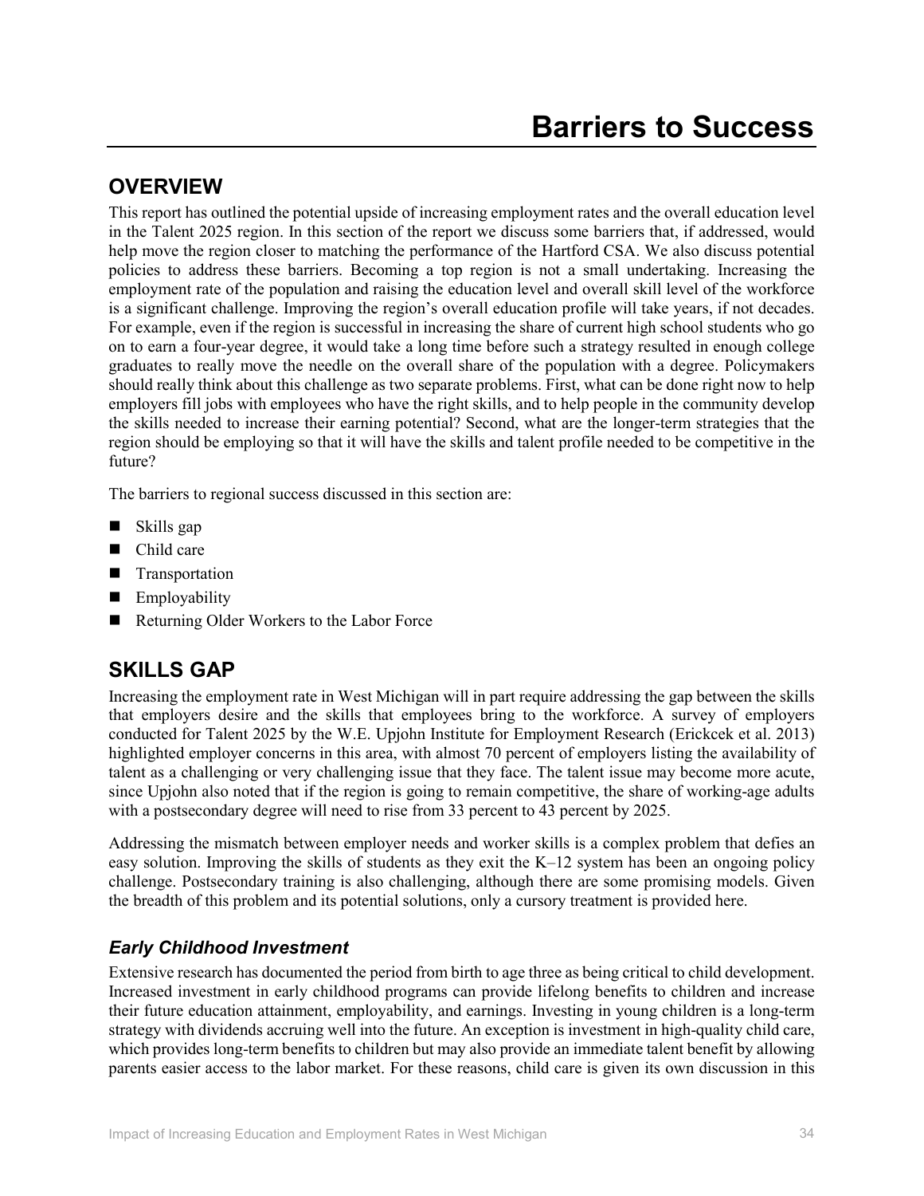# Barriers to Success

## OVERVIEW

This report has outlined the potential upside of increasing employment rates and the overall education level in the Talent 2025 region. In this section of the report we discuss some barriers that, if addressed, would help move the region closer to matching the performance of the Hartford CSA. We also discuss potential policies to address these barriers. Becoming a top region is not a small undertaking. Increasing the employment rate of the population and raising the education level and overall skill level of the workforce is a significant challenge. Improving the region's overall education profile will take years, if not decades. For example, even if the region is successful in increasing the share of current high school students who go on to earn a four-year degree, it would take a long time before such a strategy resulted in enough college graduates to really move the needle on the overall share of the population with a degree. Policymakers should really think about this challenge as two separate problems. First, what can be done right now to help employers fill jobs with employees who have the right skills, and to help people in the community develop the skills needed to increase their earning potential? Second, what are the longer-term strategies that the region should be employing so that it will have the skills and talent profile needed to be competitive in the future?

The barriers to regional success discussed in this section are:

- Skills gap
- Child care
- Transportation
- Employability
- Returning Older Workers to the Labor Force

## SKILLS GAP

Increasing the employment rate in West Michigan will in part require addressing the gap between the skills that employers desire and the skills that employees bring to the workforce. A survey of employers conducted for Talent 2025 by the W.E. Upjohn Institute for Employment Research (Erickcek et al. 2013) highlighted employer concerns in this area, with almost 70 percent of employers listing the availability of talent as a challenging or very challenging issue that they face. The talent issue may become more acute, since Upjohn also noted that if the region is going to remain competitive, the share of working-age adults with a postsecondary degree will need to rise from 33 percent to 43 percent by 2025.

Addressing the mismatch between employer needs and worker skills is a complex problem that defies an easy solution. Improving the skills of students as they exit the K–12 system has been an ongoing policy challenge. Postsecondary training is also challenging, although there are some promising models. Given the breadth of this problem and its potential solutions, only a cursory treatment is provided here.

### *Early Childhood Investment*

Extensive research has documented the period from birth to age three as being critical to child development. Increased investment in early childhood programs can provide lifelong benefits to children and increase their future education attainment, employability, and earnings. Investing in young children is a long-term strategy with dividends accruing well into the future. An exception is investment in high-quality child care, which provides long-term benefits to children but may also provide an immediate talent benefit by allowing parents easier access to the labor market. For these reasons, child care is given its own discussion in this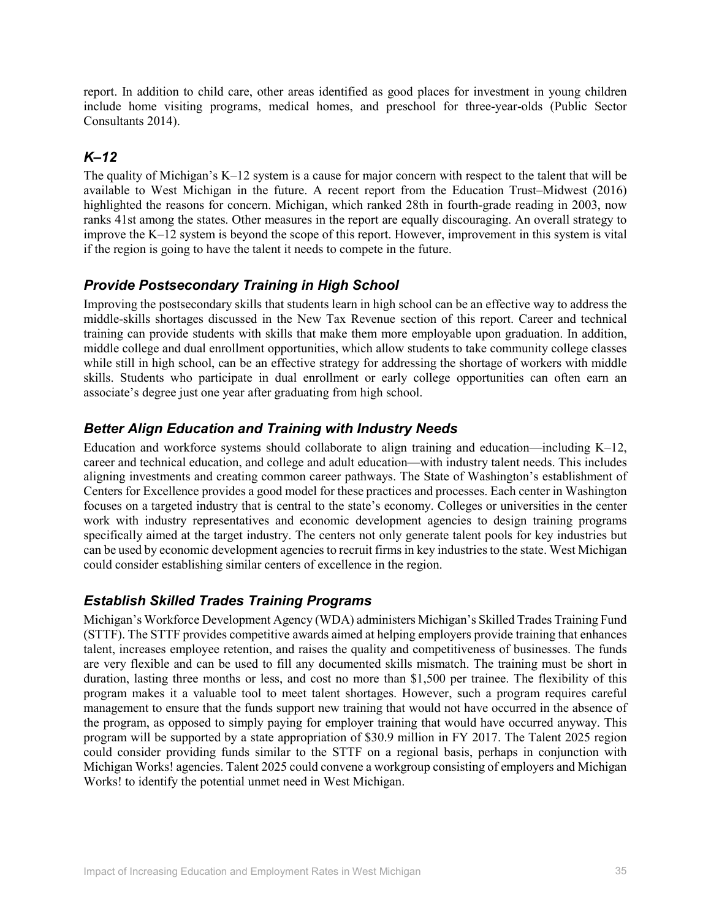report. In addition to child care, other areas identified as good places for investment in young children include home visiting programs, medical homes, and preschool for three-year-olds (Public Sector Consultants 2014).

### *K–12*

The quality of Michigan's K–12 system is a cause for major concern with respect to the talent that will be available to West Michigan in the future. A recent report from the Education Trust–Midwest (2016) highlighted the reasons for concern. Michigan, which ranked 28th in fourth-grade reading in 2003, now ranks 41st among the states. Other measures in the report are equally discouraging. An overall strategy to improve the K–12 system is beyond the scope of this report. However, improvement in this system is vital if the region is going to have the talent it needs to compete in the future.

### *Provide Postsecondary Training in High School*

Improving the postsecondary skills that students learn in high school can be an effective way to address the middle-skills shortages discussed in the New Tax Revenue section of this report. Career and technical training can provide students with skills that make them more employable upon graduation. In addition, middle college and dual enrollment opportunities, which allow students to take community college classes while still in high school, can be an effective strategy for addressing the shortage of workers with middle skills. Students who participate in dual enrollment or early college opportunities can often earn an associate's degree just one year after graduating from high school.

### *Better Align Education and Training with Industry Needs*

Education and workforce systems should collaborate to align training and education—including K–12, career and technical education, and college and adult education—with industry talent needs. This includes aligning investments and creating common career pathways. The State of Washington's establishment of Centers for Excellence provides a good model for these practices and processes. Each center in Washington focuses on a targeted industry that is central to the state's economy. Colleges or universities in the center work with industry representatives and economic development agencies to design training programs specifically aimed at the target industry. The centers not only generate talent pools for key industries but can be used by economic development agencies to recruit firms in key industries to the state. West Michigan could consider establishing similar centers of excellence in the region.

### *Establish Skilled Trades Training Programs*

Michigan's Workforce Development Agency (WDA) administers Michigan's Skilled Trades Training Fund (STTF). The STTF provides competitive awards aimed at helping employers provide training that enhances talent, increases employee retention, and raises the quality and competitiveness of businesses. The funds are very flexible and can be used to fill any documented skills mismatch. The training must be short in duration, lasting three months or less, and cost no more than $1,500 per trainee. The flexibility of this program makes it a valuable tool to meet talent shortages. However, such a program requires careful management to ensure that the funds support new training that would not have occurred in the absence of the program, as opposed to simply paying for employer training that would have occurred anyway. This program will be supported by a state appropriation of $30.9 million in FY 2017. The Talent 2025 region could consider providing funds similar to the STTF on a regional basis, perhaps in conjunction with Michigan Works! agencies. Talent 2025 could convene a workgroup consisting of employers and Michigan Works! to identify the potential unmet need in West Michigan.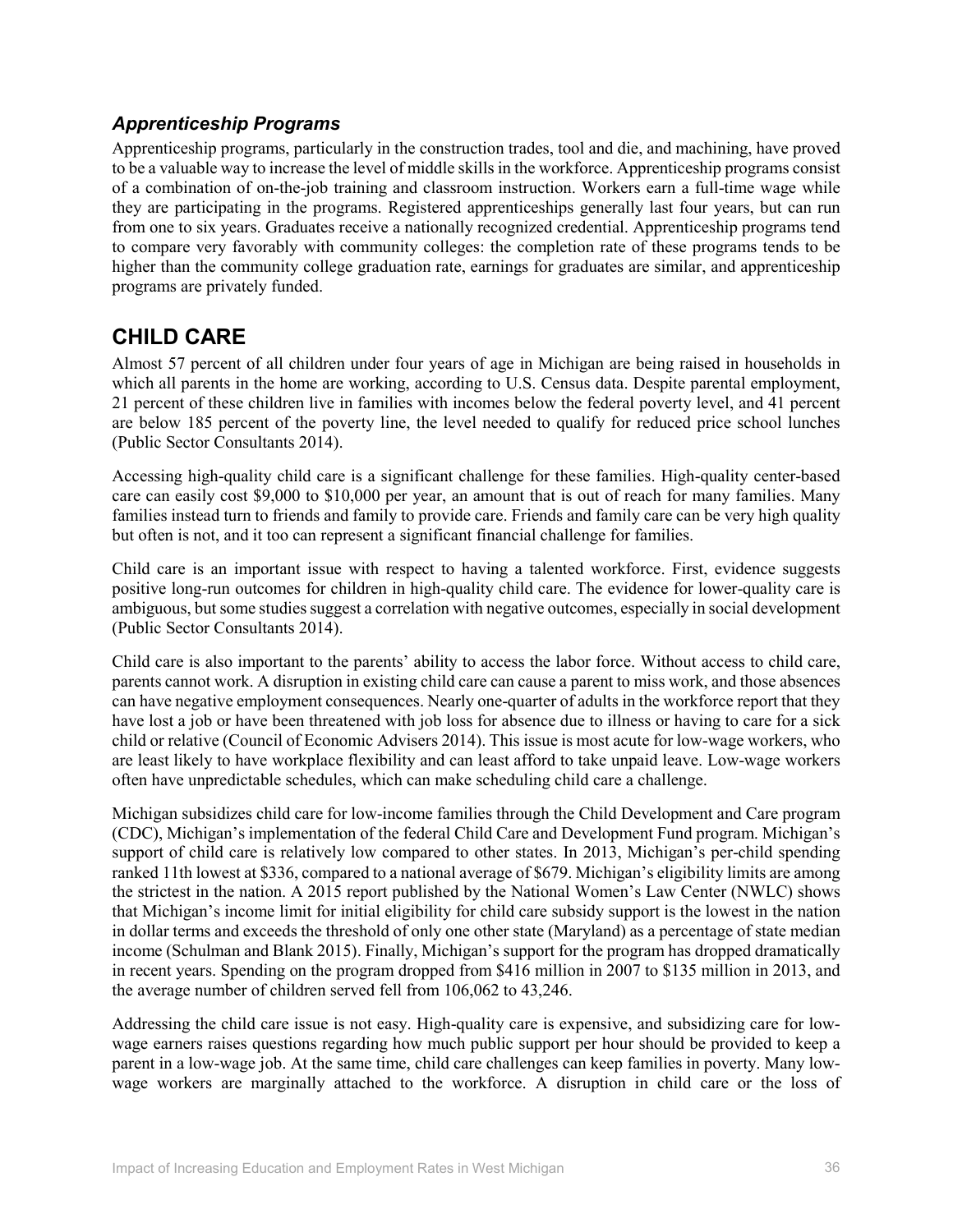### *Apprenticeship Programs*

Apprenticeship programs, particularly in the construction trades, tool and die, and machining, have proved to be a valuable way to increase the level of middle skills in the workforce. Apprenticeship programs consist of a combination of on-the-job training and classroom instruction. Workers earn a full-time wage while they are participating in the programs. Registered apprenticeships generally last four years, but can run from one to six years. Graduates receive a nationally recognized credential. Apprenticeship programs tend to compare very favorably with community colleges: the completion rate of these programs tends to be higher than the community college graduation rate, earnings for graduates are similar, and apprenticeship programs are privately funded.

## CHILD CARE

Almost 57 percent of all children under four years of age in Michigan are being raised in households in which all parents in the home are working, according to U.S. Census data. Despite parental employment, 21 percent of these children live in families with incomes below the federal poverty level, and 41 percent are below 185 percent of the poverty line, the level needed to qualify for reduced price school lunches (Public Sector Consultants 2014).

Accessing high-quality child care is a significant challenge for these families. High-quality center-based care can easily cost $9,000 to $10,000 per year, an amount that is out of reach for many families. Many families instead turn to friends and family to provide care. Friends and family care can be very high quality but often is not, and it too can represent a significant financial challenge for families.

Child care is an important issue with respect to having a talented workforce. First, evidence suggests positive long-run outcomes for children in high-quality child care. The evidence for lower-quality care is ambiguous, but some studies suggest a correlation with negative outcomes, especially in social development (Public Sector Consultants 2014).

Child care is also important to the parents' ability to access the labor force. Without access to child care, parents cannot work. A disruption in existing child care can cause a parent to miss work, and those absences can have negative employment consequences. Nearly one-quarter of adults in the workforce report that they have lost a job or have been threatened with job loss for absence due to illness or having to care for a sick child or relative (Council of Economic Advisers 2014). This issue is most acute for low-wage workers, who are least likely to have workplace flexibility and can least afford to take unpaid leave. Low-wage workers often have unpredictable schedules, which can make scheduling child care a challenge.

Michigan subsidizes child care for low-income families through the Child Development and Care program (CDC), Michigan's implementation of the federal Child Care and Development Fund program. Michigan's support of child care is relatively low compared to other states. In 2013, Michigan's per-child spending ranked 11th lowest at $336, compared to a national average of $679. Michigan's eligibility limits are among the strictest in the nation. A 2015 report published by the National Women's Law Center (NWLC) shows that Michigan's income limit for initial eligibility for child care subsidy support is the lowest in the nation in dollar terms and exceeds the threshold of only one other state (Maryland) as a percentage of state median income (Schulman and Blank 2015). Finally, Michigan's support for the program has dropped dramatically in recent years. Spending on the program dropped from $416 million in 2007 to $135 million in 2013, and the average number of children served fell from 106,062 to 43,246.

Addressing the child care issue is not easy. High-quality care is expensive, and subsidizing care for low-wage earners raises questions regarding how much public support per hour should be provided to keep a parent in a low-wage job. At the same time, child care challenges can keep families in poverty. Many low-wage workers are marginally attached to the workforce. A disruption in child care or the loss of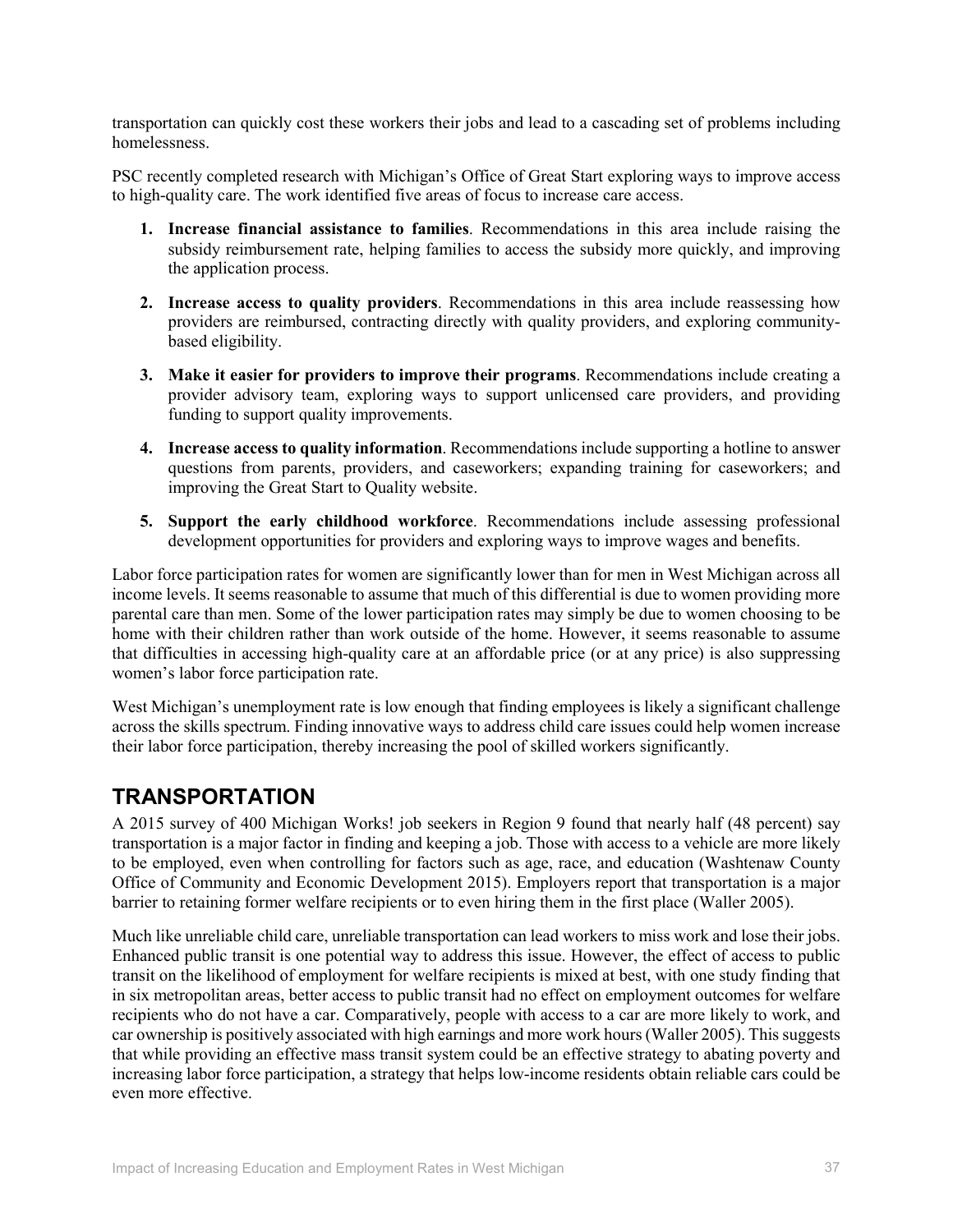transportation can quickly cost these workers their jobs and lead to a cascading set of problems including homelessness.

PSC recently completed research with Michigan's Office of Great Start exploring ways to improve access to high-quality care. The work identified five areas of focus to increase care access.

1. **Increase financial assistance to families**. Recommendations in this area include raising the subsidy reimbursement rate, helping families to access the subsidy more quickly, and improving the application process.
2. **Increase access to quality providers**. Recommendations in this area include reassessing how providers are reimbursed, contracting directly with quality providers, and exploring community-based eligibility.
3. **Make it easier for providers to improve their programs**. Recommendations include creating a provider advisory team, exploring ways to support unlicensed care providers, and providing funding to support quality improvements.
4. **Increase access to quality information**. Recommendations include supporting a hotline to answer questions from parents, providers, and caseworkers; expanding training for caseworkers; and improving the Great Start to Quality website.
5. **Support the early childhood workforce**. Recommendations include assessing professional development opportunities for providers and exploring ways to improve wages and benefits.

Labor force participation rates for women are significantly lower than for men in West Michigan across all income levels. It seems reasonable to assume that much of this differential is due to women providing more parental care than men. Some of the lower participation rates may simply be due to women choosing to be home with their children rather than work outside of the home. However, it seems reasonable to assume that difficulties in accessing high-quality care at an affordable price (or at any price) is also suppressing women's labor force participation rate.

West Michigan's unemployment rate is low enough that finding employees is likely a significant challenge across the skills spectrum. Finding innovative ways to address child care issues could help women increase their labor force participation, thereby increasing the pool of skilled workers significantly.

## TRANSPORTATION

A 2015 survey of 400 Michigan Works! job seekers in Region 9 found that nearly half (48 percent) say transportation is a major factor in finding and keeping a job. Those with access to a vehicle are more likely to be employed, even when controlling for factors such as age, race, and education (Washtenaw County Office of Community and Economic Development 2015). Employers report that transportation is a major barrier to retaining former welfare recipients or to even hiring them in the first place (Waller 2005).

Much like unreliable child care, unreliable transportation can lead workers to miss work and lose their jobs. Enhanced public transit is one potential way to address this issue. However, the effect of access to public transit on the likelihood of employment for welfare recipients is mixed at best, with one study finding that in six metropolitan areas, better access to public transit had no effect on employment outcomes for welfare recipients who do not have a car. Comparatively, people with access to a car are more likely to work, and car ownership is positively associated with high earnings and more work hours (Waller 2005). This suggests that while providing an effective mass transit system could be an effective strategy to abating poverty and increasing labor force participation, a strategy that helps low-income residents obtain reliable cars could be even more effective.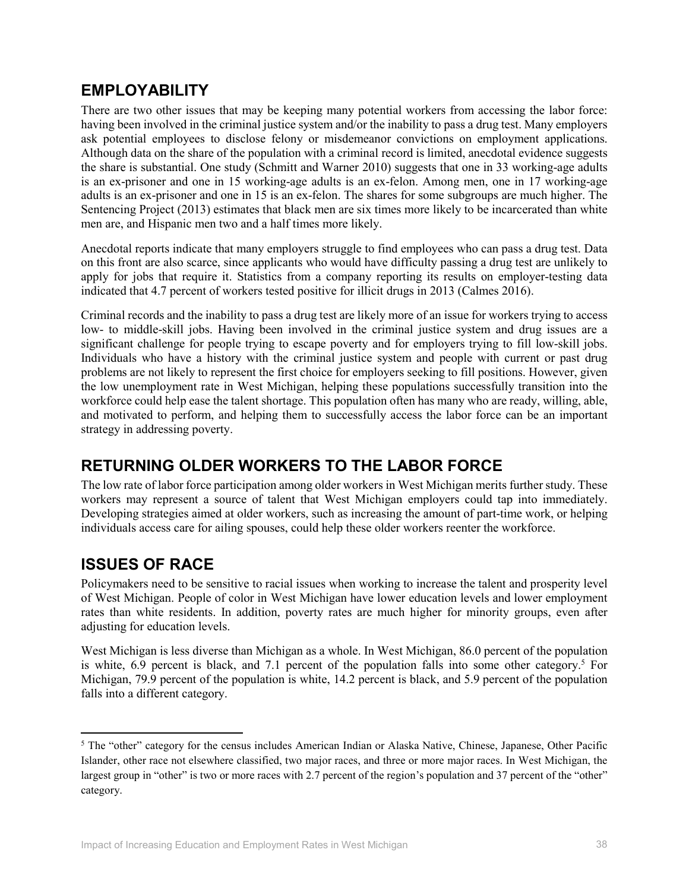## EMPLOYABILITY

There are two other issues that may be keeping many potential workers from accessing the labor force: having been involved in the criminal justice system and/or the inability to pass a drug test. Many employers ask potential employees to disclose felony or misdemeanor convictions on employment applications. Although data on the share of the population with a criminal record is limited, anecdotal evidence suggests the share is substantial. One study (Schmitt and Warner 2010) suggests that one in 33 working-age adults is an ex-prisoner and one in 15 working-age adults is an ex-felon. Among men, one in 17 working-age adults is an ex-prisoner and one in 15 is an ex-felon. The shares for some subgroups are much higher. The Sentencing Project (2013) estimates that black men are six times more likely to be incarcerated than white men are, and Hispanic men two and a half times more likely.

Anecdotal reports indicate that many employers struggle to find employees who can pass a drug test. Data on this front are also scarce, since applicants who would have difficulty passing a drug test are unlikely to apply for jobs that require it. Statistics from a company reporting its results on employer-testing data indicated that 4.7 percent of workers tested positive for illicit drugs in 2013 (Calmes 2016).

Criminal records and the inability to pass a drug test are likely more of an issue for workers trying to access low- to middle-skill jobs. Having been involved in the criminal justice system and drug issues are a significant challenge for people trying to escape poverty and for employers trying to fill low-skill jobs. Individuals who have a history with the criminal justice system and people with current or past drug problems are not likely to represent the first choice for employers seeking to fill positions. However, given the low unemployment rate in West Michigan, helping these populations successfully transition into the workforce could help ease the talent shortage. This population often has many who are ready, willing, able, and motivated to perform, and helping them to successfully access the labor force can be an important strategy in addressing poverty.

## RETURNING OLDER WORKERS TO THE LABOR FORCE

The low rate of labor force participation among older workers in West Michigan merits further study. These workers may represent a source of talent that West Michigan employers could tap into immediately. Developing strategies aimed at older workers, such as increasing the amount of part-time work, or helping individuals access care for ailing spouses, could help these older workers reenter the workforce.

## ISSUES OF RACE

Policymakers need to be sensitive to racial issues when working to increase the talent and prosperity level of West Michigan. People of color in West Michigan have lower education levels and lower employment rates than white residents. In addition, poverty rates are much higher for minority groups, even after adjusting for education levels.

West Michigan is less diverse than Michigan as a whole. In West Michigan, 86.0 percent of the population is white, 6.9 percent is black, and 7.1 percent of the population falls into some other category.[5] For Michigan, 79.9 percent of the population is white, 14.2 percent is black, and 5.9 percent of the population falls into a different category.

---

[5] The "other" category for the census includes American Indian or Alaska Native, Chinese, Japanese, Other Pacific Islander, other race not elsewhere classified, two major races, and three or more major races. In West Michigan, the largest group in "other" is two or more races with 2.7 percent of the region's population and 37 percent of the "other" category.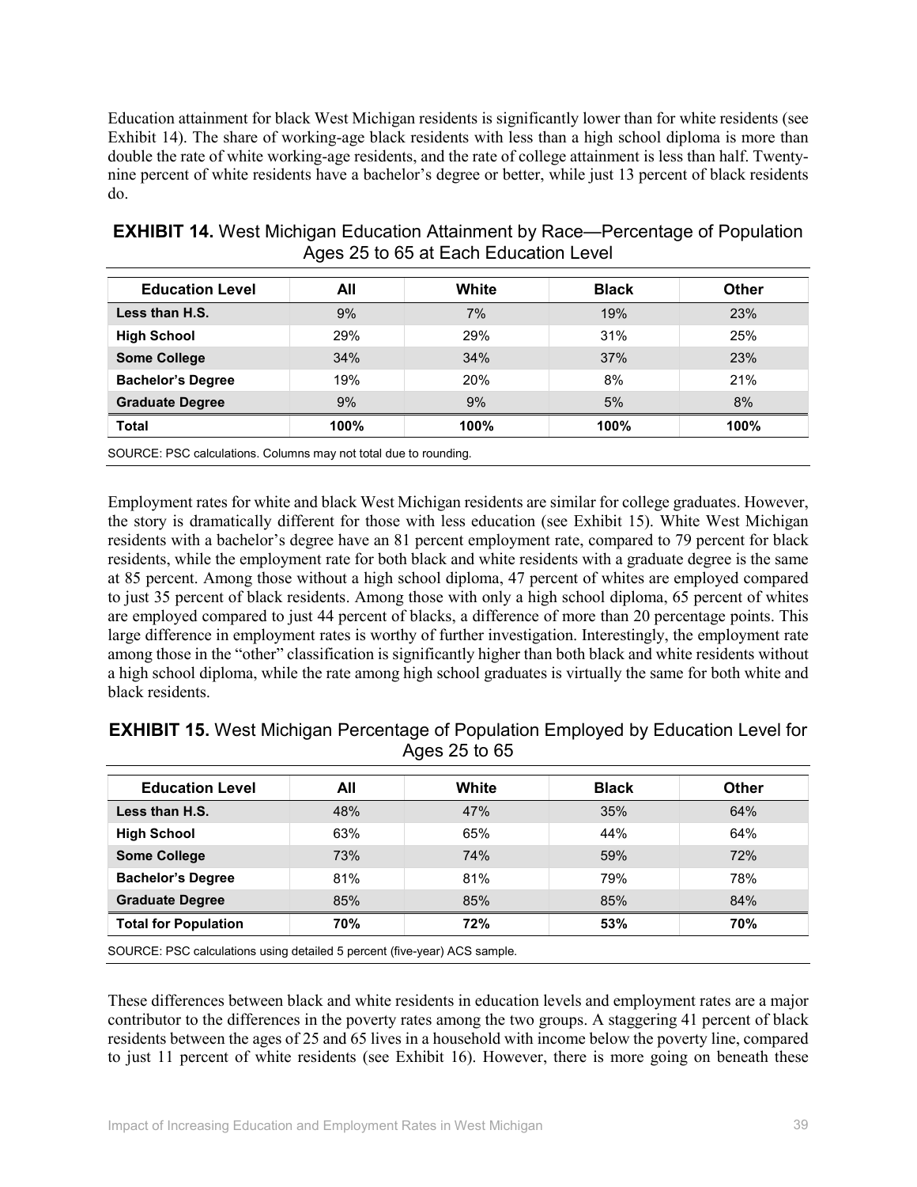Education attainment for black West Michigan residents is significantly lower than for white residents (see Exhibit 14). The share of working-age black residents with less than a high school diploma is more than double the rate of white working-age residents, and the rate of college attainment is less than half. Twenty-nine percent of white residents have a bachelor's degree or better, while just 13 percent of black residents do.

**EXHIBIT 14.** West Michigan Education Attainment by Race—Percentage of Population Ages 25 to 65 at Each Education Level

| Education Level | All | White | Black | Other |
|---|---|---|---|---|
| **Less than H.S.** | 9% | 7% | 19% | 23% |
| **High School** | 29% | 29% | 31% | 25% |
| **Some College** | 34% | 34% | 37% | 23% |
| **Bachelor's Degree** | 19% | 20% | 8% | 21% |
| **Graduate Degree** | 9% | 9% | 5% | 8% |
| **Total** | **100%** | **100%** | **100%** | **100%** |

SOURCE: PSC calculations. Columns may not total due to rounding.

Employment rates for white and black West Michigan residents are similar for college graduates. However, the story is dramatically different for those with less education (see Exhibit 15). White West Michigan residents with a bachelor's degree have an 81 percent employment rate, compared to 79 percent for black residents, while the employment rate for both black and white residents with a graduate degree is the same at 85 percent. Among those without a high school diploma, 47 percent of whites are employed compared to just 35 percent of black residents. Among those with only a high school diploma, 65 percent of whites are employed compared to just 44 percent of blacks, a difference of more than 20 percentage points. This large difference in employment rates is worthy of further investigation. Interestingly, the employment rate among those in the "other" classification is significantly higher than both black and white residents without a high school diploma, while the rate among high school graduates is virtually the same for both white and black residents.

**EXHIBIT 15.** West Michigan Percentage of Population Employed by Education Level for Ages 25 to 65

| Education Level | All | White | Black | Other |
|---|---|---|---|---|
| **Less than H.S.** | 48% | 47% | 35% | 64% |
| **High School** | 63% | 65% | 44% | 64% |
| **Some College** | 73% | 74% | 59% | 72% |
| **Bachelor's Degree** | 81% | 81% | 79% | 78% |
| **Graduate Degree** | 85% | 85% | 85% | 84% |
| **Total for Population** | **70%** | **72%** | **53%** | **70%** |

SOURCE: PSC calculations using detailed 5 percent (five-year) ACS sample.

These differences between black and white residents in education levels and employment rates are a major contributor to the differences in the poverty rates among the two groups. A staggering 41 percent of black residents between the ages of 25 and 65 lives in a household with income below the poverty line, compared to just 11 percent of white residents (see Exhibit 16). However, there is more going on beneath these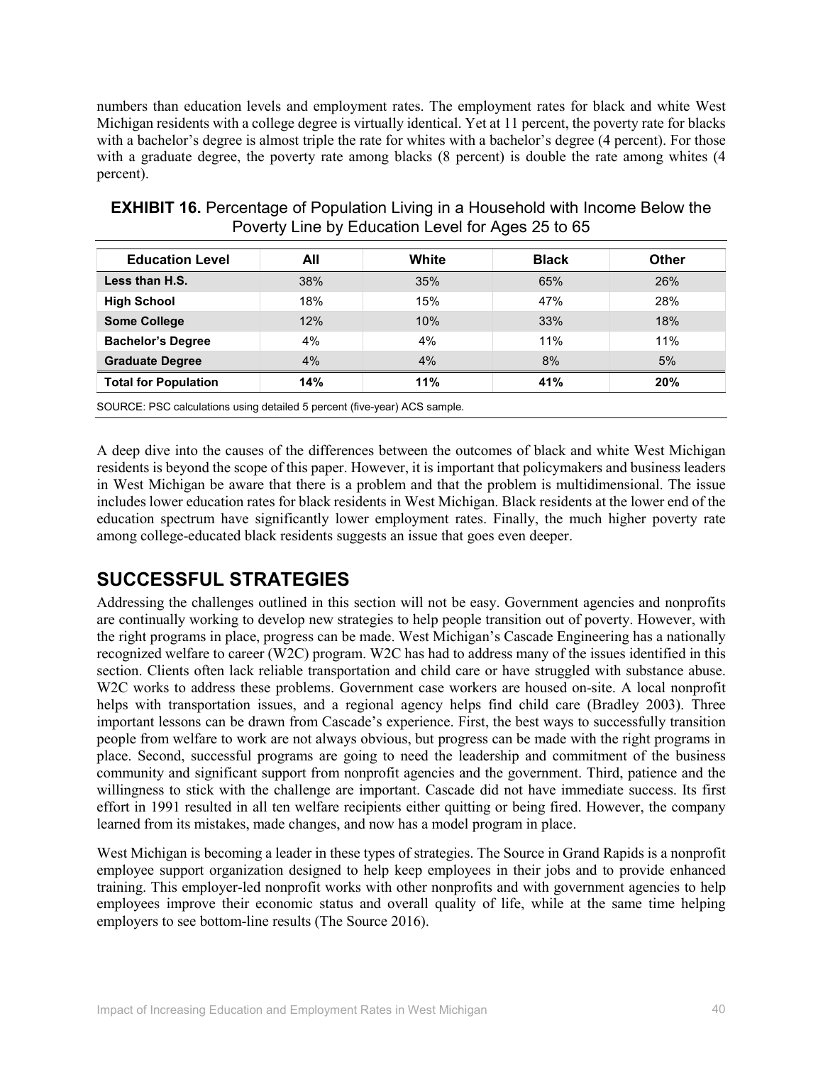numbers than education levels and employment rates. The employment rates for black and white West Michigan residents with a college degree is virtually identical. Yet at 11 percent, the poverty rate for blacks with a bachelor's degree is almost triple the rate for whites with a bachelor's degree (4 percent). For those with a graduate degree, the poverty rate among blacks (8 percent) is double the rate among whites (4 percent).

**EXHIBIT 16.** Percentage of Population Living in a Household with Income Below the Poverty Line by Education Level for Ages 25 to 65

| Education Level | All | White | Black | Other |
|---|---|---|---|---|
| **Less than H.S.** | 38% | 35% | 65% | 26% |
| **High School** | 18% | 15% | 47% | 28% |
| **Some College** | 12% | 10% | 33% | 18% |
| **Bachelor's Degree** | 4% | 4% | 11% | 11% |
| **Graduate Degree** | 4% | 4% | 8% | 5% |
| **Total for Population** | **14%** | **11%** | **41%** | **20%** |

SOURCE: PSC calculations using detailed 5 percent (five-year) ACS sample.

A deep dive into the causes of the differences between the outcomes of black and white West Michigan residents is beyond the scope of this paper. However, it is important that policymakers and business leaders in West Michigan be aware that there is a problem and that the problem is multidimensional. The issue includes lower education rates for black residents in West Michigan. Black residents at the lower end of the education spectrum have significantly lower employment rates. Finally, the much higher poverty rate among college-educated black residents suggests an issue that goes even deeper.

## SUCCESSFUL STRATEGIES

Addressing the challenges outlined in this section will not be easy. Government agencies and nonprofits are continually working to develop new strategies to help people transition out of poverty. However, with the right programs in place, progress can be made. West Michigan's Cascade Engineering has a nationally recognized welfare to career (W2C) program. W2C has had to address many of the issues identified in this section. Clients often lack reliable transportation and child care or have struggled with substance abuse. W2C works to address these problems. Government case workers are housed on-site. A local nonprofit helps with transportation issues, and a regional agency helps find child care (Bradley 2003). Three important lessons can be drawn from Cascade's experience. First, the best ways to successfully transition people from welfare to work are not always obvious, but progress can be made with the right programs in place. Second, successful programs are going to need the leadership and commitment of the business community and significant support from nonprofit agencies and the government. Third, patience and the willingness to stick with the challenge are important. Cascade did not have immediate success. Its first effort in 1991 resulted in all ten welfare recipients either quitting or being fired. However, the company learned from its mistakes, made changes, and now has a model program in place.

West Michigan is becoming a leader in these types of strategies. The Source in Grand Rapids is a nonprofit employee support organization designed to help keep employees in their jobs and to provide enhanced training. This employer-led nonprofit works with other nonprofits and with government agencies to help employees improve their economic status and overall quality of life, while at the same time helping employers to see bottom-line results (The Source 2016).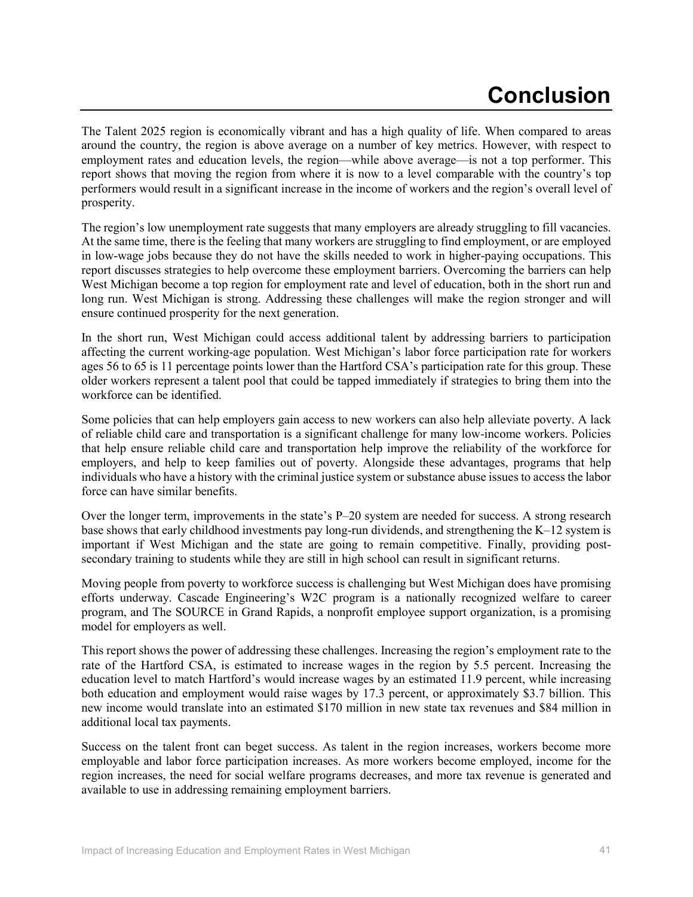# Conclusion

The Talent 2025 region is economically vibrant and has a high quality of life. When compared to areas around the country, the region is above average on a number of key metrics. However, with respect to employment rates and education levels, the region—while above average—is not a top performer. This report shows that moving the region from where it is now to a level comparable with the country's top performers would result in a significant increase in the income of workers and the region's overall level of prosperity.

The region's low unemployment rate suggests that many employers are already struggling to fill vacancies. At the same time, there is the feeling that many workers are struggling to find employment, or are employed in low-wage jobs because they do not have the skills needed to work in higher-paying occupations. This report discusses strategies to help overcome these employment barriers. Overcoming the barriers can help West Michigan become a top region for employment rate and level of education, both in the short run and long run. West Michigan is strong. Addressing these challenges will make the region stronger and will ensure continued prosperity for the next generation.

In the short run, West Michigan could access additional talent by addressing barriers to participation affecting the current working-age population. West Michigan's labor force participation rate for workers ages 56 to 65 is 11 percentage points lower than the Hartford CSA's participation rate for this group. These older workers represent a talent pool that could be tapped immediately if strategies to bring them into the workforce can be identified.

Some policies that can help employers gain access to new workers can also help alleviate poverty. A lack of reliable child care and transportation is a significant challenge for many low-income workers. Policies that help ensure reliable child care and transportation help improve the reliability of the workforce for employers, and help to keep families out of poverty. Alongside these advantages, programs that help individuals who have a history with the criminal justice system or substance abuse issues to access the labor force can have similar benefits.

Over the longer term, improvements in the state's P–20 system are needed for success. A strong research base shows that early childhood investments pay long-run dividends, and strengthening the K–12 system is important if West Michigan and the state are going to remain competitive. Finally, providing post-secondary training to students while they are still in high school can result in significant returns.

Moving people from poverty to workforce success is challenging but West Michigan does have promising efforts underway. Cascade Engineering's W2C program is a nationally recognized welfare to career program, and The SOURCE in Grand Rapids, a nonprofit employee support organization, is a promising model for employers as well.

This report shows the power of addressing these challenges. Increasing the region's employment rate to the rate of the Hartford CSA, is estimated to increase wages in the region by 5.5 percent. Increasing the education level to match Hartford's would increase wages by an estimated 11.9 percent, while increasing both education and employment would raise wages by 17.3 percent, or approximately $3.7 billion. This new income would translate into an estimated $170 million in new state tax revenues and $84 million in additional local tax payments.

Success on the talent front can beget success. As talent in the region increases, workers become more employable and labor force participation increases. As more workers become employed, income for the region increases, the need for social welfare programs decreases, and more tax revenue is generated and available to use in addressing remaining employment barriers.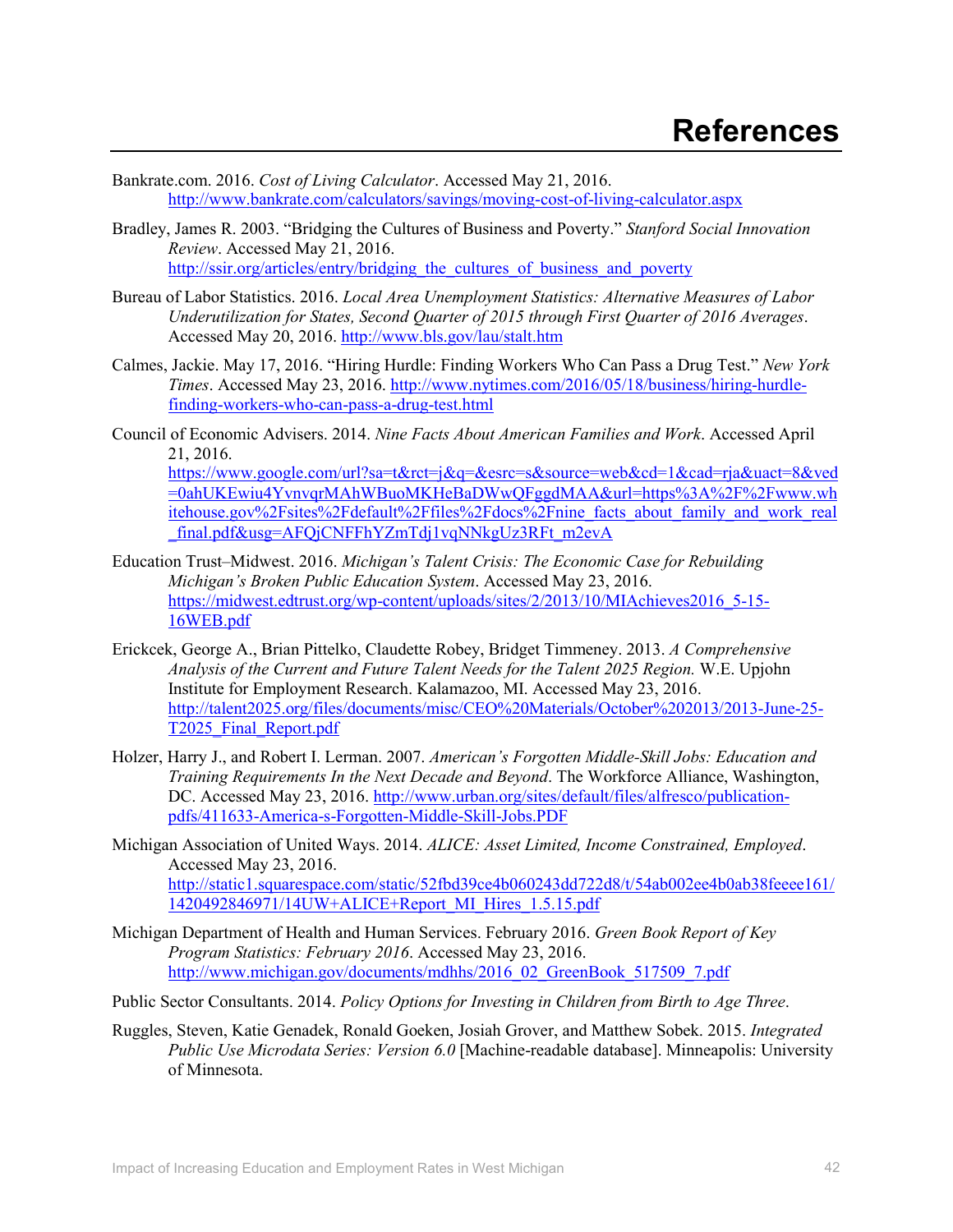# References

Bankrate.com. 2016. *Cost of Living Calculator*. Accessed May 21, 2016. http://www.bankrate.com/calculators/savings/moving-cost-of-living-calculator.aspx

Bradley, James R. 2003. "Bridging the Cultures of Business and Poverty." *Stanford Social Innovation Review*. Accessed May 21, 2016. http://ssir.org/articles/entry/bridging_the_cultures_of_business_and_poverty

Bureau of Labor Statistics. 2016. *Local Area Unemployment Statistics: Alternative Measures of Labor Underutilization for States, Second Quarter of 2015 through First Quarter of 2016 Averages*. Accessed May 20, 2016. http://www.bls.gov/lau/stalt.htm

Calmes, Jackie. May 17, 2016. "Hiring Hurdle: Finding Workers Who Can Pass a Drug Test." *New York Times*. Accessed May 23, 2016. http://www.nytimes.com/2016/05/18/business/hiring-hurdle-finding-workers-who-can-pass-a-drug-test.html

Council of Economic Advisers. 2014. *Nine Facts About American Families and Work*. Accessed April 21, 2016. https://www.google.com/url?sa=t&rct=j&q=&esrc=s&source=web&cd=1&cad=rja&uact=8&ved=0ahUKEwiu4YvnvqrMAhWBuoMKHeBaDWwQFggdMAA&url=https%3A%2F%2Fwww.whitehouse.gov%2Fsites%2Fdefault%2Ffiles%2Fdocs%2Fnine_facts_about_family_and_work_real_final.pdf&usg=AFQjCNFFhYZmTdj1vqNNkgUz3RFt_m2evA

Education Trust–Midwest. 2016. *Michigan's Talent Crisis: The Economic Case for Rebuilding Michigan's Broken Public Education System*. Accessed May 23, 2016. https://midwest.edtrust.org/wp-content/uploads/sites/2/2013/10/MIAchieves2016_5-15-16WEB.pdf

Erickcek, George A., Brian Pittelko, Claudette Robey, Bridget Timmeney. 2013. *A Comprehensive Analysis of the Current and Future Talent Needs for the Talent 2025 Region.* W.E. Upjohn Institute for Employment Research. Kalamazoo, MI. Accessed May 23, 2016. http://talent2025.org/files/documents/misc/CEO%20Materials/October%202013/2013-June-25-T2025_Final_Report.pdf

Holzer, Harry J., and Robert I. Lerman. 2007. *American's Forgotten Middle-Skill Jobs: Education and Training Requirements In the Next Decade and Beyond*. The Workforce Alliance, Washington, DC. Accessed May 23, 2016. http://www.urban.org/sites/default/files/alfresco/publication-pdfs/411633-America-s-Forgotten-Middle-Skill-Jobs.PDF

Michigan Association of United Ways. 2014. *ALICE: Asset Limited, Income Constrained, Employed*. Accessed May 23, 2016. http://static1.squarespace.com/static/52fbd39ce4b060243dd722d8/t/54ab002ee4b0ab38feeee161/1420492846971/14UW+ALICE+Report_MI_Hires_1.5.15.pdf

Michigan Department of Health and Human Services. February 2016. *Green Book Report of Key Program Statistics: February 2016*. Accessed May 23, 2016. http://www.michigan.gov/documents/mdhhs/2016_02_GreenBook_517509_7.pdf

Public Sector Consultants. 2014. *Policy Options for Investing in Children from Birth to Age Three*.

Ruggles, Steven, Katie Genadek, Ronald Goeken, Josiah Grover, and Matthew Sobek. 2015. *Integrated Public Use Microdata Series: Version 6.0* [Machine-readable database]. Minneapolis: University of Minnesota.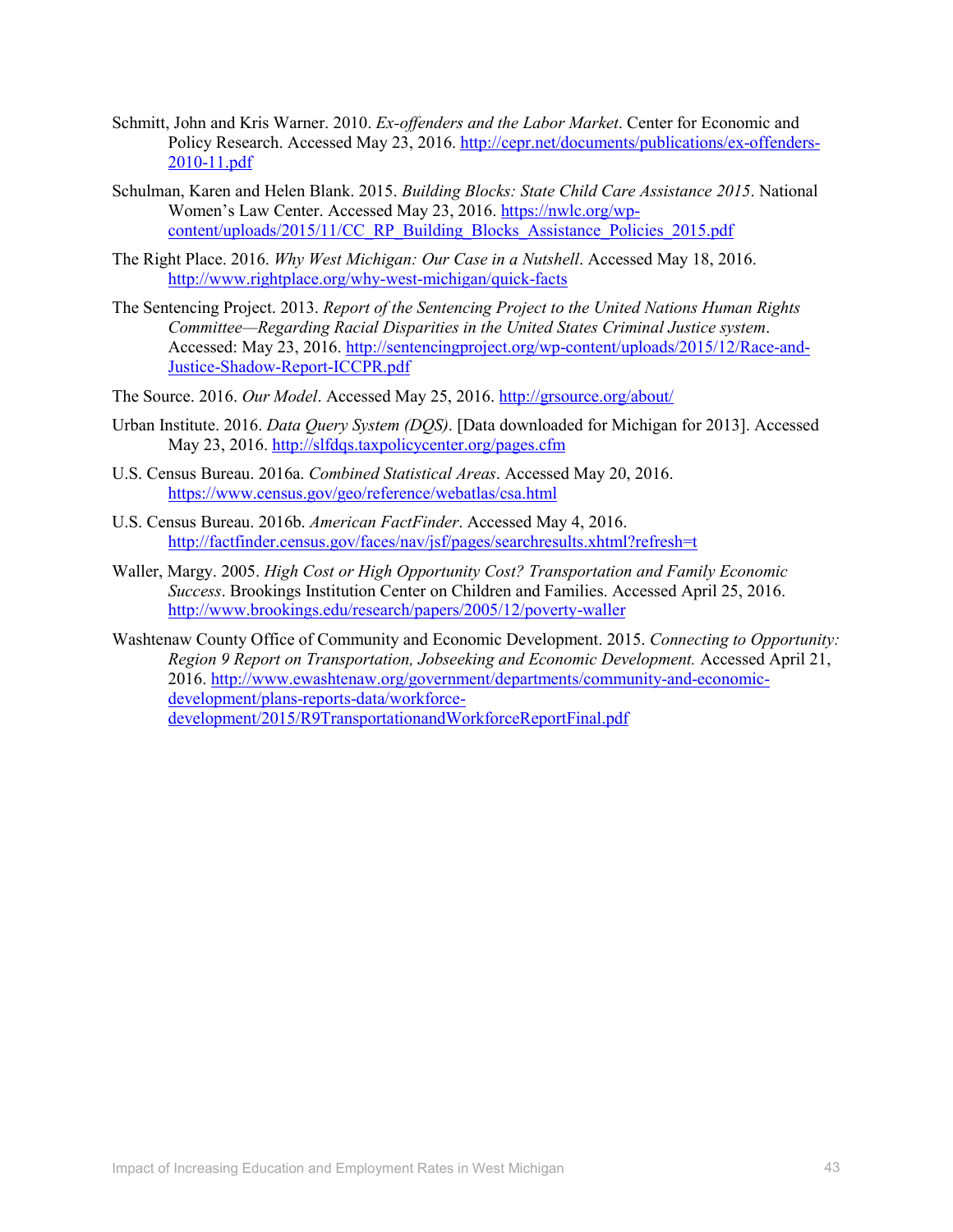Schmitt, John and Kris Warner. 2010. *Ex-offenders and the Labor Market*. Center for Economic and Policy Research. Accessed May 23, 2016. http://cepr.net/documents/publications/ex-offenders-2010-11.pdf

Schulman, Karen and Helen Blank. 2015. *Building Blocks: State Child Care Assistance 2015*. National Women's Law Center. Accessed May 23, 2016. https://nwlc.org/wp-content/uploads/2015/11/CC_RP_Building_Blocks_Assistance_Policies_2015.pdf

The Right Place. 2016. *Why West Michigan: Our Case in a Nutshell*. Accessed May 18, 2016. http://www.rightplace.org/why-west-michigan/quick-facts

The Sentencing Project. 2013. *Report of the Sentencing Project to the United Nations Human Rights Committee—Regarding Racial Disparities in the United States Criminal Justice system*. Accessed: May 23, 2016. http://sentencingproject.org/wp-content/uploads/2015/12/Race-and-Justice-Shadow-Report-ICCPR.pdf

The Source. 2016. *Our Model*. Accessed May 25, 2016. http://grsource.org/about/

Urban Institute. 2016. *Data Query System (DQS)*. [Data downloaded for Michigan for 2013]. Accessed May 23, 2016. http://slfdqs.taxpolicycenter.org/pages.cfm

U.S. Census Bureau. 2016a. *Combined Statistical Areas*. Accessed May 20, 2016. https://www.census.gov/geo/reference/webatlas/csa.html

U.S. Census Bureau. 2016b. *American FactFinder*. Accessed May 4, 2016. http://factfinder.census.gov/faces/nav/jsf/pages/searchresults.xhtml?refresh=t

Waller, Margy. 2005. *High Cost or High Opportunity Cost? Transportation and Family Economic Success*. Brookings Institution Center on Children and Families. Accessed April 25, 2016. http://www.brookings.edu/research/papers/2005/12/poverty-waller

Washtenaw County Office of Community and Economic Development. 2015. *Connecting to Opportunity: Region 9 Report on Transportation, Jobseeking and Economic Development.* Accessed April 21, 2016. http://www.ewashtenaw.org/government/departments/community-and-economic-development/plans-reports-data/workforce-development/2015/R9TransportationandWorkforceReportFinal.pdf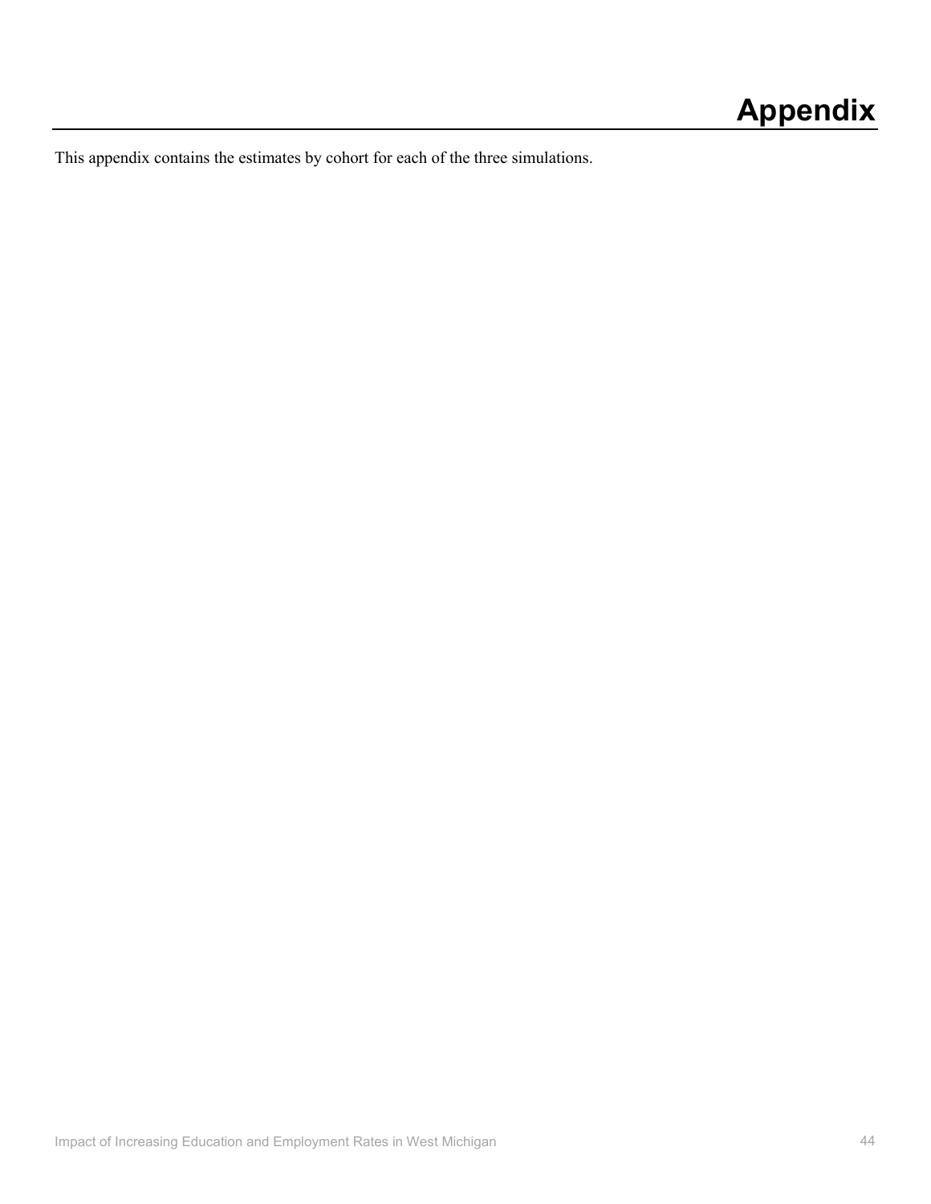# Appendix

This appendix contains the estimates by cohort for each of the three simulations.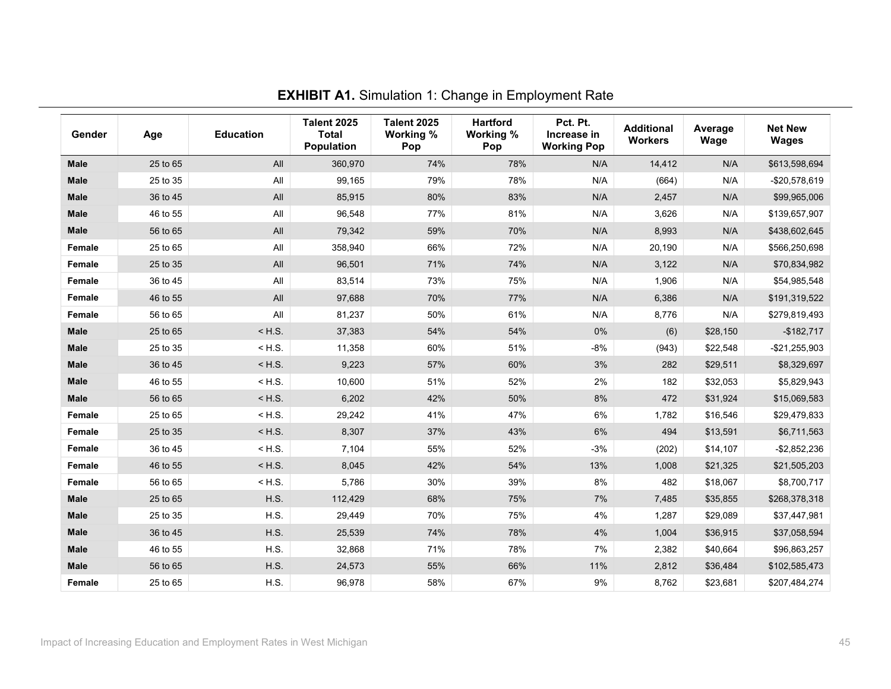**EXHIBIT A1.** Simulation 1: Change in Employment Rate

| Gender | Age | Education | Talent 2025 Total Population | Talent 2025 Working % Pop | Hartford Working % Pop | Pct. Pt. Increase in Working Pop | Additional Workers | Average Wage | Net New Wages |
|---|---|---|---|---|---|---|---|---|---|
| **Male** | 25 to 65 | All | 360,970 | 74% | 78% | N/A | 14,412 | N/A | $613,598,694 |
| **Male** | 25 to 35 | All | 99,165 | 79% | 78% | N/A | (664) | N/A | -$20,578,619 |
| **Male** | 36 to 45 | All | 85,915 | 80% | 83% | N/A | 2,457 | N/A | $99,965,006 |
| **Male** | 46 to 55 | All | 96,548 | 77% | 81% | N/A | 3,626 | N/A | $139,657,907 |
| **Male** | 56 to 65 | All | 79,342 | 59% | 70% | N/A | 8,993 | N/A | $438,602,645 |
| **Female** | 25 to 65 | All | 358,940 | 66% | 72% | N/A | 20,190 | N/A | $566,250,698 |
| **Female** | 25 to 35 | All | 96,501 | 71% | 74% | N/A | 3,122 | N/A | $70,834,982 |
| **Female** | 36 to 45 | All | 83,514 | 73% | 75% | N/A | 1,906 | N/A | $54,985,548 |
| **Female** | 46 to 55 | All | 97,688 | 70% | 77% | N/A | 6,386 | N/A | $191,319,522 |
| **Female** | 56 to 65 | All | 81,237 | 50% | 61% | N/A | 8,776 | N/A | $279,819,493 |
| **Male** | 25 to 65 | < H.S. | 37,383 | 54% | 54% | 0% | (6) | $28,150 | -$182,717 |
| **Male** | 25 to 35 | < H.S. | 11,358 | 60% | 51% | -8% | (943) | $22,548 | -$21,255,903 |
| **Male** | 36 to 45 | < H.S. | 9,223 | 57% | 60% | 3% | 282 | $29,511 | $8,329,697 |
| **Male** | 46 to 55 | < H.S. | 10,600 | 51% | 52% | 2% | 182 | $32,053 | $5,829,943 |
| **Male** | 56 to 65 | < H.S. | 6,202 | 42% | 50% | 8% | 472 | $31,924 | $15,069,583 |
| **Female** | 25 to 65 | < H.S. | 29,242 | 41% | 47% | 6% | 1,782 | $16,546 | $29,479,833 |
| **Female** | 25 to 35 | < H.S. | 8,307 | 37% | 43% | 6% | 494 | $13,591 | $6,711,563 |
| **Female** | 36 to 45 | < H.S. | 7,104 | 55% | 52% | -3% | (202) | $14,107 | -$2,852,236 |
| **Female** | 46 to 55 | < H.S. | 8,045 | 42% | 54% | 13% | 1,008 | $21,325 | $21,505,203 |
| **Female** | 56 to 65 | < H.S. | 5,786 | 30% | 39% | 8% | 482 | $18,067 | $8,700,717 |
| **Male** | 25 to 65 | H.S. | 112,429 | 68% | 75% | 7% | 7,485 | $35,855 | $268,378,318 |
| **Male** | 25 to 35 | H.S. | 29,449 | 70% | 75% | 4% | 1,287 | $29,089 | $37,447,981 |
| **Male** | 36 to 45 | H.S. | 25,539 | 74% | 78% | 4% | 1,004 | $36,915 | $37,058,594 |
| **Male** | 46 to 55 | H.S. | 32,868 | 71% | 78% | 7% | 2,382 | $40,664 | $96,863,257 |
| **Male** | 56 to 65 | H.S. | 24,573 | 55% | 66% | 11% | 2,812 | $36,484 | $102,585,473 |
| **Female** | 25 to 65 | H.S. | 96,978 | 58% | 67% | 9% | 8,762 | $23,681 | $207,484,274 |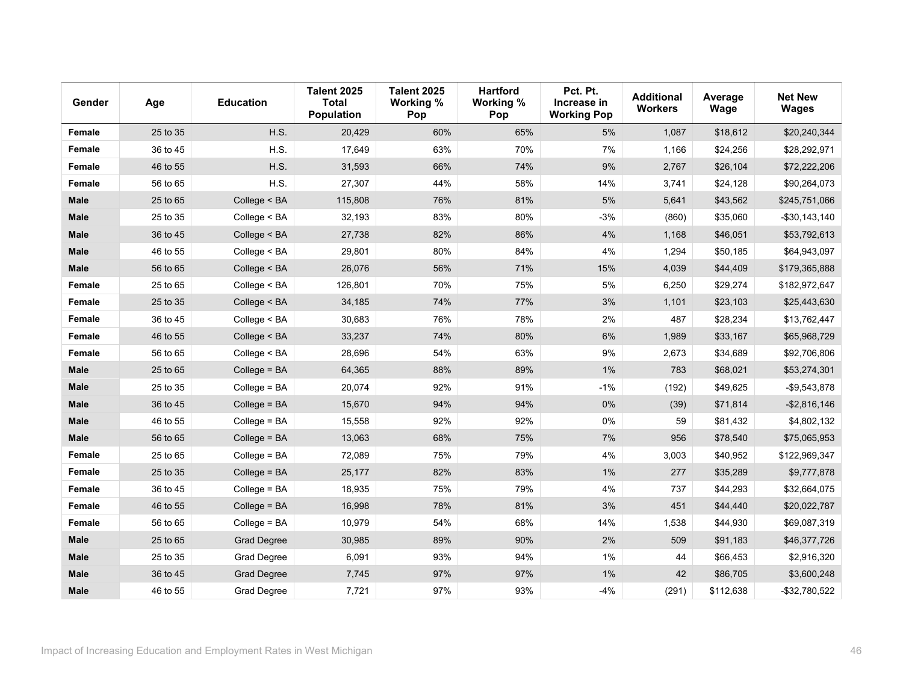| Gender | Age | Education | Talent 2025 Total Population | Talent 2025 Working % Pop | Hartford Working % Pop | Pct. Pt. Increase in Working Pop | Additional Workers | Average Wage | Net New Wages |
|---|---|---|---|---|---|---|---|---|---|
| **Female** | 25 to 35 | H.S. | 20,429 | 60% | 65% | 5% | 1,087 | $18,612 | $20,240,344 |
| **Female** | 36 to 45 | H.S. | 17,649 | 63% | 70% | 7% | 1,166 | $24,256 | $28,292,971 |
| **Female** | 46 to 55 | H.S. | 31,593 | 66% | 74% | 9% | 2,767 | $26,104 | $72,222,206 |
| **Female** | 56 to 65 | H.S. | 27,307 | 44% | 58% | 14% | 3,741 | $24,128 | $90,264,073 |
| **Male** | 25 to 65 | College < BA | 115,808 | 76% | 81% | 5% | 5,641 | $43,562 | $245,751,066 |
| **Male** | 25 to 35 | College < BA | 32,193 | 83% | 80% | -3% | (860) | $35,060 | -$30,143,140 |
| **Male** | 36 to 45 | College < BA | 27,738 | 82% | 86% | 4% | 1,168 | $46,051 | $53,792,613 |
| **Male** | 46 to 55 | College < BA | 29,801 | 80% | 84% | 4% | 1,294 | $50,185 | $64,943,097 |
| **Male** | 56 to 65 | College < BA | 26,076 | 56% | 71% | 15% | 4,039 | $44,409 | $179,365,888 |
| **Female** | 25 to 65 | College < BA | 126,801 | 70% | 75% | 5% | 6,250 | $29,274 | $182,972,647 |
| **Female** | 25 to 35 | College < BA | 34,185 | 74% | 77% | 3% | 1,101 | $23,103 | $25,443,630 |
| **Female** | 36 to 45 | College < BA | 30,683 | 76% | 78% | 2% | 487 | $28,234 | $13,762,447 |
| **Female** | 46 to 55 | College < BA | 33,237 | 74% | 80% | 6% | 1,989 | $33,167 | $65,968,729 |
| **Female** | 56 to 65 | College < BA | 28,696 | 54% | 63% | 9% | 2,673 | $34,689 | $92,706,806 |
| **Male** | 25 to 65 | College = BA | 64,365 | 88% | 89% | 1% | 783 | $68,021 | $53,274,301 |
| **Male** | 25 to 35 | College = BA | 20,074 | 92% | 91% | -1% | (192) | $49,625 | -$9,543,878 |
| **Male** | 36 to 45 | College = BA | 15,670 | 94% | 94% | 0% | (39) | $71,814 | -$2,816,146 |
| **Male** | 46 to 55 | College = BA | 15,558 | 92% | 92% | 0% | 59 | $81,432 | $4,802,132 |
| **Male** | 56 to 65 | College = BA | 13,063 | 68% | 75% | 7% | 956 | $78,540 | $75,065,953 |
| **Female** | 25 to 65 | College = BA | 72,089 | 75% | 79% | 4% | 3,003 | $40,952 | $122,969,347 |
| **Female** | 25 to 35 | College = BA | 25,177 | 82% | 83% | 1% | 277 | $35,289 | $9,777,878 |
| **Female** | 36 to 45 | College = BA | 18,935 | 75% | 79% | 4% | 737 | $44,293 | $32,664,075 |
| **Female** | 46 to 55 | College = BA | 16,998 | 78% | 81% | 3% | 451 | $44,440 | $20,022,787 |
| **Female** | 56 to 65 | College = BA | 10,979 | 54% | 68% | 14% | 1,538 | $44,930 | $69,087,319 |
| **Male** | 25 to 65 | Grad Degree | 30,985 | 89% | 90% | 2% | 509 | $91,183 | $46,377,726 |
| **Male** | 25 to 35 | Grad Degree | 6,091 | 93% | 94% | 1% | 44 | $66,453 | $2,916,320 |
| **Male** | 36 to 45 | Grad Degree | 7,745 | 97% | 97% | 1% | 42 | $86,705 | $3,600,248 |
| **Male** | 46 to 55 | Grad Degree | 7,721 | 97% | 93% | -4% | (291) | $112,638 | -$32,780,522 |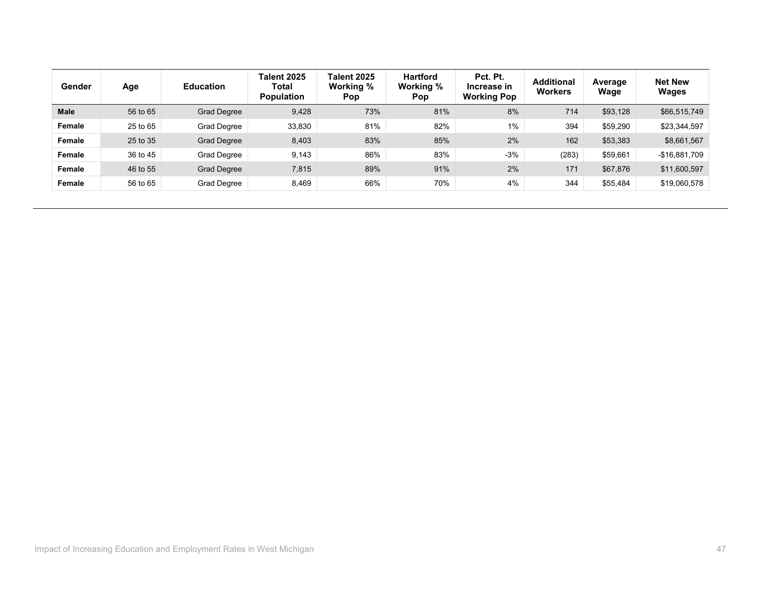| Gender | Age | Education | Talent 2025 Total Population | Talent 2025 Working % Pop | Hartford Working % Pop | Pct. Pt. Increase in Working Pop | Additional Workers | Average Wage | Net New Wages |
|---|---|---|---|---|---|---|---|---|---|
| **Male** | 56 to 65 | Grad Degree | 9,428 | 73% | 81% | 8% | 714 | $93,128 | $66,515,749 |
| **Female** | 25 to 65 | Grad Degree | 33,830 | 81% | 82% | 1% | 394 | $59,290 | $23,344,597 |
| **Female** | 25 to 35 | Grad Degree | 8,403 | 83% | 85% | 2% | 162 | $53,383 | $8,661,567 |
| **Female** | 36 to 45 | Grad Degree | 9,143 | 86% | 83% | -3% | (283) | $59,661 | -$16,881,709 |
| **Female** | 46 to 55 | Grad Degree | 7,815 | 89% | 91% | 2% | 171 | $67,876 | $11,600,597 |
| **Female** | 56 to 65 | Grad Degree | 8,469 | 66% | 70% | 4% | 344 | $55,484 | $19,060,578 |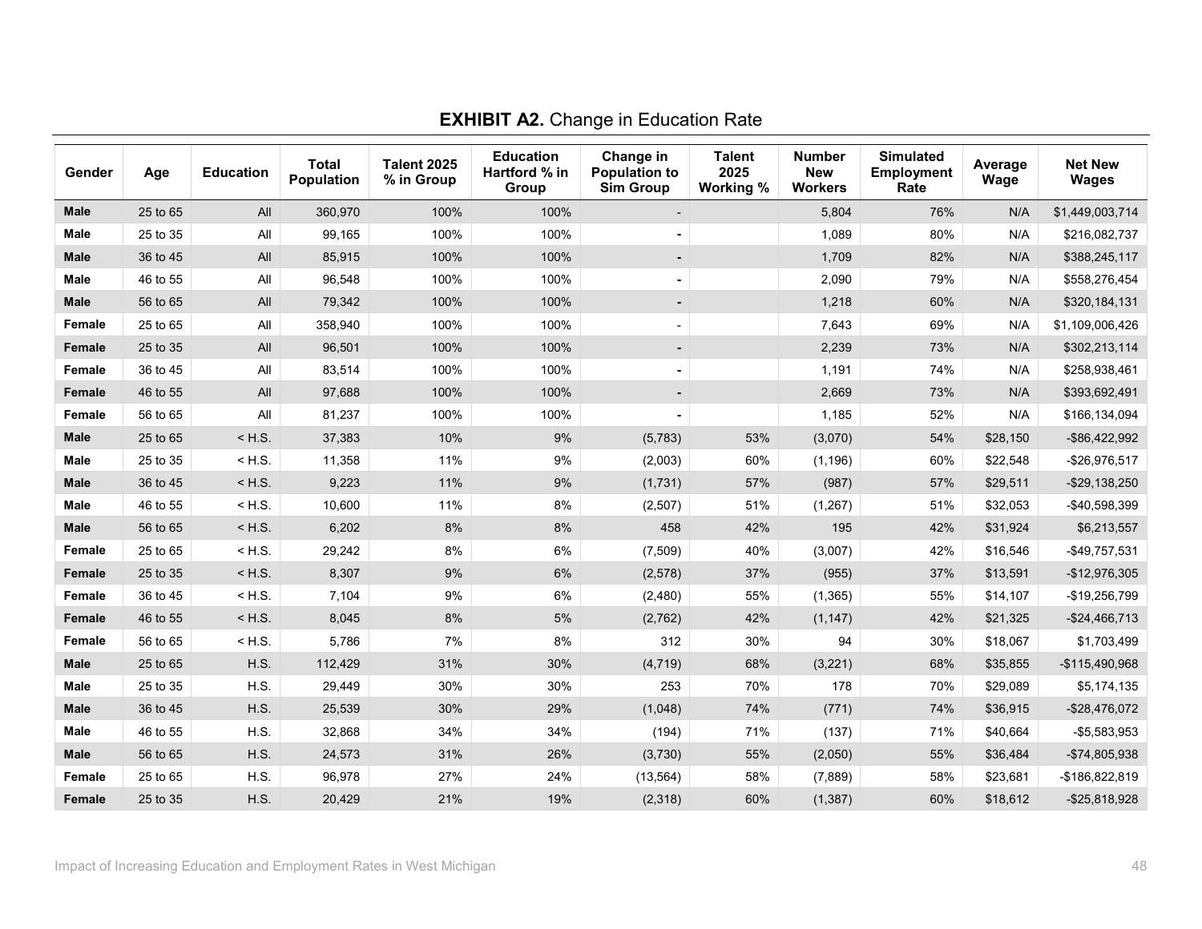**EXHIBIT A2.** Change in Education Rate

| Gender | Age | Education | Total Population | Talent 2025 % in Group | Education Hartford % in Group | Change in Population to Sim Group | Talent 2025 Working % | Number New Workers | Simulated Employment Rate | Average Wage | Net New Wages |
|---|---|---|---|---|---|---|---|---|---|---|---|
| **Male** | 25 to 65 | All | 360,970 | 100% | 100% | - | | 5,804 | 76% | N/A | $1,449,003,714 |
| **Male** | 25 to 35 | All | 99,165 | 100% | 100% | - | | 1,089 | 80% | N/A | $216,082,737 |
| **Male** | 36 to 45 | All | 85,915 | 100% | 100% | - | | 1,709 | 82% | N/A | $388,245,117 |
| **Male** | 46 to 55 | All | 96,548 | 100% | 100% | - | | 2,090 | 79% | N/A | $558,276,454 |
| **Male** | 56 to 65 | All | 79,342 | 100% | 100% | - | | 1,218 | 60% | N/A | $320,184,131 |
| **Female** | 25 to 65 | All | 358,940 | 100% | 100% | - | | 7,643 | 69% | N/A | $1,109,006,426 |
| **Female** | 25 to 35 | All | 96,501 | 100% | 100% | - | | 2,239 | 73% | N/A | $302,213,114 |
| **Female** | 36 to 45 | All | 83,514 | 100% | 100% | - | | 1,191 | 74% | N/A | $258,938,461 |
| **Female** | 46 to 55 | All | 97,688 | 100% | 100% | - | | 2,669 | 73% | N/A | $393,692,491 |
| **Female** | 56 to 65 | All | 81,237 | 100% | 100% | - | | 1,185 | 52% | N/A | $166,134,094 |
| **Male** | 25 to 65 | < H.S. | 37,383 | 10% | 9% | (5,783) | 53% | (3,070) | 54% | $28,150 | -$86,422,992 |
| **Male** | 25 to 35 | < H.S. | 11,358 | 11% | 9% | (2,003) | 60% | (1,196) | 60% | $22,548 | -$26,976,517 |
| **Male** | 36 to 45 | < H.S. | 9,223 | 11% | 9% | (1,731) | 57% | (987) | 57% | $29,511 | -$29,138,250 |
| **Male** | 46 to 55 | < H.S. | 10,600 | 11% | 8% | (2,507) | 51% | (1,267) | 51% | $32,053 | -$40,598,399 |
| **Male** | 56 to 65 | < H.S. | 6,202 | 8% | 8% | 458 | 42% | 195 | 42% | $31,924 | $6,213,557 |
| **Female** | 25 to 65 | < H.S. | 29,242 | 8% | 6% | (7,509) | 40% | (3,007) | 42% | $16,546 | -$49,757,531 |
| **Female** | 25 to 35 | < H.S. | 8,307 | 9% | 6% | (2,578) | 37% | (955) | 37% | $13,591 | -$12,976,305 |
| **Female** | 36 to 45 | < H.S. | 7,104 | 9% | 6% | (2,480) | 55% | (1,365) | 55% | $14,107 | -$19,256,799 |
| **Female** | 46 to 55 | < H.S. | 8,045 | 8% | 5% | (2,762) | 42% | (1,147) | 42% | $21,325 | -$24,466,713 |
| **Female** | 56 to 65 | < H.S. | 5,786 | 7% | 8% | 312 | 30% | 94 | 30% | $18,067 | $1,703,499 |
| **Male** | 25 to 65 | H.S. | 112,429 | 31% | 30% | (4,719) | 68% | (3,221) | 68% | $35,855 | -$115,490,968 |
| **Male** | 25 to 35 | H.S. | 29,449 | 30% | 30% | 253 | 70% | 178 | 70% | $29,089 | $5,174,135 |
| **Male** | 36 to 45 | H.S. | 25,539 | 30% | 29% | (1,048) | 74% | (771) | 74% | $36,915 | -$28,476,072 |
| **Male** | 46 to 55 | H.S. | 32,868 | 34% | 34% | (194) | 71% | (137) | 71% | $40,664 | -$5,583,953 |
| **Male** | 56 to 65 | H.S. | 24,573 | 31% | 26% | (3,730) | 55% | (2,050) | 55% | $36,484 | -$74,805,938 |
| **Female** | 25 to 65 | H.S. | 96,978 | 27% | 24% | (13,564) | 58% | (7,889) | 58% | $23,681 | -$186,822,819 |
| **Female** | 25 to 35 | H.S. | 20,429 | 21% | 19% | (2,318) | 60% | (1,387) | 60% | $18,612 | -$25,818,928 |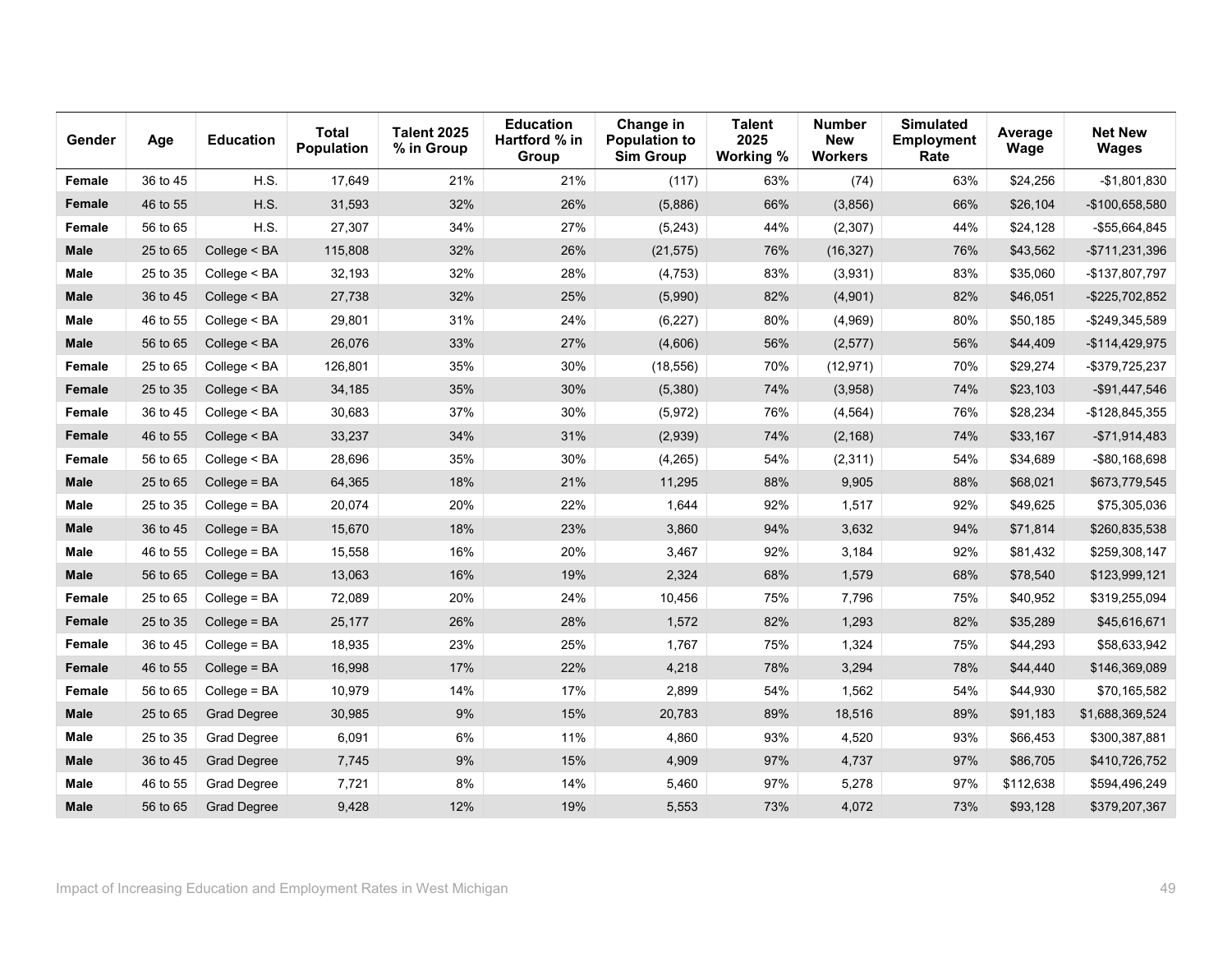| Gender | Age | Education | Total Population | Talent 2025 % in Group | Education Hartford % in Group | Change in Population to Sim Group | Talent 2025 Working % | Number New Workers | Simulated Employment Rate | Average Wage | Net New Wages |
|---|---|---|---|---|---|---|---|---|---|---|---|
| **Female** | 36 to 45 | H.S. | 17,649 | 21% | 21% | (117) | 63% | (74) | 63% | $24,256 | -$1,801,830 |
| **Female** | 46 to 55 | H.S. | 31,593 | 32% | 26% | (5,886) | 66% | (3,856) | 66% | $26,104 | -$100,658,580 |
| **Female** | 56 to 65 | H.S. | 27,307 | 34% | 27% | (5,243) | 44% | (2,307) | 44% | $24,128 | -$55,664,845 |
| **Male** | 25 to 65 | College < BA | 115,808 | 32% | 26% | (21,575) | 76% | (16,327) | 76% | $43,562 | -$711,231,396 |
| **Male** | 25 to 35 | College < BA | 32,193 | 32% | 28% | (4,753) | 83% | (3,931) | 83% | $35,060 | -$137,807,797 |
| **Male** | 36 to 45 | College < BA | 27,738 | 32% | 25% | (5,990) | 82% | (4,901) | 82% | $46,051 | -$225,702,852 |
| **Male** | 46 to 55 | College < BA | 29,801 | 31% | 24% | (6,227) | 80% | (4,969) | 80% | $50,185 | -$249,345,589 |
| **Male** | 56 to 65 | College < BA | 26,076 | 33% | 27% | (4,606) | 56% | (2,577) | 56% | $44,409 | -$114,429,975 |
| **Female** | 25 to 65 | College < BA | 126,801 | 35% | 30% | (18,556) | 70% | (12,971) | 70% | $29,274 | -$379,725,237 |
| **Female** | 25 to 35 | College < BA | 34,185 | 35% | 30% | (5,380) | 74% | (3,958) | 74% | $23,103 | -$91,447,546 |
| **Female** | 36 to 45 | College < BA | 30,683 | 37% | 30% | (5,972) | 76% | (4,564) | 76% | $28,234 | -$128,845,355 |
| **Female** | 46 to 55 | College < BA | 33,237 | 34% | 31% | (2,939) | 74% | (2,168) | 74% | $33,167 | -$71,914,483 |
| **Female** | 56 to 65 | College < BA | 28,696 | 35% | 30% | (4,265) | 54% | (2,311) | 54% | $34,689 | -$80,168,698 |
| **Male** | 25 to 65 | College = BA | 64,365 | 18% | 21% | 11,295 | 88% | 9,905 | 88% | $68,021 | $673,779,545 |
| **Male** | 25 to 35 | College = BA | 20,074 | 20% | 22% | 1,644 | 92% | 1,517 | 92% | $49,625 | $75,305,036 |
| **Male** | 36 to 45 | College = BA | 15,670 | 18% | 23% | 3,860 | 94% | 3,632 | 94% | $71,814 | $260,835,538 |
| **Male** | 46 to 55 | College = BA | 15,558 | 16% | 20% | 3,467 | 92% | 3,184 | 92% | $81,432 | $259,308,147 |
| **Male** | 56 to 65 | College = BA | 13,063 | 16% | 19% | 2,324 | 68% | 1,579 | 68% | $78,540 | $123,999,121 |
| **Female** | 25 to 65 | College = BA | 72,089 | 20% | 24% | 10,456 | 75% | 7,796 | 75% | $40,952 | $319,255,094 |
| **Female** | 25 to 35 | College = BA | 25,177 | 26% | 28% | 1,572 | 82% | 1,293 | 82% | $35,289 | $45,616,671 |
| **Female** | 36 to 45 | College = BA | 18,935 | 23% | 25% | 1,767 | 75% | 1,324 | 75% | $44,293 | $58,633,942 |
| **Female** | 46 to 55 | College = BA | 16,998 | 17% | 22% | 4,218 | 78% | 3,294 | 78% | $44,440 | $146,369,089 |
| **Female** | 56 to 65 | College = BA | 10,979 | 14% | 17% | 2,899 | 54% | 1,562 | 54% | $44,930 | $70,165,582 |
| **Male** | 25 to 65 | Grad Degree | 30,985 | 9% | 15% | 20,783 | 89% | 18,516 | 89% | $91,183 | $1,688,369,524 |
| **Male** | 25 to 35 | Grad Degree | 6,091 | 6% | 11% | 4,860 | 93% | 4,520 | 93% | $66,453 | $300,387,881 |
| **Male** | 36 to 45 | Grad Degree | 7,745 | 9% | 15% | 4,909 | 97% | 4,737 | 97% | $86,705 | $410,726,752 |
| **Male** | 46 to 55 | Grad Degree | 7,721 | 8% | 14% | 5,460 | 97% | 5,278 | 97% | $112,638 | $594,496,249 |
| **Male** | 56 to 65 | Grad Degree | 9,428 | 12% | 19% | 5,553 | 73% | 4,072 | 73% | $93,128 | $379,207,367 |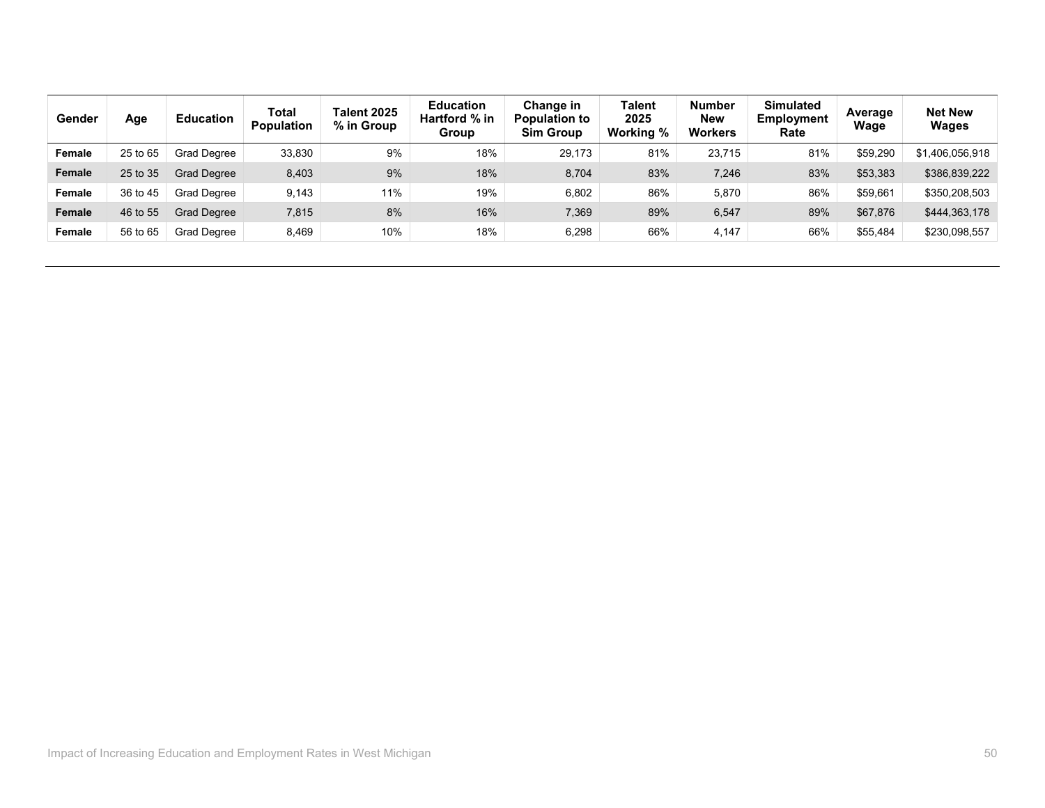| Gender | Age | Education | Total Population | Talent 2025 % in Group | Education Hartford % in Group | Change in Population to Sim Group | Talent 2025 Working % | Number New Workers | Simulated Employment Rate | Average Wage | Net New Wages |
|---|---|---|---|---|---|---|---|---|---|---|---|
| **Female** | 25 to 65 | Grad Degree | 33,830 | 9% | 18% | 29,173 | 81% | 23,715 | 81% | $59,290 | $1,406,056,918 |
| **Female** | 25 to 35 | Grad Degree | 8,403 | 9% | 18% | 8,704 | 83% | 7,246 | 83% | $53,383 | $386,839,222 |
| **Female** | 36 to 45 | Grad Degree | 9,143 | 11% | 19% | 6,802 | 86% | 5,870 | 86% | $59,661 | $350,208,503 |
| **Female** | 46 to 55 | Grad Degree | 7,815 | 8% | 16% | 7,369 | 89% | 6,547 | 89% | $67,876 | $444,363,178 |
| **Female** | 56 to 65 | Grad Degree | 8,469 | 10% | 18% | 6,298 | 66% | 4,147 | 66% | $55,484 | $230,098,557 |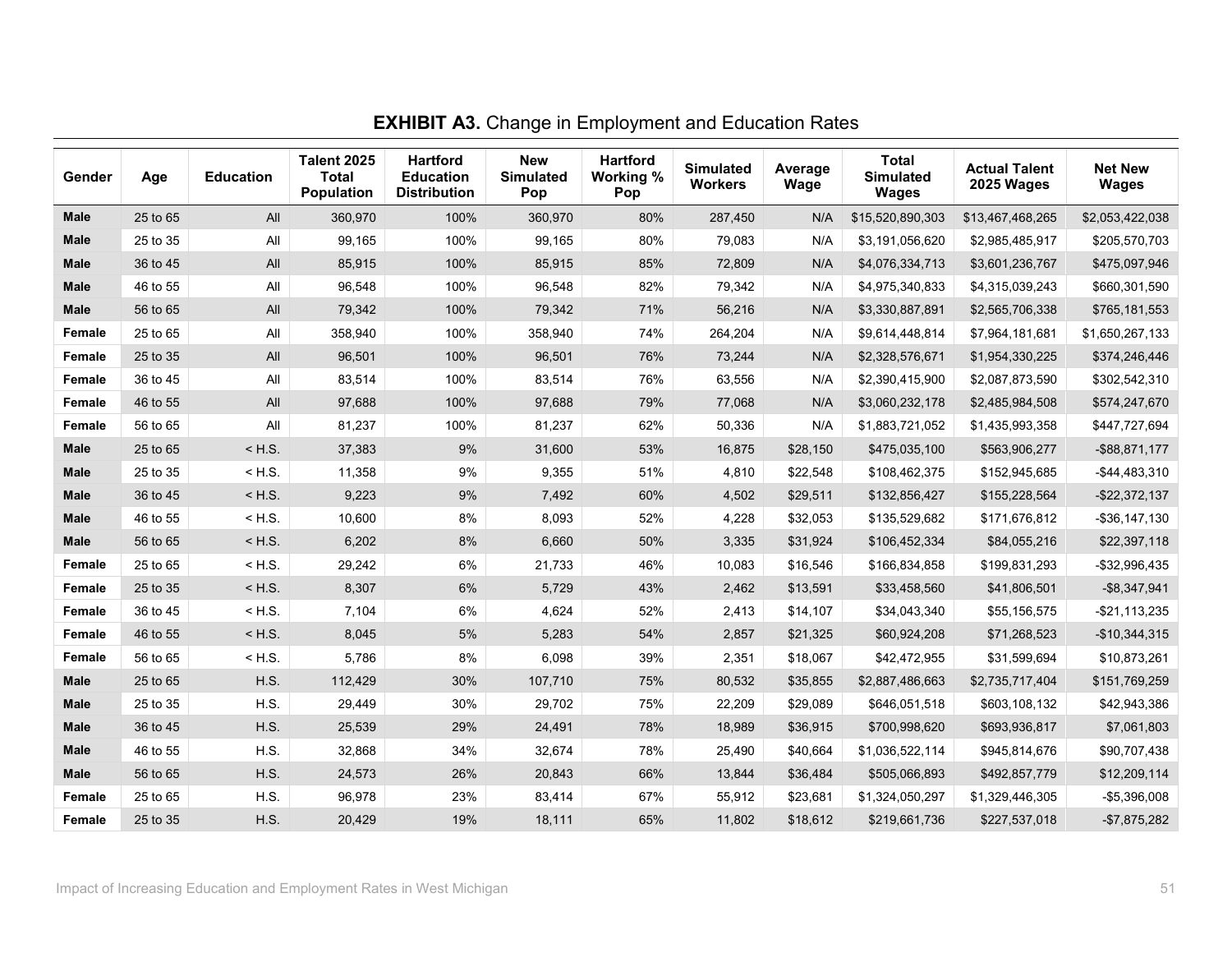**EXHIBIT A3.** Change in Employment and Education Rates

| Gender | Age | Education | Talent 2025 Total Population | Hartford Education Distribution | New Simulated Pop | Hartford Working % Pop | Simulated Workers | Average Wage | Total Simulated Wages | Actual Talent 2025 Wages | Net New Wages |
|---|---|---|---|---|---|---|---|---|---|---|---|
| **Male** | 25 to 65 | All | 360,970 | 100% | 360,970 | 80% | 287,450 | N/A | $15,520,890,303 | $13,467,468,265 | $2,053,422,038 |
| **Male** | 25 to 35 | All | 99,165 | 100% | 99,165 | 80% | 79,083 | N/A | $3,191,056,620 | $2,985,485,917 | $205,570,703 |
| **Male** | 36 to 45 | All | 85,915 | 100% | 85,915 | 85% | 72,809 | N/A | $4,076,334,713 | $3,601,236,767 | $475,097,946 |
| **Male** | 46 to 55 | All | 96,548 | 100% | 96,548 | 82% | 79,342 | N/A | $4,975,340,833 | $4,315,039,243 | $660,301,590 |
| **Male** | 56 to 65 | All | 79,342 | 100% | 79,342 | 71% | 56,216 | N/A | $3,330,887,891 | $2,565,706,338 | $765,181,553 |
| **Female** | 25 to 65 | All | 358,940 | 100% | 358,940 | 74% | 264,204 | N/A | $9,614,448,814 | $7,964,181,681 | $1,650,267,133 |
| **Female** | 25 to 35 | All | 96,501 | 100% | 96,501 | 76% | 73,244 | N/A | $2,328,576,671 | $1,954,330,225 | $374,246,446 |
| **Female** | 36 to 45 | All | 83,514 | 100% | 83,514 | 76% | 63,556 | N/A | $2,390,415,900 | $2,087,873,590 | $302,542,310 |
| **Female** | 46 to 55 | All | 97,688 | 100% | 97,688 | 79% | 77,068 | N/A | $3,060,232,178 | $2,485,984,508 | $574,247,670 |
| **Female** | 56 to 65 | All | 81,237 | 100% | 81,237 | 62% | 50,336 | N/A | $1,883,721,052 | $1,435,993,358 | $447,727,694 |
| **Male** | 25 to 65 | < H.S. | 37,383 | 9% | 31,600 | 53% | 16,875 | $28,150 | $475,035,100 | $563,906,277 | -$88,871,177 |
| **Male** | 25 to 35 | < H.S. | 11,358 | 9% | 9,355 | 51% | 4,810 | $22,548 | $108,462,375 | $152,945,685 | -$44,483,310 |
| **Male** | 36 to 45 | < H.S. | 9,223 | 9% | 7,492 | 60% | 4,502 | $29,511 | $132,856,427 | $155,228,564 | -$22,372,137 |
| **Male** | 46 to 55 | < H.S. | 10,600 | 8% | 8,093 | 52% | 4,228 | $32,053 | $135,529,682 | $171,676,812 | -$36,147,130 |
| **Male** | 56 to 65 | < H.S. | 6,202 | 8% | 6,660 | 50% | 3,335 | $31,924 | $106,452,334 | $84,055,216 | $22,397,118 |
| **Female** | 25 to 65 | < H.S. | 29,242 | 6% | 21,733 | 46% | 10,083 | $16,546 | $166,834,858 | $199,831,293 | -$32,996,435 |
| **Female** | 25 to 35 | < H.S. | 8,307 | 6% | 5,729 | 43% | 2,462 | $13,591 | $33,458,560 | $41,806,501 | -$8,347,941 |
| **Female** | 36 to 45 | < H.S. | 7,104 | 6% | 4,624 | 52% | 2,413 | $14,107 | $34,043,340 | $55,156,575 | -$21,113,235 |
| **Female** | 46 to 55 | < H.S. | 8,045 | 5% | 5,283 | 54% | 2,857 | $21,325 | $60,924,208 | $71,268,523 | -$10,344,315 |
| **Female** | 56 to 65 | < H.S. | 5,786 | 8% | 6,098 | 39% | 2,351 | $18,067 | $42,472,955 | $31,599,694 | $10,873,261 |
| **Male** | 25 to 65 | H.S. | 112,429 | 30% | 107,710 | 75% | 80,532 | $35,855 | $2,887,486,663 | $2,735,717,404 | $151,769,259 |
| **Male** | 25 to 35 | H.S. | 29,449 | 30% | 29,702 | 75% | 22,209 | $29,089 | $646,051,518 | $603,108,132 | $42,943,386 |
| **Male** | 36 to 45 | H.S. | 25,539 | 29% | 24,491 | 78% | 18,989 | $36,915 | $700,998,620 | $693,936,817 | $7,061,803 |
| **Male** | 46 to 55 | H.S. | 32,868 | 34% | 32,674 | 78% | 25,490 | $40,664 | $1,036,522,114 | $945,814,676 | $90,707,438 |
| **Male** | 56 to 65 | H.S. | 24,573 | 26% | 20,843 | 66% | 13,844 | $36,484 | $505,066,893 | $492,857,779 | $12,209,114 |
| **Female** | 25 to 65 | H.S. | 96,978 | 23% | 83,414 | 67% | 55,912 | $23,681 | $1,324,050,297 | $1,329,446,305 | -$5,396,008 |
| **Female** | 25 to 35 | H.S. | 20,429 | 19% | 18,111 | 65% | 11,802 | $18,612 | $219,661,736 | $227,537,018 | -$7,875,282 |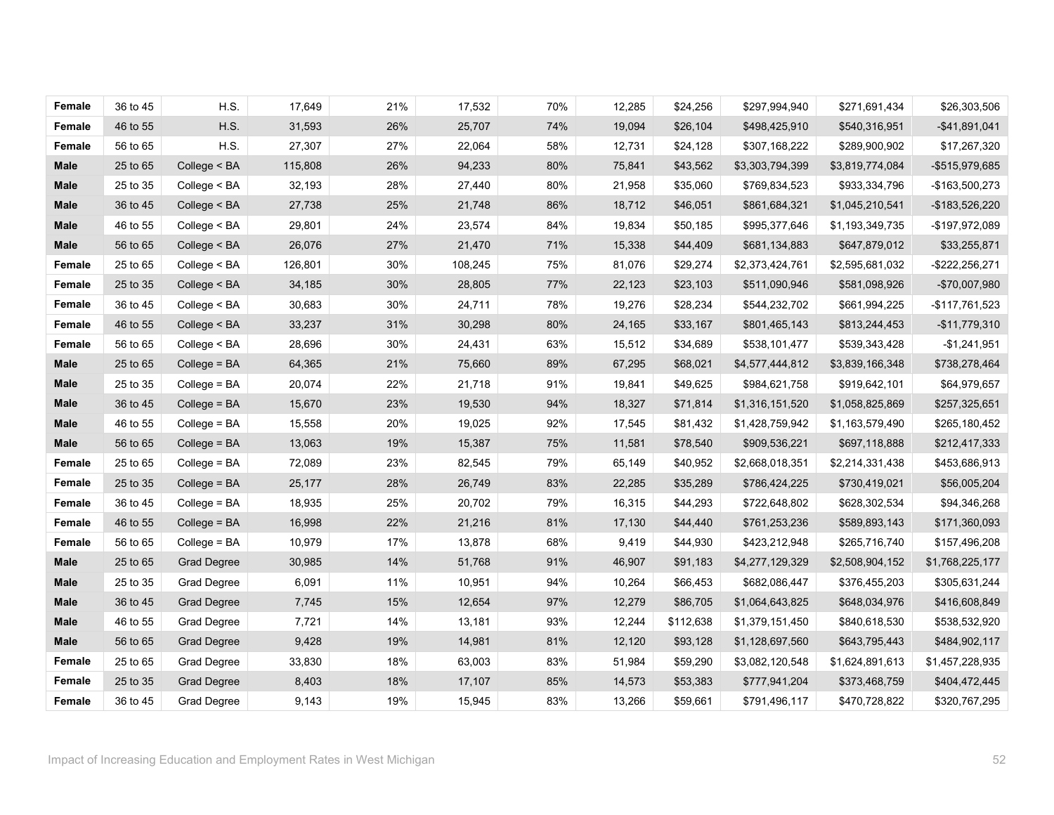| | | | | | | | | | | | |
|---|---|---|---|---|---|---|---|---|---|---|---|
| **Female** | 36 to 45 | H.S. | 17,649 | 21% | 17,532 | 70% | 12,285 | $24,256 | $297,994,940 | $271,691,434 | $26,303,506 |
| **Female** | 46 to 55 | H.S. | 31,593 | 26% | 25,707 | 74% | 19,094 | $26,104 | $498,425,910 | $540,316,951 | -$41,891,041 |
| **Female** | 56 to 65 | H.S. | 27,307 | 27% | 22,064 | 58% | 12,731 | $24,128 | $307,168,222 | $289,900,902 | $17,267,320 |
| **Male** | 25 to 65 | College < BA | 115,808 | 26% | 94,233 | 80% | 75,841 | $43,562 | $3,303,794,399 | $3,819,774,084 | -$515,979,685 |
| **Male** | 25 to 35 | College < BA | 32,193 | 28% | 27,440 | 80% | 21,958 | $35,060 | $769,834,523 | $933,334,796 | -$163,500,273 |
| **Male** | 36 to 45 | College < BA | 27,738 | 25% | 21,748 | 86% | 18,712 | $46,051 | $861,684,321 | $1,045,210,541 | -$183,526,220 |
| **Male** | 46 to 55 | College < BA | 29,801 | 24% | 23,574 | 84% | 19,834 | $50,185 | $995,377,646 | $1,193,349,735 | -$197,972,089 |
| **Male** | 56 to 65 | College < BA | 26,076 | 27% | 21,470 | 71% | 15,338 | $44,409 | $681,134,883 | $647,879,012 | $33,255,871 |
| **Female** | 25 to 65 | College < BA | 126,801 | 30% | 108,245 | 75% | 81,076 | $29,274 | $2,373,424,761 | $2,595,681,032 | -$222,256,271 |
| **Female** | 25 to 35 | College < BA | 34,185 | 30% | 28,805 | 77% | 22,123 | $23,103 | $511,090,946 | $581,098,926 | -$70,007,980 |
| **Female** | 36 to 45 | College < BA | 30,683 | 30% | 24,711 | 78% | 19,276 | $28,234 | $544,232,702 | $661,994,225 | -$117,761,523 |
| **Female** | 46 to 55 | College < BA | 33,237 | 31% | 30,298 | 80% | 24,165 | $33,167 | $801,465,143 | $813,244,453 | -$11,779,310 |
| **Female** | 56 to 65 | College < BA | 28,696 | 30% | 24,431 | 63% | 15,512 | $34,689 | $538,101,477 | $539,343,428 | -$1,241,951 |
| **Male** | 25 to 65 | College = BA | 64,365 | 21% | 75,660 | 89% | 67,295 | $68,021 | $4,577,444,812 | $3,839,166,348 | $738,278,464 |
| **Male** | 25 to 35 | College = BA | 20,074 | 22% | 21,718 | 91% | 19,841 | $49,625 | $984,621,758 | $919,642,101 | $64,979,657 |
| **Male** | 36 to 45 | College = BA | 15,670 | 23% | 19,530 | 94% | 18,327 | $71,814 | $1,316,151,520 | $1,058,825,869 | $257,325,651 |
| **Male** | 46 to 55 | College = BA | 15,558 | 20% | 19,025 | 92% | 17,545 | $81,432 | $1,428,759,942 | $1,163,579,490 | $265,180,452 |
| **Male** | 56 to 65 | College = BA | 13,063 | 19% | 15,387 | 75% | 11,581 | $78,540 | $909,536,221 | $697,118,888 | $212,417,333 |
| **Female** | 25 to 65 | College = BA | 72,089 | 23% | 82,545 | 79% | 65,149 | $40,952 | $2,668,018,351 | $2,214,331,438 | $453,686,913 |
| **Female** | 25 to 35 | College = BA | 25,177 | 28% | 26,749 | 83% | 22,285 | $35,289 | $786,424,225 | $730,419,021 | $56,005,204 |
| **Female** | 36 to 45 | College = BA | 18,935 | 25% | 20,702 | 79% | 16,315 | $44,293 | $722,648,802 | $628,302,534 | $94,346,268 |
| **Female** | 46 to 55 | College = BA | 16,998 | 22% | 21,216 | 81% | 17,130 | $44,440 | $761,253,236 | $589,893,143 | $171,360,093 |
| **Female** | 56 to 65 | College = BA | 10,979 | 17% | 13,878 | 68% | 9,419 | $44,930 | $423,212,948 | $265,716,740 | $157,496,208 |
| **Male** | 25 to 65 | Grad Degree | 30,985 | 14% | 51,768 | 91% | 46,907 | $91,183 | $4,277,129,329 | $2,508,904,152 | $1,768,225,177 |
| **Male** | 25 to 35 | Grad Degree | 6,091 | 11% | 10,951 | 94% | 10,264 | $66,453 | $682,086,447 | $376,455,203 | $305,631,244 |
| **Male** | 36 to 45 | Grad Degree | 7,745 | 15% | 12,654 | 97% | 12,279 | $86,705 | $1,064,643,825 | $648,034,976 | $416,608,849 |
| **Male** | 46 to 55 | Grad Degree | 7,721 | 14% | 13,181 | 93% | 12,244 | $112,638 | $1,379,151,450 | $840,618,530 | $538,532,920 |
| **Male** | 56 to 65 | Grad Degree | 9,428 | 19% | 14,981 | 81% | 12,120 | $93,128 | $1,128,697,560 | $643,795,443 | $484,902,117 |
| **Female** | 25 to 65 | Grad Degree | 33,830 | 18% | 63,003 | 83% | 51,984 | $59,290 | $3,082,120,548 | $1,624,891,613 | $1,457,228,935 |
| **Female** | 25 to 35 | Grad Degree | 8,403 | 18% | 17,107 | 85% | 14,573 | $53,383 | $777,941,204 | $373,468,759 | $404,472,445 |
| **Female** | 36 to 45 | Grad Degree | 9,143 | 19% | 15,945 | 83% | 13,266 | $59,661 | $791,496,117 | $470,728,822 | $320,767,295 |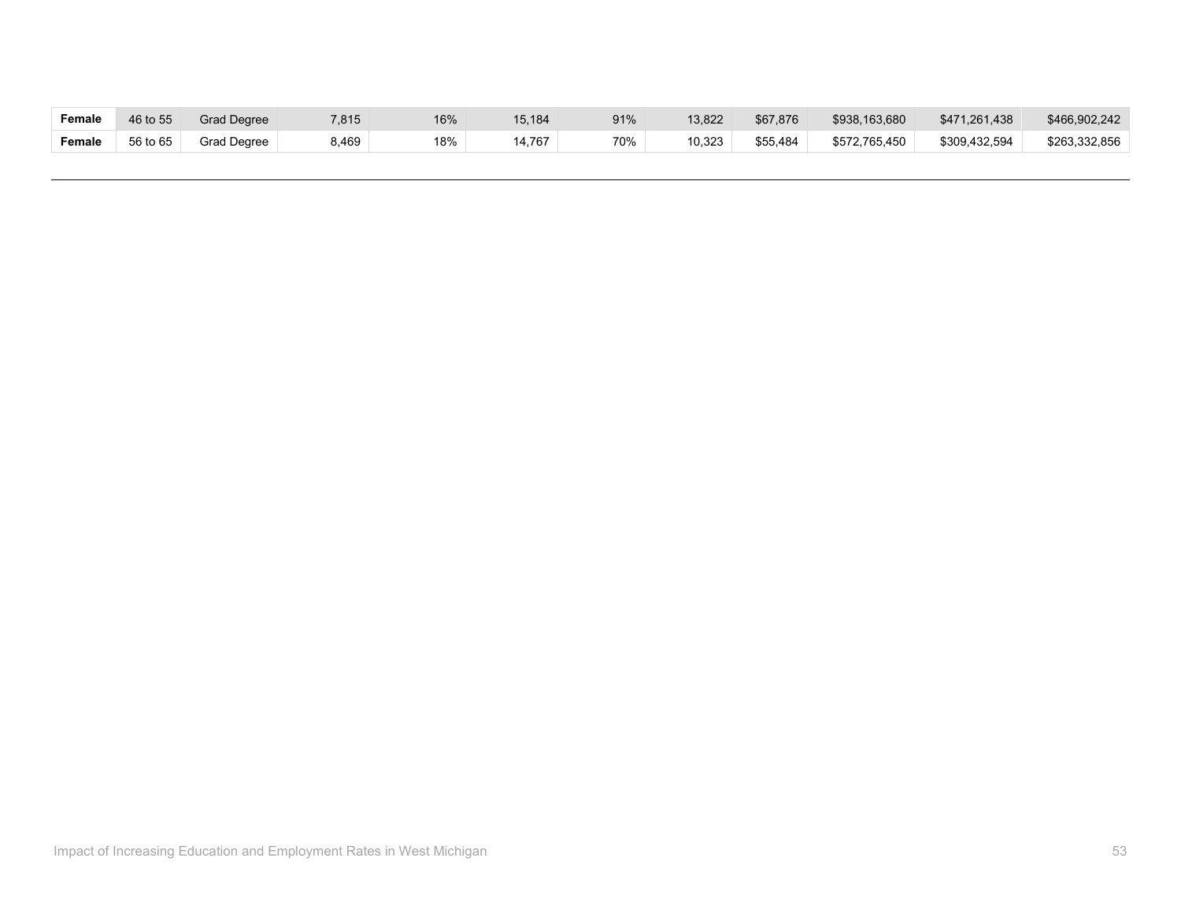| | | | | | | | | | | | |
|---|---|---|---|---|---|---|---|---|---|---|---|
| **Female** | 46 to 55 | Grad Degree | 7,815 | 16% | 15,184 | 91% | 13,822 | $67,876 | $938,163,680 | $471,261,438 | $466,902,242 |
| **Female** | 56 to 65 | Grad Degree | 8,469 | 18% | 14,767 | 70% | 10,323 | $55,484 | $572,765,450 | $309,432,594 | $263,332,856 |